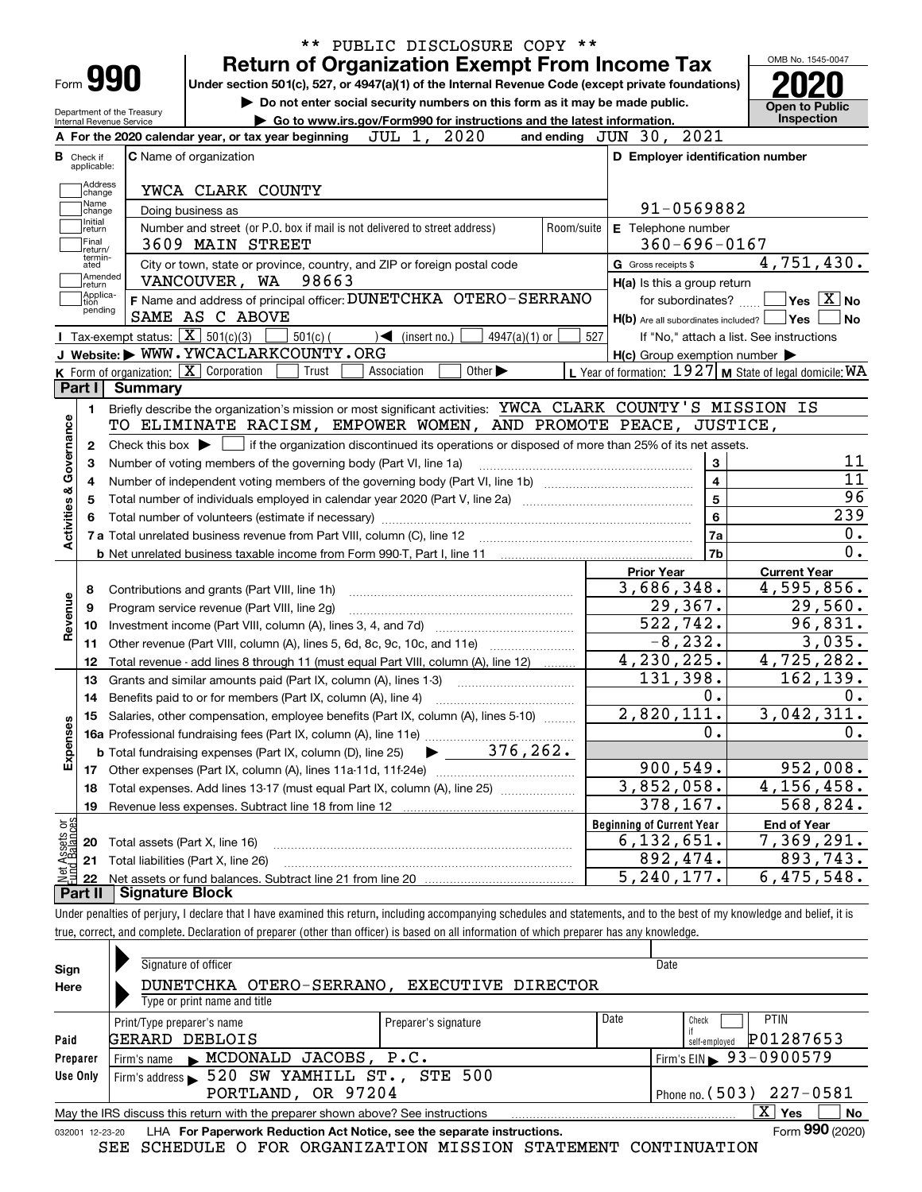** PUBLIC DISCLOSURE COPY **

# Form 990 — Return of Organization Exempt From Income Tax (2020)

Under section 501(c), 527, or 4947(a)(1) of the Internal Revenue Code (except private foundations)

▶ Do not enter social security numbers on this form as it may be made public.

▶ Go to www.irs.gov/Form990 for instructions and the latest information.

Department of the Treasury, Internal Revenue Service

OMB No. 1545-0047 — **Open to Public Inspection**

**A** For the 2020 calendar year, or tax year beginning JUL 1, 2020 and ending JUN 30, 2021

**B** Check if applicable: Address change, Name change, Initial return, Final return/terminated, Amended return, Application pending

**C** Name of organization: YWCA CLARK COUNTY

Doing business as

Number and street (or P.O. box if mail is not delivered to street address): 3609 MAIN STREET — Room/suite

City or town, state or province, country, and ZIP or foreign postal code: VANCOUVER, WA 98663

**D** Employer identification number: 91-0569882

**E** Telephone number: 360-696-0167

**G** Gross receipts $ 4,751,430.

**F** Name and address of principal officer: DUNETCHKA OTERO-SERRANO, SAME AS C ABOVE

**H(a)** Is this a group return for subordinates? ☐ Yes ☒ No

**H(b)** Are all subordinates included? ☐ Yes ☐ No — If "No," attach a list. See instructions

**H(c)** Group exemption number ▶

**I** Tax-exempt status: ☒ 501(c)(3) ☐ 501(c) ( ) ◀ (insert no.) ☐ 4947(a)(1) or ☐ 527

**J** Website: ▶ WWW.YWCACLARKCOUNTY.ORG

**K** Form of organization: ☒ Corporation ☐ Trust ☐ Association ☐ Other ▶

**L** Year of formation: 1927 **M** State of legal domicile: WA

## Part I Summary

**Activities & Governance**

1. Briefly describe the organization's mission or most significant activities: YWCA CLARK COUNTY'S MISSION IS TO ELIMINATE RACISM, EMPOWER WOMEN, AND PROMOTE PEACE, JUSTICE,
2. Check this box ▶ ☐ if the organization discontinued its operations or disposed of more than 25% of its net assets.

| | | Line | |
|---|---|---|---|
| 3 | Number of voting members of the governing body (Part VI, line 1a) | 3 | 11 |
| 4 | Number of independent voting members of the governing body (Part VI, line 1b) | 4 | 11 |
| 5 | Total number of individuals employed in calendar year 2020 (Part V, line 2a) | 5 | 96 |
| 6 | Total number of volunteers (estimate if necessary) | 6 | 239 |
| 7a | Total unrelated business revenue from Part VIII, column (C), line 12 | 7a | 0. |
| 7b | Net unrelated business taxable income from Form 990-T, Part I, line 11 | 7b | 0. |

| | | Prior Year | Current Year |
|---|---|---|---|
| **Revenue** | | | |
| 8 | Contributions and grants (Part VIII, line 1h) | 3,686,348. | 4,595,856. |
| 9 | Program service revenue (Part VIII, line 2g) | 29,367. | 29,560. |
| 10 | Investment income (Part VIII, column (A), lines 3, 4, and 7d) | 522,742. | 96,831. |
| 11 | Other revenue (Part VIII, column (A), lines 5, 6d, 8c, 9c, 10c, and 11e) | -8,232. | 3,035. |
| 12 | Total revenue - add lines 8 through 11 (must equal Part VIII, column (A), line 12) | 4,230,225. | 4,725,282. |
| **Expenses** | | | |
| 13 | Grants and similar amounts paid (Part IX, column (A), lines 1-3) | 131,398. | 162,139. |
| 14 | Benefits paid to or for members (Part IX, column (A), line 4) | 0. | 0. |
| 15 | Salaries, other compensation, employee benefits (Part IX, column (A), lines 5-10) | 2,820,111. | 3,042,311. |
| 16a | Professional fundraising fees (Part IX, column (A), line 11e) | 0. | 0. |
| b | Total fundraising expenses (Part IX, column (D), line 25) ▶ 376,262. | | |
| 17 | Other expenses (Part IX, column (A), lines 11a-11d, 11f-24e) | 900,549. | 952,008. |
| 18 | Total expenses. Add lines 13-17 (must equal Part IX, column (A), line 25) | 3,852,058. | 4,156,458. |
| 19 | Revenue less expenses. Subtract line 18 from line 12 | 378,167. | 568,824. |

| **Net Assets or Fund Balances** | | Beginning of Current Year | End of Year |
|---|---|---|---|
| 20 | Total assets (Part X, line 16) | 6,132,651. | 7,369,291. |
| 21 | Total liabilities (Part X, line 26) | 892,474. | 893,743. |
| 22 | Net assets or fund balances. Subtract line 21 from line 20 | 5,240,177. | 6,475,548. |

## Part II Signature Block

Under penalties of perjury, I declare that I have examined this return, including accompanying schedules and statements, and to the best of my knowledge and belief, it is true, correct, and complete. Declaration of preparer (other than officer) is based on all information of which preparer has any knowledge.

**Sign Here**

Signature of officer — Date

DUNETCHKA OTERO-SERRANO, EXECUTIVE DIRECTOR

Type or print name and title

**Paid Preparer Use Only**

| Print/Type preparer's name | Preparer's signature | Date | Check if self-employed | PTIN |
|---|---|---|---|---|
| GERARD DEBLOIS | | | ☐ | P01287653 |

Firm's name ▶ MCDONALD JACOBS, P.C. — Firm's EIN ▶ 93-0900579

Firm's address ▶ 520 SW YAMHILL ST., STE 500, PORTLAND, OR 97204 — Phone no. (503) 227-0581

May the IRS discuss this return with the preparer shown above? See instructions ☒ Yes ☐ No

032001 12-23-20 LHA For Paperwork Reduction Act Notice, see the separate instructions. Form **990** (2020)

SEE SCHEDULE O FOR ORGANIZATION MISSION STATEMENT CONTINUATION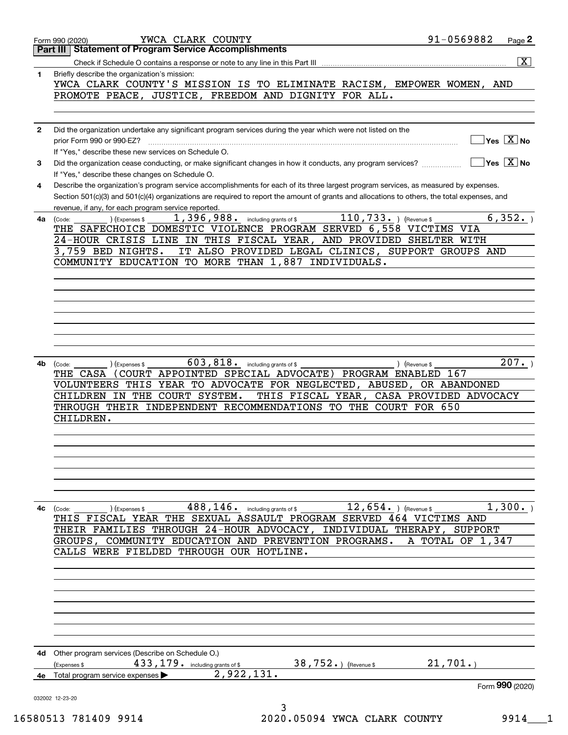Form 990 (2020) YWCA CLARK COUNTY 91-0569882

## Part III Statement of Program Service Accomplishments

Check if Schedule O contains a response or note to any line in this Part III ..... [X]

**1** Briefly describe the organization's mission:

YWCA CLARK COUNTY'S MISSION IS TO ELIMINATE RACISM, EMPOWER WOMEN, AND PROMOTE PEACE, JUSTICE, FREEDOM AND DIGNITY FOR ALL.

**2** Did the organization undertake any significant program services during the year which were not listed on the prior Form 990 or 990-EZ? ..... [ ] Yes [X] No

If "Yes," describe these new services on Schedule O.

**3** Did the organization cease conducting, or make significant changes in how it conducts, any program services? ..... [ ] Yes [X] No

If "Yes," describe these changes on Schedule O.

**4** Describe the organization's program service accomplishments for each of its three largest program services, as measured by expenses. Section 501(c)(3) and 501(c)(4) organizations are required to report the amount of grants and allocations to others, the total expenses, and revenue, if any, for each program service reported.

**4a** (Code: ) (Expenses $ 1,396,988. including grants of $ 110,733. ) (Revenue $ 6,352. )

THE SAFECHOICE DOMESTIC VIOLENCE PROGRAM SERVED 6,558 VICTIMS VIA 24-HOUR CRISIS LINE IN THIS FISCAL YEAR, AND PROVIDED SHELTER WITH 3,759 BED NIGHTS. IT ALSO PROVIDED LEGAL CLINICS, SUPPORT GROUPS AND COMMUNITY EDUCATION TO MORE THAN 1,887 INDIVIDUALS.

**4b** (Code: ) (Expenses $ 603,818. including grants of $ ) (Revenue $ 207. )

THE CASA (COURT APPOINTED SPECIAL ADVOCATE) PROGRAM ENABLED 167 VOLUNTEERS THIS YEAR TO ADVOCATE FOR NEGLECTED, ABUSED, OR ABANDONED CHILDREN IN THE COURT SYSTEM. THIS FISCAL YEAR, CASA PROVIDED ADVOCACY THROUGH THEIR INDEPENDENT RECOMMENDATIONS TO THE COURT FOR 650 CHILDREN.

**4c** (Code: ) (Expenses $ 488,146. including grants of $ 12,654. ) (Revenue $ 1,300. )

THIS FISCAL YEAR THE SEXUAL ASSAULT PROGRAM SERVED 464 VICTIMS AND THEIR FAMILIES THROUGH 24-HOUR ADVOCACY, INDIVIDUAL THERAPY, SUPPORT GROUPS, COMMUNITY EDUCATION AND PREVENTION PROGRAMS. A TOTAL OF 1,347 CALLS WERE FIELDED THROUGH OUR HOTLINE.

**4d** Other program services (Describe on Schedule O.)

(Expenses $ 433,179. including grants of $ 38,752. ) (Revenue $ 21,701. )

**4e** Total program service expenses ▶ 2,922,131.

Form **990** (2020)

032002 12-23-20

16580513 781409 9914 2020.05094 YWCA CLARK COUNTY 9914___1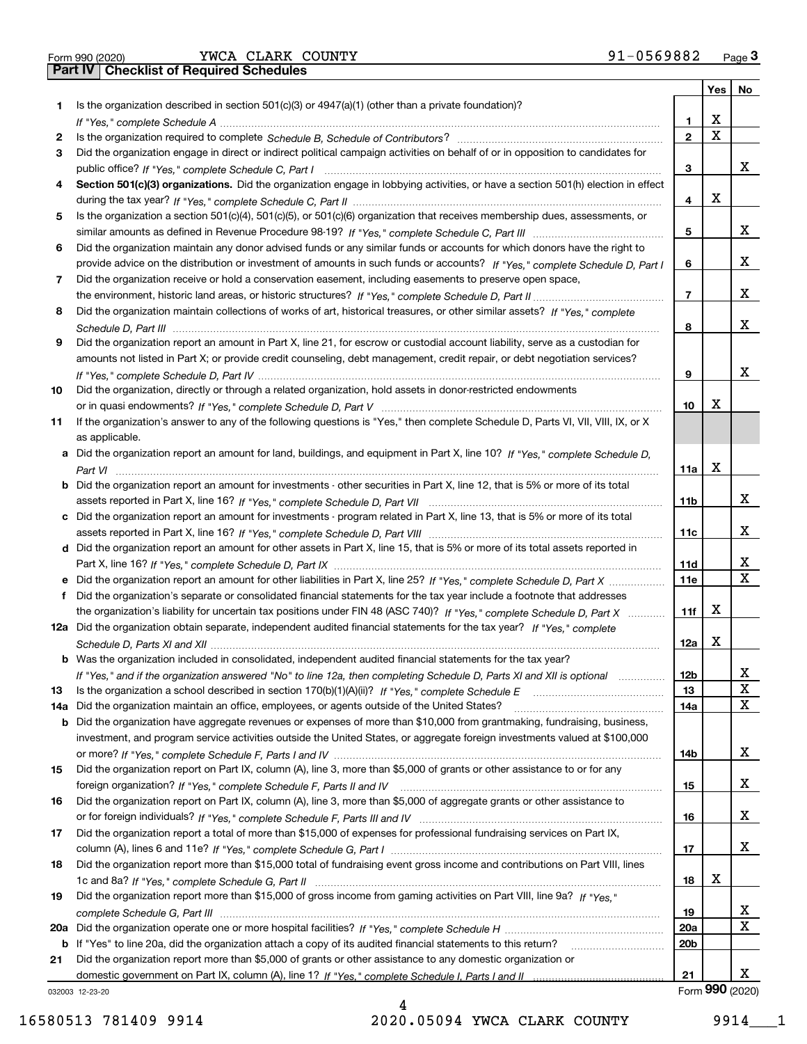Form 990 (2020) YWCA CLARK COUNTY 91-0569882

## Part IV Checklist of Required Schedules

| | | | Yes | No |
|---|---|---|---|---|
| **1** | Is the organization described in section 501(c)(3) or 4947(a)(1) (other than a private foundation)? *If "Yes," complete Schedule A* | 1 | X | |
| **2** | Is the organization required to complete *Schedule B, Schedule of Contributors*? | 2 | X | |
| **3** | Did the organization engage in direct or indirect political campaign activities on behalf of or in opposition to candidates for public office? *If "Yes," complete Schedule C, Part I* | 3 | | X |
| **4** | **Section 501(c)(3) organizations.** Did the organization engage in lobbying activities, or have a section 501(h) election in effect during the tax year? *If "Yes," complete Schedule C, Part II* | 4 | X | |
| **5** | Is the organization a section 501(c)(4), 501(c)(5), or 501(c)(6) organization that receives membership dues, assessments, or similar amounts as defined in Revenue Procedure 98-19? *If "Yes," complete Schedule C, Part III* | 5 | | X |
| **6** | Did the organization maintain any donor advised funds or any similar funds or accounts for which donors have the right to provide advice on the distribution or investment of amounts in such funds or accounts? *If "Yes," complete Schedule D, Part I* | 6 | | X |
| **7** | Did the organization receive or hold a conservation easement, including easements to preserve open space, the environment, historic land areas, or historic structures? *If "Yes," complete Schedule D, Part II* | 7 | | X |
| **8** | Did the organization maintain collections of works of art, historical treasures, or other similar assets? *If "Yes," complete Schedule D, Part III* | 8 | | X |
| **9** | Did the organization report an amount in Part X, line 21, for escrow or custodial account liability, serve as a custodian for amounts not listed in Part X; or provide credit counseling, debt management, credit repair, or debt negotiation services? *If "Yes," complete Schedule D, Part IV* | 9 | | X |
| **10** | Did the organization, directly or through a related organization, hold assets in donor-restricted endowments or in quasi endowments? *If "Yes," complete Schedule D, Part V* | 10 | X | |
| **11** | If the organization's answer to any of the following questions is "Yes," then complete Schedule D, Parts VI, VII, VIII, IX, or X as applicable. | | | |
| **a** | Did the organization report an amount for land, buildings, and equipment in Part X, line 10? *If "Yes," complete Schedule D, Part VI* | 11a | X | |
| **b** | Did the organization report an amount for investments - other securities in Part X, line 12, that is 5% or more of its total assets reported in Part X, line 16? *If "Yes," complete Schedule D, Part VII* | 11b | | X |
| **c** | Did the organization report an amount for investments - program related in Part X, line 13, that is 5% or more of its total assets reported in Part X, line 16? *If "Yes," complete Schedule D, Part VIII* | 11c | | X |
| **d** | Did the organization report an amount for other assets in Part X, line 15, that is 5% or more of its total assets reported in Part X, line 16? *If "Yes," complete Schedule D, Part IX* | 11d | | X |
| **e** | Did the organization report an amount for other liabilities in Part X, line 25? *If "Yes," complete Schedule D, Part X* | 11e | | X |
| **f** | Did the organization's separate or consolidated financial statements for the tax year include a footnote that addresses the organization's liability for uncertain tax positions under FIN 48 (ASC 740)? *If "Yes," complete Schedule D, Part X* | 11f | X | |
| **12a** | Did the organization obtain separate, independent audited financial statements for the tax year? *If "Yes," complete Schedule D, Parts XI and XII* | 12a | X | |
| **b** | Was the organization included in consolidated, independent audited financial statements for the tax year? *If "Yes," and if the organization answered "No" to line 12a, then completing Schedule D, Parts XI and XII is optional* | 12b | | X |
| **13** | Is the organization a school described in section 170(b)(1)(A)(ii)? *If "Yes," complete Schedule E* | 13 | | X |
| **14a** | Did the organization maintain an office, employees, or agents outside of the United States? | 14a | | X |
| **b** | Did the organization have aggregate revenues or expenses of more than $10,000 from grantmaking, fundraising, business, investment, and program service activities outside the United States, or aggregate foreign investments valued at $100,000 or more? *If "Yes," complete Schedule F, Parts I and IV* | 14b | | X |
| **15** | Did the organization report on Part IX, column (A), line 3, more than $5,000 of grants or other assistance to or for any foreign organization? *If "Yes," complete Schedule F, Parts II and IV* | 15 | | X |
| **16** | Did the organization report on Part IX, column (A), line 3, more than $5,000 of aggregate grants or other assistance to or for foreign individuals? *If "Yes," complete Schedule F, Parts III and IV* | 16 | | X |
| **17** | Did the organization report a total of more than $15,000 of expenses for professional fundraising services on Part IX, column (A), lines 6 and 11e? *If "Yes," complete Schedule G, Part I* | 17 | | X |
| **18** | Did the organization report more than $15,000 total of fundraising event gross income and contributions on Part VIII, lines 1c and 8a? *If "Yes," complete Schedule G, Part II* | 18 | X | |
| **19** | Did the organization report more than $15,000 of gross income from gaming activities on Part VIII, line 9a? *If "Yes," complete Schedule G, Part III* | 19 | | X |
| **20a** | Did the organization operate one or more hospital facilities? *If "Yes," complete Schedule H* | 20a | | X |
| **b** | If "Yes" to line 20a, did the organization attach a copy of its audited financial statements to this return? | 20b | | |
| **21** | Did the organization report more than $5,000 of grants or other assistance to any domestic organization or domestic government on Part IX, column (A), line 1? *If "Yes," complete Schedule I, Parts I and II* | 21 | | X |

032003 12-23-20 Form **990** (2020)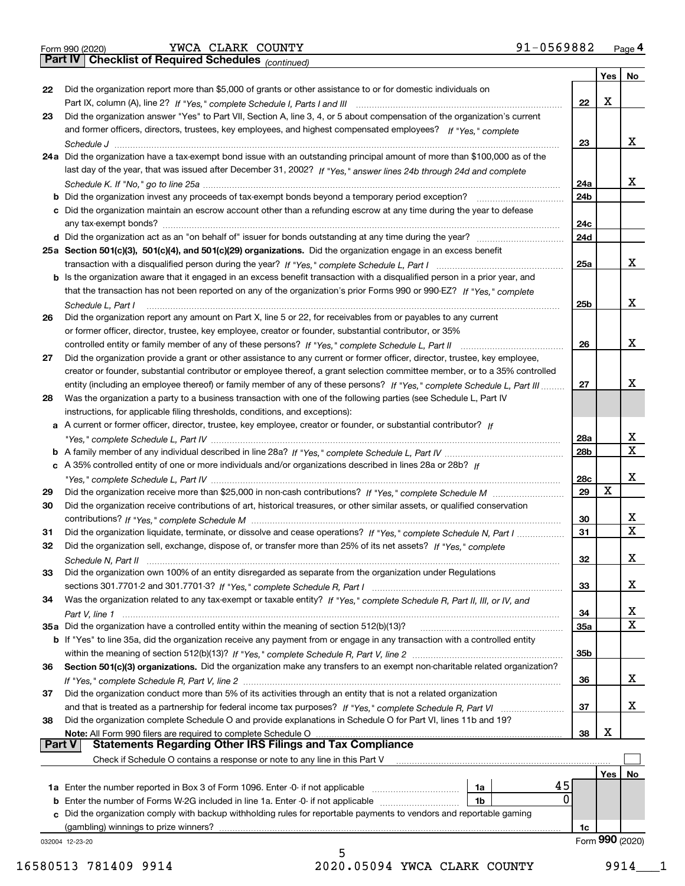Form 990 (2020) YWCA CLARK COUNTY 91-0569882

## Part IV Checklist of Required Schedules *(continued)*

| | | | Yes | No |
|---|---|---|---|---|
| 22 | Did the organization report more than $5,000 of grants or other assistance to or for domestic individuals on Part IX, column (A), line 2? *If "Yes," complete Schedule I, Parts I and III* | 22 | X | |
| 23 | Did the organization answer "Yes" to Part VII, Section A, line 3, 4, or 5 about compensation of the organization's current and former officers, directors, trustees, key employees, and highest compensated employees? *If "Yes," complete Schedule J* | 23 | | X |
| 24a | Did the organization have a tax-exempt bond issue with an outstanding principal amount of more than $100,000 as of the last day of the year, that was issued after December 31, 2002? *If "Yes," answer lines 24b through 24d and complete Schedule K. If "No," go to line 25a* | 24a | | X |
| b | Did the organization invest any proceeds of tax-exempt bonds beyond a temporary period exception? | 24b | | |
| c | Did the organization maintain an escrow account other than a refunding escrow at any time during the year to defease any tax-exempt bonds? | 24c | | |
| d | Did the organization act as an "on behalf of" issuer for bonds outstanding at any time during the year? | 24d | | |
| 25a | **Section 501(c)(3), 501(c)(4), and 501(c)(29) organizations.** Did the organization engage in an excess benefit transaction with a disqualified person during the year? *If "Yes," complete Schedule L, Part I* | 25a | | X |
| b | Is the organization aware that it engaged in an excess benefit transaction with a disqualified person in a prior year, and that the transaction has not been reported on any of the organization's prior Forms 990 or 990-EZ? *If "Yes," complete Schedule L, Part I* | 25b | | X |
| 26 | Did the organization report any amount on Part X, line 5 or 22, for receivables from or payables to any current or former officer, director, trustee, key employee, creator or founder, substantial contributor, or 35% controlled entity or family member of any of these persons? *If "Yes," complete Schedule L, Part II* | 26 | | X |
| 27 | Did the organization provide a grant or other assistance to any current or former officer, director, trustee, key employee, creator or founder, substantial contributor or employee thereof, a grant selection committee member, or to a 35% controlled entity (including an employee thereof) or family member of any of these persons? *If "Yes," complete Schedule L, Part III* | 27 | | X |
| 28 | Was the organization a party to a business transaction with one of the following parties (see Schedule L, Part IV instructions, for applicable filing thresholds, conditions, and exceptions): | | | |
| a | A current or former officer, director, trustee, key employee, creator or founder, or substantial contributor? *If "Yes," complete Schedule L, Part IV* | 28a | | X |
| b | A family member of any individual described in line 28a? *If "Yes," complete Schedule L, Part IV* | 28b | | X |
| c | A 35% controlled entity of one or more individuals and/or organizations described in lines 28a or 28b? *If "Yes," complete Schedule L, Part IV* | 28c | | X |
| 29 | Did the organization receive more than $25,000 in non-cash contributions? *If "Yes," complete Schedule M* | 29 | X | |
| 30 | Did the organization receive contributions of art, historical treasures, or other similar assets, or qualified conservation contributions? *If "Yes," complete Schedule M* | 30 | | X |
| 31 | Did the organization liquidate, terminate, or dissolve and cease operations? *If "Yes," complete Schedule N, Part I* | 31 | | X |
| 32 | Did the organization sell, exchange, dispose of, or transfer more than 25% of its net assets? *If "Yes," complete Schedule N, Part II* | 32 | | X |
| 33 | Did the organization own 100% of an entity disregarded as separate from the organization under Regulations sections 301.7701-2 and 301.7701-3? *If "Yes," complete Schedule R, Part I* | 33 | | X |
| 34 | Was the organization related to any tax-exempt or taxable entity? *If "Yes," complete Schedule R, Part II, III, or IV, and Part V, line 1* | 34 | | X |
| 35a | Did the organization have a controlled entity within the meaning of section 512(b)(13)? | 35a | | X |
| b | If "Yes" to line 35a, did the organization receive any payment from or engage in any transaction with a controlled entity within the meaning of section 512(b)(13)? *If "Yes," complete Schedule R, Part V, line 2* | 35b | | |
| 36 | **Section 501(c)(3) organizations.** Did the organization make any transfers to an exempt non-charitable related organization? *If "Yes," complete Schedule R, Part V, line 2* | 36 | | X |
| 37 | Did the organization conduct more than 5% of its activities through an entity that is not a related organization and that is treated as a partnership for federal income tax purposes? *If "Yes," complete Schedule R, Part VI* | 37 | | X |
| 38 | Did the organization complete Schedule O and provide explanations in Schedule O for Part VI, lines 11b and 19? **Note:** All Form 990 filers are required to complete Schedule O | 38 | X | |

## Part V Statements Regarding Other IRS Filings and Tax Compliance

Check if Schedule O contains a response or note to any line in this Part V ☐

| | | | | | Yes | No |
|---|---|---|---|---|---|---|
| 1a | Enter the number reported in Box 3 of Form 1096. Enter -0- if not applicable | 1a | 45 | | | |
| b | Enter the number of Forms W-2G included in line 1a. Enter -0- if not applicable | 1b | 0 | | | |
| c | Did the organization comply with backup withholding rules for reportable payments to vendors and reportable gaming (gambling) winnings to prize winners? | | | 1c | | |

032004 12-23-20

Form **990** (2020)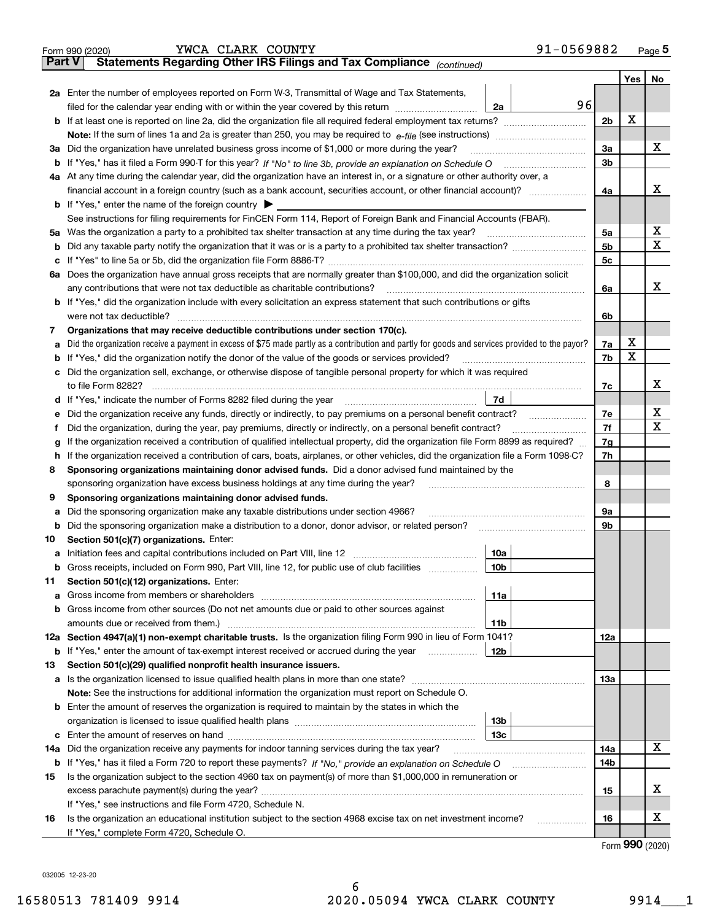Form 990 (2020) YWCA CLARK COUNTY 91-0569882

## Part V Statements Regarding Other IRS Filings and Tax Compliance *(continued)*

| | | | | | Yes | No |
|---|---|---|---|---|---|---|
| **2a** | Enter the number of employees reported on Form W-3, Transmittal of Wage and Tax Statements, filed for the calendar year ending with or within the year covered by this return | 2a | 96 | | | |
| **b** | If at least one is reported on line 2a, did the organization file all required federal employment tax returns? | | | 2b | X | |
| | **Note:** If the sum of lines 1a and 2a is greater than 250, you may be required to *e-file* (see instructions) | | | | | |
| **3a** | Did the organization have unrelated business gross income of $1,000 or more during the year? | | | 3a | | X |
| **b** | If "Yes," has it filed a Form 990-T for this year? *If "No" to line 3b, provide an explanation on Schedule O* | | | 3b | | |
| **4a** | At any time during the calendar year, did the organization have an interest in, or a signature or other authority over, a financial account in a foreign country (such as a bank account, securities account, or other financial account)? | | | 4a | | X |
| **b** | If "Yes," enter the name of the foreign country ▶ | | | | | |
| | See instructions for filing requirements for FinCEN Form 114, Report of Foreign Bank and Financial Accounts (FBAR). | | | | | |
| **5a** | Was the organization a party to a prohibited tax shelter transaction at any time during the tax year? | | | 5a | | X |
| **b** | Did any taxable party notify the organization that it was or is a party to a prohibited tax shelter transaction? | | | 5b | | X |
| **c** | If "Yes" to line 5a or 5b, did the organization file Form 8886-T? | | | 5c | | |
| **6a** | Does the organization have annual gross receipts that are normally greater than $100,000, and did the organization solicit any contributions that were not tax deductible as charitable contributions? | | | 6a | | X |
| **b** | If "Yes," did the organization include with every solicitation an express statement that such contributions or gifts were not tax deductible? | | | 6b | | |
| **7** | **Organizations that may receive deductible contributions under section 170(c).** | | | | | |
| **a** | Did the organization receive a payment in excess of $75 made partly as a contribution and partly for goods and services provided to the payor? | | | 7a | X | |
| **b** | If "Yes," did the organization notify the donor of the value of the goods or services provided? | | | 7b | X | |
| **c** | Did the organization sell, exchange, or otherwise dispose of tangible personal property for which it was required to file Form 8282? | | | 7c | | X |
| **d** | If "Yes," indicate the number of Forms 8282 filed during the year | 7d | | | | |
| **e** | Did the organization receive any funds, directly or indirectly, to pay premiums on a personal benefit contract? | | | 7e | | X |
| **f** | Did the organization, during the year, pay premiums, directly or indirectly, on a personal benefit contract? | | | 7f | | X |
| **g** | If the organization received a contribution of qualified intellectual property, did the organization file Form 8899 as required? | | | 7g | | |
| **h** | If the organization received a contribution of cars, boats, airplanes, or other vehicles, did the organization file a Form 1098-C? | | | 7h | | |
| **8** | **Sponsoring organizations maintaining donor advised funds.** Did a donor advised fund maintained by the sponsoring organization have excess business holdings at any time during the year? | | | 8 | | |
| **9** | **Sponsoring organizations maintaining donor advised funds.** | | | | | |
| **a** | Did the sponsoring organization make any taxable distributions under section 4966? | | | 9a | | |
| **b** | Did the sponsoring organization make a distribution to a donor, donor advisor, or related person? | | | 9b | | |
| **10** | **Section 501(c)(7) organizations.** Enter: | | | | | |
| **a** | Initiation fees and capital contributions included on Part VIII, line 12 | 10a | | | | |
| **b** | Gross receipts, included on Form 990, Part VIII, line 12, for public use of club facilities | 10b | | | | |
| **11** | **Section 501(c)(12) organizations.** Enter: | | | | | |
| **a** | Gross income from members or shareholders | 11a | | | | |
| **b** | Gross income from other sources (Do not net amounts due or paid to other sources against amounts due or received from them.) | 11b | | | | |
| **12a** | **Section 4947(a)(1) non-exempt charitable trusts.** Is the organization filing Form 990 in lieu of Form 1041? | | | 12a | | |
| **b** | If "Yes," enter the amount of tax-exempt interest received or accrued during the year | 12b | | | | |
| **13** | **Section 501(c)(29) qualified nonprofit health insurance issuers.** | | | | | |
| **a** | Is the organization licensed to issue qualified health plans in more than one state? | | | 13a | | |
| | **Note:** See the instructions for additional information the organization must report on Schedule O. | | | | | |
| **b** | Enter the amount of reserves the organization is required to maintain by the states in which the organization is licensed to issue qualified health plans | 13b | | | | |
| **c** | Enter the amount of reserves on hand | 13c | | | | |
| **14a** | Did the organization receive any payments for indoor tanning services during the tax year? | | | 14a | | X |
| **b** | If "Yes," has it filed a Form 720 to report these payments? *If "No," provide an explanation on Schedule O* | | | 14b | | |
| **15** | Is the organization subject to the section 4960 tax on payment(s) of more than $1,000,000 in remuneration or excess parachute payment(s) during the year? | | | 15 | | X |
| | If "Yes," see instructions and file Form 4720, Schedule N. | | | | | |
| **16** | Is the organization an educational institution subject to the section 4968 excise tax on net investment income? | | | 16 | | X |
| | If "Yes," complete Form 4720, Schedule O. | | | | | |

Form **990** (2020)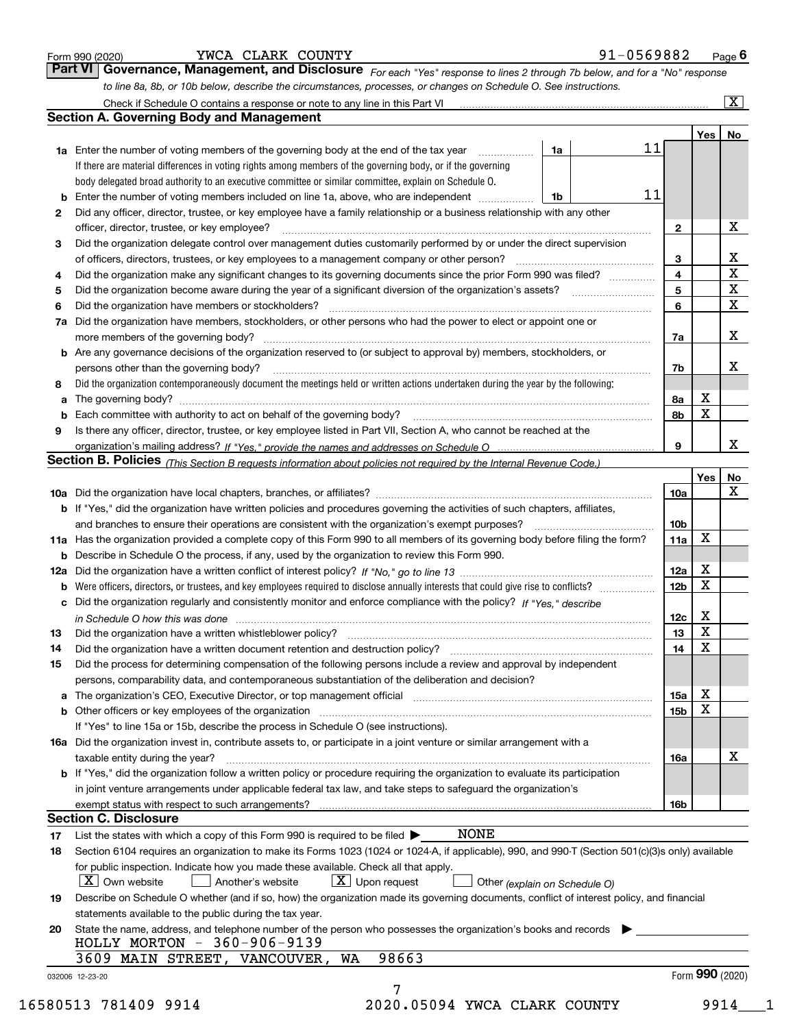Form 990 (2020) YWCA CLARK COUNTY 91-0569882 Page 6

## Part VI Governance, Management, and Disclosure

*For each "Yes" response to lines 2 through 7b below, and for a "No" response to line 8a, 8b, or 10b below, describe the circumstances, processes, or changes on Schedule O. See instructions.*

Check if Schedule O contains a response or note to any line in this Part VI [X]

### Section A. Governing Body and Management

| | | | | Yes | No |
|---|---|---|---|---|---|
| **1a** | Enter the number of voting members of the governing body at the end of the tax year | 1a | 11 | | |
| | If there are material differences in voting rights among members of the governing body, or if the governing body delegated broad authority to an executive committee or similar committee, explain on Schedule O. | | | | |
| **b** | Enter the number of voting members included on line 1a, above, who are independent | 1b | 11 | | |
| **2** | Did any officer, director, trustee, or key employee have a family relationship or a business relationship with any other officer, director, trustee, or key employee? | 2 | | | X |
| **3** | Did the organization delegate control over management duties customarily performed by or under the direct supervision of officers, directors, trustees, or key employees to a management company or other person? | 3 | | | X |
| **4** | Did the organization make any significant changes to its governing documents since the prior Form 990 was filed? | 4 | | | X |
| **5** | Did the organization become aware during the year of a significant diversion of the organization's assets? | 5 | | | X |
| **6** | Did the organization have members or stockholders? | 6 | | | X |
| **7a** | Did the organization have members, stockholders, or other persons who had the power to elect or appoint one or more members of the governing body? | 7a | | | X |
| **b** | Are any governance decisions of the organization reserved to (or subject to approval by) members, stockholders, or persons other than the governing body? | 7b | | | X |
| **8** | Did the organization contemporaneously document the meetings held or written actions undertaken during the year by the following: | | | | |
| **a** | The governing body? | 8a | | X | |
| **b** | Each committee with authority to act on behalf of the governing body? | 8b | | X | |
| **9** | Is there any officer, director, trustee, or key employee listed in Part VII, Section A, who cannot be reached at the organization's mailing address? *If "Yes," provide the names and addresses on Schedule O* | 9 | | | X |

### Section B. Policies *(This Section B requests information about policies not required by the Internal Revenue Code.)*

| | | | Yes | No |
|---|---|---|---|---|
| **10a** | Did the organization have local chapters, branches, or affiliates? | 10a | | X |
| **b** | If "Yes," did the organization have written policies and procedures governing the activities of such chapters, affiliates, and branches to ensure their operations are consistent with the organization's exempt purposes? | 10b | | |
| **11a** | Has the organization provided a complete copy of this Form 990 to all members of its governing body before filing the form? | 11a | X | |
| **b** | Describe in Schedule O the process, if any, used by the organization to review this Form 990. | | | |
| **12a** | Did the organization have a written conflict of interest policy? *If "No," go to line 13* | 12a | X | |
| **b** | Were officers, directors, or trustees, and key employees required to disclose annually interests that could give rise to conflicts? | 12b | X | |
| **c** | Did the organization regularly and consistently monitor and enforce compliance with the policy? *If "Yes," describe in Schedule O how this was done* | 12c | X | |
| **13** | Did the organization have a written whistleblower policy? | 13 | X | |
| **14** | Did the organization have a written document retention and destruction policy? | 14 | X | |
| **15** | Did the process for determining compensation of the following persons include a review and approval by independent persons, comparability data, and contemporaneous substantiation of the deliberation and decision? | | | |
| **a** | The organization's CEO, Executive Director, or top management official | 15a | X | |
| **b** | Other officers or key employees of the organization | 15b | X | |
| | If "Yes" to line 15a or 15b, describe the process in Schedule O (see instructions). | | | |
| **16a** | Did the organization invest in, contribute assets to, or participate in a joint venture or similar arrangement with a taxable entity during the year? | 16a | | X |
| **b** | If "Yes," did the organization follow a written policy or procedure requiring the organization to evaluate its participation in joint venture arrangements under applicable federal tax law, and take steps to safeguard the organization's exempt status with respect to such arrangements? | 16b | | |

### Section C. Disclosure

**17** List the states with which a copy of this Form 990 is required to be filed ▶ NONE

**18** Section 6104 requires an organization to make its Forms 1023 (1024 or 1024-A, if applicable), 990, and 990-T (Section 501(c)(3)s only) available for public inspection. Indicate how you made these available. Check all that apply.

[X] Own website [ ] Another's website [X] Upon request [ ] Other *(explain on Schedule O)*

**19** Describe on Schedule O whether (and if so, how) the organization made its governing documents, conflict of interest policy, and financial statements available to the public during the tax year.

**20** State the name, address, and telephone number of the person who possesses the organization's books and records ▶

HOLLY MORTON - 360-906-9139
3609 MAIN STREET, VANCOUVER, WA 98663

032006 12-23-20 Form **990** (2020)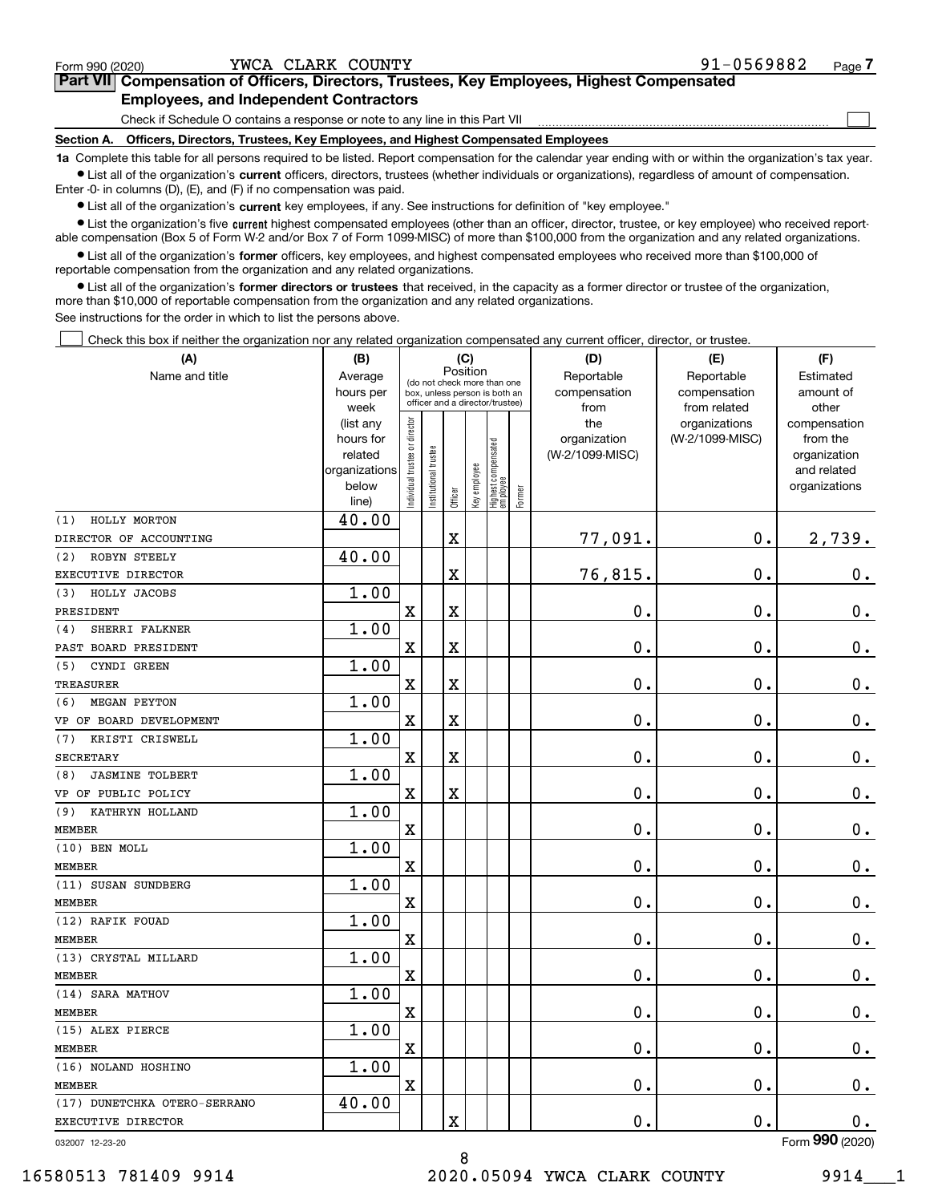Form 990 (2020) YWCA CLARK COUNTY 91-0569882

## Part VII Compensation of Officers, Directors, Trustees, Key Employees, Highest Compensated Employees, and Independent Contractors

Check if Schedule O contains a response or note to any line in this Part VII ☐

**Section A. Officers, Directors, Trustees, Key Employees, and Highest Compensated Employees**

**1a** Complete this table for all persons required to be listed. Report compensation for the calendar year ending with or within the organization's tax year.

- List all of the organization's **current** officers, directors, trustees (whether individuals or organizations), regardless of amount of compensation. Enter -0- in columns (D), (E), and (F) if no compensation was paid.
- List all of the organization's **current** key employees, if any. See instructions for definition of "key employee."
- List the organization's five **current** highest compensated employees (other than an officer, director, trustee, or key employee) who received reportable compensation (Box 5 of Form W-2 and/or Box 7 of Form 1099-MISC) of more than $100,000 from the organization and any related organizations.
- List all of the organization's **former** officers, key employees, and highest compensated employees who received more than $100,000 of reportable compensation from the organization and any related organizations.
- List all of the organization's **former directors or trustees** that received, in the capacity as a former director or trustee of the organization, more than $10,000 of reportable compensation from the organization and any related organizations.

See instructions for the order in which to list the persons above.

☐ Check this box if neither the organization nor any related organization compensated any current officer, director, or trustee.

| (A) Name and title | (B) Average hours per week (list any hours for related organizations below line) | (C) Position: Individual trustee or director | Institutional trustee | Officer | Key employee | Highest compensated employee | Former | (D) Reportable compensation from the organization (W-2/1099-MISC) | (E) Reportable compensation from related organizations (W-2/1099-MISC) | (F) Estimated amount of other compensation from the organization and related organizations |
|---|---|---|---|---|---|---|---|---|---|---|
| (1) HOLLY MORTON<br>DIRECTOR OF ACCOUNTING | 40.00 | | | X | | | | 77,091. | 0. | 2,739. |
| (2) ROBYN STEELY<br>EXECUTIVE DIRECTOR | 40.00 | | | X | | | | 76,815. | 0. | 0. |
| (3) HOLLY JACOBS<br>PRESIDENT | 1.00 | X | | X | | | | 0. | 0. | 0. |
| (4) SHERRI FALKNER<br>PAST BOARD PRESIDENT | 1.00 | X | | X | | | | 0. | 0. | 0. |
| (5) CYNDI GREEN<br>TREASURER | 1.00 | X | | X | | | | 0. | 0. | 0. |
| (6) MEGAN PEYTON<br>VP OF BOARD DEVELOPMENT | 1.00 | X | | X | | | | 0. | 0. | 0. |
| (7) KRISTI CRISWELL<br>SECRETARY | 1.00 | X | | X | | | | 0. | 0. | 0. |
| (8) JASMINE TOLBERT<br>VP OF PUBLIC POLICY | 1.00 | X | | X | | | | 0. | 0. | 0. |
| (9) KATHRYN HOLLAND<br>MEMBER | 1.00 | X | | | | | | 0. | 0. | 0. |
| (10) BEN MOLL<br>MEMBER | 1.00 | X | | | | | | 0. | 0. | 0. |
| (11) SUSAN SUNDBERG<br>MEMBER | 1.00 | X | | | | | | 0. | 0. | 0. |
| (12) RAFIK FOUAD<br>MEMBER | 1.00 | X | | | | | | 0. | 0. | 0. |
| (13) CRYSTAL MILLARD<br>MEMBER | 1.00 | X | | | | | | 0. | 0. | 0. |
| (14) SARA MATHOV<br>MEMBER | 1.00 | X | | | | | | 0. | 0. | 0. |
| (15) ALEX PIERCE<br>MEMBER | 1.00 | X | | | | | | 0. | 0. | 0. |
| (16) NOLAND HOSHINO<br>MEMBER | 1.00 | X | | | | | | 0. | 0. | 0. |
| (17) DUNETCHKA OTERO-SERRANO<br>EXECUTIVE DIRECTOR | 40.00 | | | X | | | | 0. | 0. | 0. |

032007 12-23-20 Form 990 (2020)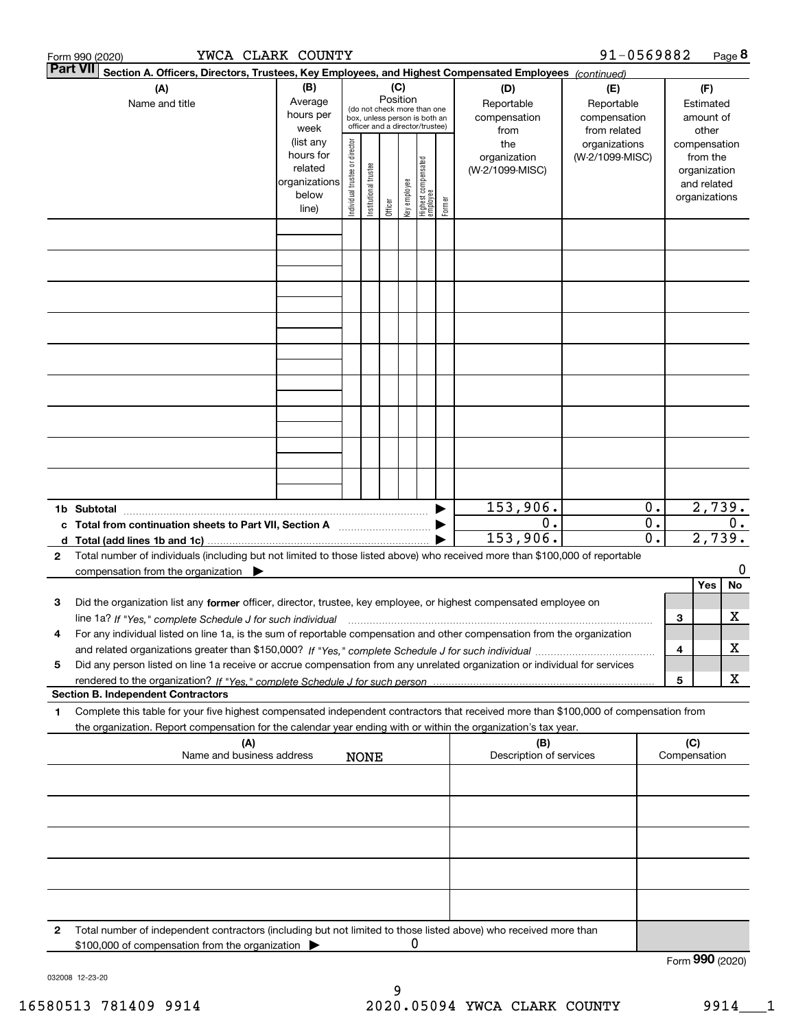Form 990 (2020) YWCA CLARK COUNTY 91-0569882 Page 8

**Part VII** Section A. Officers, Directors, Trustees, Key Employees, and Highest Compensated Employees *(continued)*

| (A) Name and title | (B) Average hours per week (list any hours for related organizations below line) | (C) Position (do not check more than one box, unless person is both an officer and a director/trustee): Individual trustee or director | Institutional trustee | Officer | Key employee | Highest compensated employee | Former | (D) Reportable compensation from the organization (W-2/1099-MISC) | (E) Reportable compensation from related organizations (W-2/1099-MISC) | (F) Estimated amount of other compensation from the organization and related organizations |
|---|---|---|---|---|---|---|---|---|---|---|
| | | | | | | | | | | |
| | | | | | | | | | | |
| | | | | | | | | | | |
| | | | | | | | | | | |
| | | | | | | | | | | |
| | | | | | | | | | | |
| | | | | | | | | | | |
| | | | | | | | | | | |
| | | | | | | | | | | |
| **1b Subtotal** | | | | | | | | 153,906. | 0. | 2,739. |
| **c Total from continuation sheets to Part VII, Section A** | | | | | | | | 0. | 0. | 0. |
| **d Total (add lines 1b and 1c)** | | | | | | | | 153,906. | 0. | 2,739. |

**2** Total number of individuals (including but not limited to those listed above) who received more than $100,000 of reportable compensation from the organization ▶ 0

| | | | Yes | No |
|---|---|---|---|---|
| **3** | Did the organization list any **former** officer, director, trustee, key employee, or highest compensated employee on line 1a? *If "Yes," complete Schedule J for such individual* | 3 | | X |
| **4** | For any individual listed on line 1a, is the sum of reportable compensation and other compensation from the organization and related organizations greater than $150,000? *If "Yes," complete Schedule J for such individual* | 4 | | X |
| **5** | Did any person listed on line 1a receive or accrue compensation from any unrelated organization or individual for services rendered to the organization? *If "Yes," complete Schedule J for such person* | 5 | | X |

**Section B. Independent Contractors**

**1** Complete this table for your five highest compensated independent contractors that received more than $100,000 of compensation from the organization. Report compensation for the calendar year ending with or within the organization's tax year.

| (A) Name and business address | (B) Description of services | (C) Compensation |
|---|---|---|
| NONE | | |
| | | |
| | | |
| | | |
| | | |

**2** Total number of independent contractors (including but not limited to those listed above) who received more than $100,000 of compensation from the organization ▶ 0

Form **990** (2020)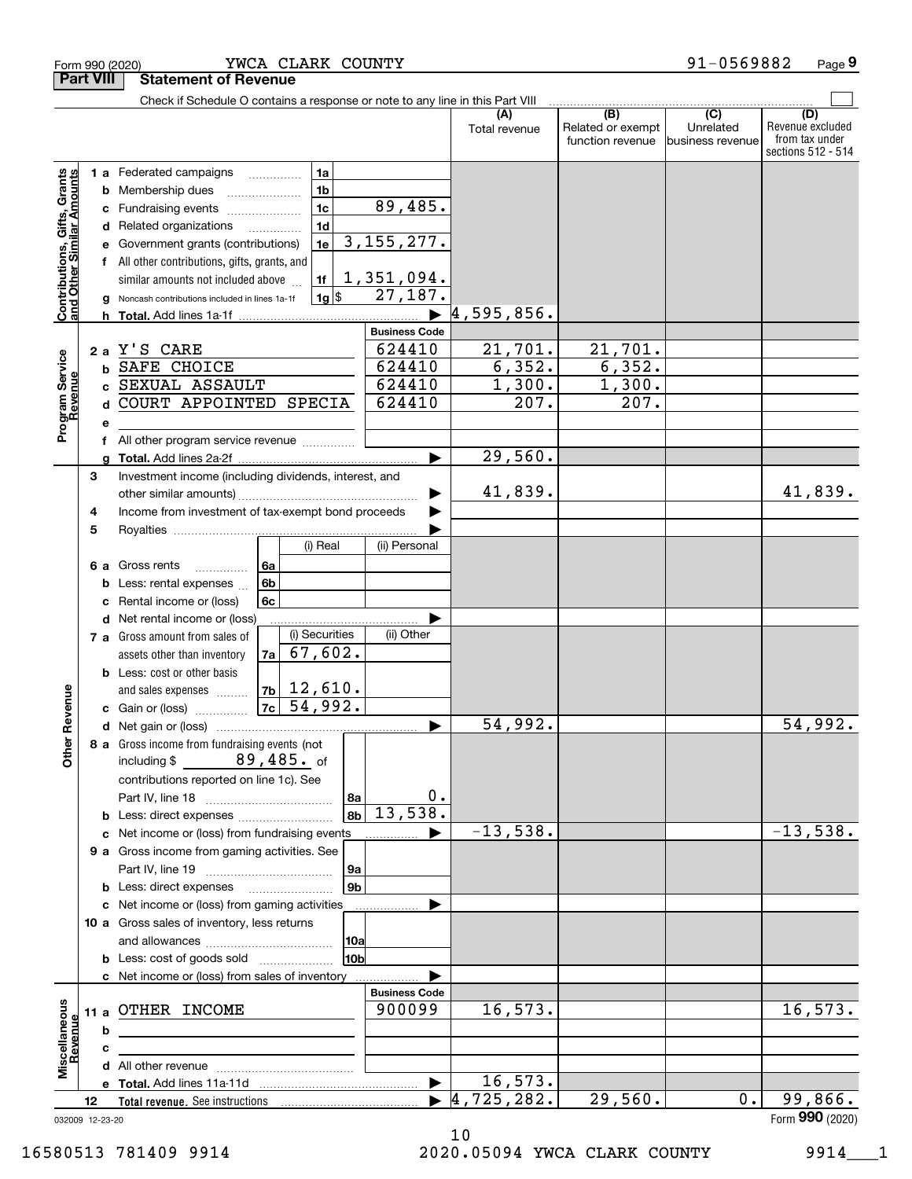Form 990 (2020) YWCA CLARK COUNTY 91-0569882

## Part VIII Statement of Revenue

Check if Schedule O contains a response or note to any line in this Part VIII

| | | | (A) Total revenue | (B) Related or exempt function revenue | (C) Unrelated business revenue | (D) Revenue excluded from tax under sections 512 - 514 |
|---|---|---|---|---|---|---|
| **Contributions, Gifts, Grants and Other Similar Amounts** | | | | | | |
| 1 a | Federated campaigns | 1a | | | | |
| b | Membership dues | 1b | | | | |
| c | Fundraising events | 1c 89,485. | | | | |
| d | Related organizations | 1d | | | | |
| e | Government grants (contributions) | 1e 3,155,277. | | | | |
| f | All other contributions, gifts, grants, and similar amounts not included above | 1f 1,351,094. | | | | |
| g | Noncash contributions included in lines 1a-1f | 1g $ 27,187. | | | | |
| h | Total. Add lines 1a-1f | | 4,595,856. | | | |
| **Program Service Revenue** | | Business Code | | | | |
| 2 a | Y'S CARE | 624410 | 21,701. | 21,701. | | |
| b | SAFE CHOICE | 624410 | 6,352. | 6,352. | | |
| c | SEXUAL ASSAULT | 624410 | 1,300. | 1,300. | | |
| d | COURT APPOINTED SPECIA | 624410 | 207. | 207. | | |
| e | | | | | | |
| f | All other program service revenue | | | | | |
| g | Total. Add lines 2a-2f | | 29,560. | | | |
| **Other Revenue** | | | | | | |
| 3 | Investment income (including dividends, interest, and other similar amounts) | | 41,839. | | | 41,839. |
| 4 | Income from investment of tax-exempt bond proceeds | | | | | |
| 5 | Royalties | | | | | |
| | | (i) Real / (ii) Personal | | | | |
| 6 a | Gross rents | 6a | | | | |
| b | Less: rental expenses | 6b | | | | |
| c | Rental income or (loss) | 6c | | | | |
| d | Net rental income or (loss) | | | | | |
| | | (i) Securities / (ii) Other | | | | |
| 7 a | Gross amount from sales of assets other than inventory | 7a 67,602. | | | | |
| b | Less: cost or other basis and sales expenses | 7b 12,610. | | | | |
| c | Gain or (loss) | 7c 54,992. | | | | |
| d | Net gain or (loss) | | 54,992. | | | 54,992. |
| 8 a | Gross income from fundraising events (not including $ 89,485. of contributions reported on line 1c). See Part IV, line 18 | 8a 0. | | | | |
| b | Less: direct expenses | 8b 13,538. | | | | |
| c | Net income or (loss) from fundraising events | | -13,538. | | | -13,538. |
| 9 a | Gross income from gaming activities. See Part IV, line 19 | 9a | | | | |
| b | Less: direct expenses | 9b | | | | |
| c | Net income or (loss) from gaming activities | | | | | |
| 10 a | Gross sales of inventory, less returns and allowances | 10a | | | | |
| b | Less: cost of goods sold | 10b | | | | |
| c | Net income or (loss) from sales of inventory | | | | | |
| **Miscellaneous Revenue** | | Business Code | | | | |
| 11 a | OTHER INCOME | 900099 | 16,573. | | | 16,573. |
| b | | | | | | |
| c | | | | | | |
| d | All other revenue | | | | | |
| e | Total. Add lines 11a-11d | | 16,573. | | | |
| 12 | Total revenue. See instructions | | 4,725,282. | 29,560. | 0. | 99,866. |

032009 12-23-20 Form 990 (2020)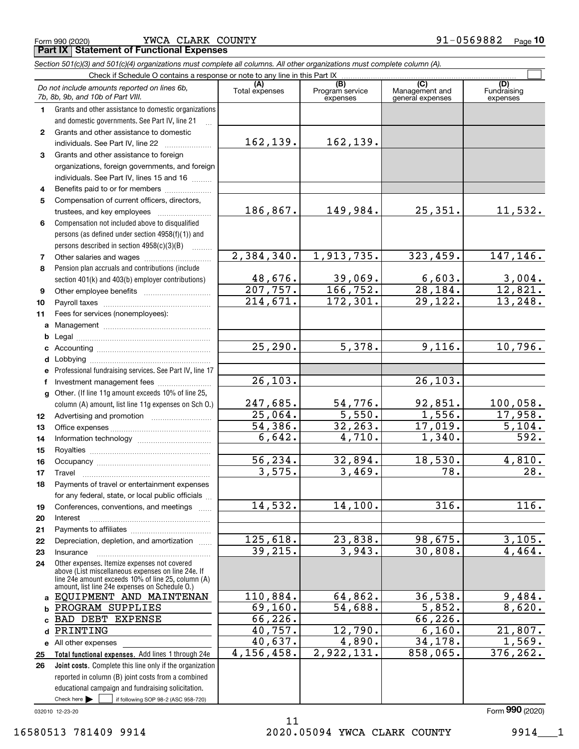Form 990 (2020) YWCA CLARK COUNTY 91-0569882

## Part IX Statement of Functional Expenses

*Section 501(c)(3) and 501(c)(4) organizations must complete all columns. All other organizations must complete column (A).*

Check if Schedule O contains a response or note to any line in this Part IX

| *Do not include amounts reported on lines 6b, 7b, 8b, 9b, and 10b of Part VIII.* | (A) Total expenses | (B) Program service expenses | (C) Management and general expenses | (D) Fundraising expenses |
|---|---|---|---|---|
| 1 Grants and other assistance to domestic organizations and domestic governments. See Part IV, line 21 | | | | |
| 2 Grants and other assistance to domestic individuals. See Part IV, line 22 | 162,139. | 162,139. | | |
| 3 Grants and other assistance to foreign organizations, foreign governments, and foreign individuals. See Part IV, lines 15 and 16 | | | | |
| 4 Benefits paid to or for members | | | | |
| 5 Compensation of current officers, directors, trustees, and key employees | 186,867. | 149,984. | 25,351. | 11,532. |
| 6 Compensation not included above to disqualified persons (as defined under section 4958(f)(1)) and persons described in section 4958(c)(3)(B) | | | | |
| 7 Other salaries and wages | 2,384,340. | 1,913,735. | 323,459. | 147,146. |
| 8 Pension plan accruals and contributions (include section 401(k) and 403(b) employer contributions) | 48,676. | 39,069. | 6,603. | 3,004. |
| 9 Other employee benefits | 207,757. | 166,752. | 28,184. | 12,821. |
| 10 Payroll taxes | 214,671. | 172,301. | 29,122. | 13,248. |
| 11 Fees for services (nonemployees): | | | | |
| a Management | | | | |
| b Legal | | | | |
| c Accounting | 25,290. | 5,378. | 9,116. | 10,796. |
| d Lobbying | | | | |
| e Professional fundraising services. See Part IV, line 17 | | | | |
| f Investment management fees | 26,103. | | 26,103. | |
| g Other. (If line 11g amount exceeds 10% of line 25, column (A) amount, list line 11g expenses on Sch O.) | 247,685. | 54,776. | 92,851. | 100,058. |
| 12 Advertising and promotion | 25,064. | 5,550. | 1,556. | 17,958. |
| 13 Office expenses | 54,386. | 32,263. | 17,019. | 5,104. |
| 14 Information technology | 6,642. | 4,710. | 1,340. | 592. |
| 15 Royalties | | | | |
| 16 Occupancy | 56,234. | 32,894. | 18,530. | 4,810. |
| 17 Travel | 3,575. | 3,469. | 78. | 28. |
| 18 Payments of travel or entertainment expenses for any federal, state, or local public officials | | | | |
| 19 Conferences, conventions, and meetings | 14,532. | 14,100. | 316. | 116. |
| 20 Interest | | | | |
| 21 Payments to affiliates | | | | |
| 22 Depreciation, depletion, and amortization | 125,618. | 23,838. | 98,675. | 3,105. |
| 23 Insurance | 39,215. | 3,943. | 30,808. | 4,464. |
| 24 Other expenses. Itemize expenses not covered above (List miscellaneous expenses on line 24e. If line 24e amount exceeds 10% of line 25, column (A) amount, list line 24e expenses on Schedule O.) | | | | |
| a EQUIPMENT AND MAINTENAN | 110,884. | 64,862. | 36,538. | 9,484. |
| b PROGRAM SUPPLIES | 69,160. | 54,688. | 5,852. | 8,620. |
| c BAD DEBT EXPENSE | 66,226. | | 66,226. | |
| d PRINTING | 40,757. | 12,790. | 6,160. | 21,807. |
| e All other expenses | 40,637. | 4,890. | 34,178. | 1,569. |
| 25 **Total functional expenses.** Add lines 1 through 24e | 4,156,458. | 2,922,131. | 858,065. | 376,262. |
| 26 **Joint costs.** Complete this line only if the organization reported in column (B) joint costs from a combined educational campaign and fundraising solicitation. Check here ☐ if following SOP 98-2 (ASC 958-720) | | | | |

032010 12-23-20 Form **990** (2020)

16580513 781409 9914 2020.05094 YWCA CLARK COUNTY 9914___1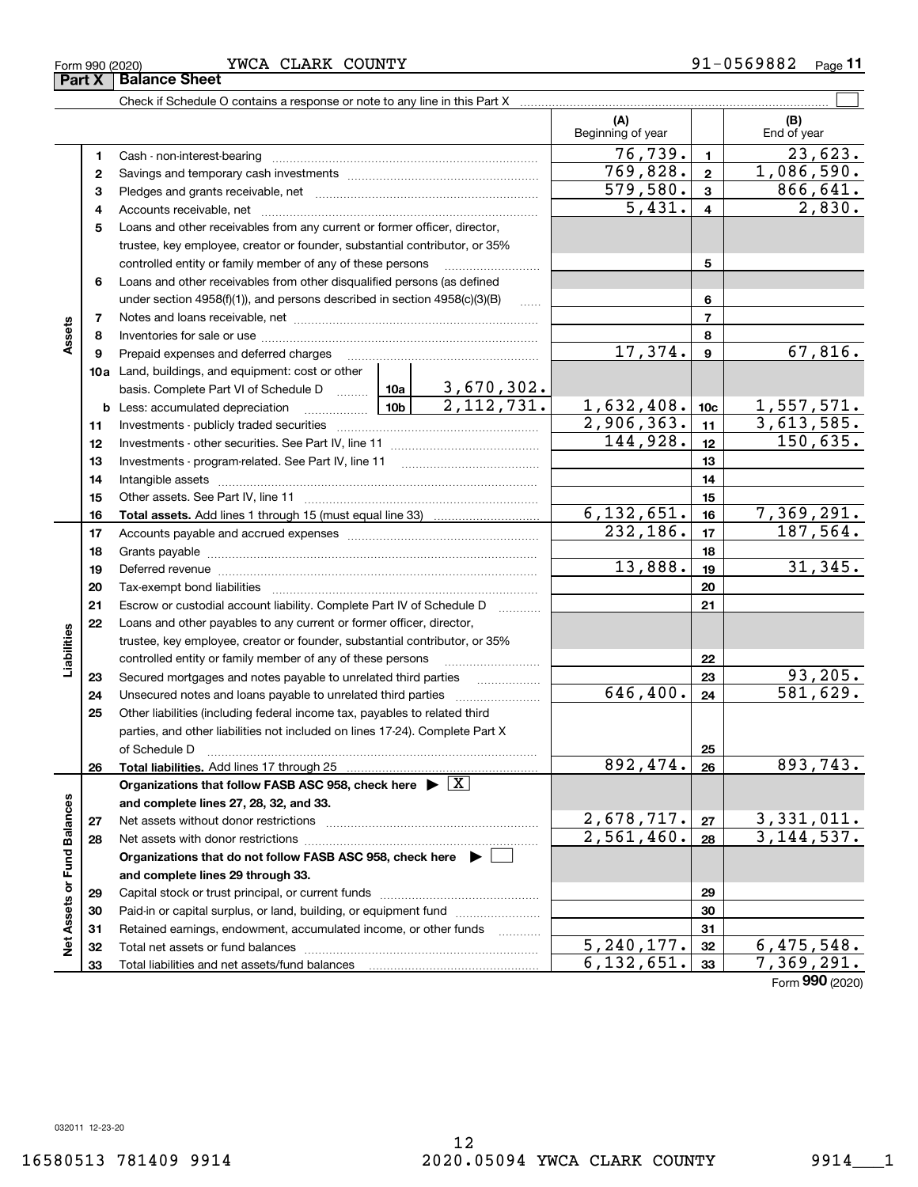Form 990 (2020) YWCA CLARK COUNTY 91-0569882

## Part X Balance Sheet

Check if Schedule O contains a response or note to any line in this Part X

| | | | (A) Beginning of year | | (B) End of year |
|---|---|---|---|---|---|
| Assets | 1 | Cash - non-interest-bearing | 76,739. | 1 | 23,623. |
| | 2 | Savings and temporary cash investments | 769,828. | 2 | 1,086,590. |
| | 3 | Pledges and grants receivable, net | 579,580. | 3 | 866,641. |
| | 4 | Accounts receivable, net | 5,431. | 4 | 2,830. |
| | 5 | Loans and other receivables from any current or former officer, director, trustee, key employee, creator or founder, substantial contributor, or 35% controlled entity or family member of any of these persons | | 5 | |
| | 6 | Loans and other receivables from other disqualified persons (as defined under section 4958(f)(1)), and persons described in section 4958(c)(3)(B) | | 6 | |
| | 7 | Notes and loans receivable, net | | 7 | |
| | 8 | Inventories for sale or use | | 8 | |
| | 9 | Prepaid expenses and deferred charges | 17,374. | 9 | 67,816. |
| | 10a | Land, buildings, and equipment: cost or other basis. Complete Part VI of Schedule D — 10a: 3,670,302. | | | |
| | b | Less: accumulated depreciation — 10b: 2,112,731. | 1,632,408. | 10c | 1,557,571. |
| | 11 | Investments - publicly traded securities | 2,906,363. | 11 | 3,613,585. |
| | 12 | Investments - other securities. See Part IV, line 11 | 144,928. | 12 | 150,635. |
| | 13 | Investments - program-related. See Part IV, line 11 | | 13 | |
| | 14 | Intangible assets | | 14 | |
| | 15 | Other assets. See Part IV, line 11 | | 15 | |
| | 16 | **Total assets.** Add lines 1 through 15 (must equal line 33) | 6,132,651. | 16 | 7,369,291. |
| Liabilities | 17 | Accounts payable and accrued expenses | 232,186. | 17 | 187,564. |
| | 18 | Grants payable | | 18 | |
| | 19 | Deferred revenue | 13,888. | 19 | 31,345. |
| | 20 | Tax-exempt bond liabilities | | 20 | |
| | 21 | Escrow or custodial account liability. Complete Part IV of Schedule D | | 21 | |
| | 22 | Loans and other payables to any current or former officer, director, trustee, key employee, creator or founder, substantial contributor, or 35% controlled entity or family member of any of these persons | | 22 | |
| | 23 | Secured mortgages and notes payable to unrelated third parties | | 23 | 93,205. |
| | 24 | Unsecured notes and loans payable to unrelated third parties | 646,400. | 24 | 581,629. |
| | 25 | Other liabilities (including federal income tax, payables to related third parties, and other liabilities not included on lines 17-24). Complete Part X of Schedule D | | 25 | |
| | 26 | **Total liabilities.** Add lines 17 through 25 | 892,474. | 26 | 893,743. |
| Net Assets or Fund Balances | | **Organizations that follow FASB ASC 958, check here ▶ [X] and complete lines 27, 28, 32, and 33.** | | | |
| | 27 | Net assets without donor restrictions | 2,678,717. | 27 | 3,331,011. |
| | 28 | Net assets with donor restrictions | 2,561,460. | 28 | 3,144,537. |
| | | **Organizations that do not follow FASB ASC 958, check here ▶ [ ] and complete lines 29 through 33.** | | | |
| | 29 | Capital stock or trust principal, or current funds | | 29 | |
| | 30 | Paid-in or capital surplus, or land, building, or equipment fund | | 30 | |
| | 31 | Retained earnings, endowment, accumulated income, or other funds | | 31 | |
| | 32 | Total net assets or fund balances | 5,240,177. | 32 | 6,475,548. |
| | 33 | Total liabilities and net assets/fund balances | 6,132,651. | 33 | 7,369,291. |

Form **990** (2020)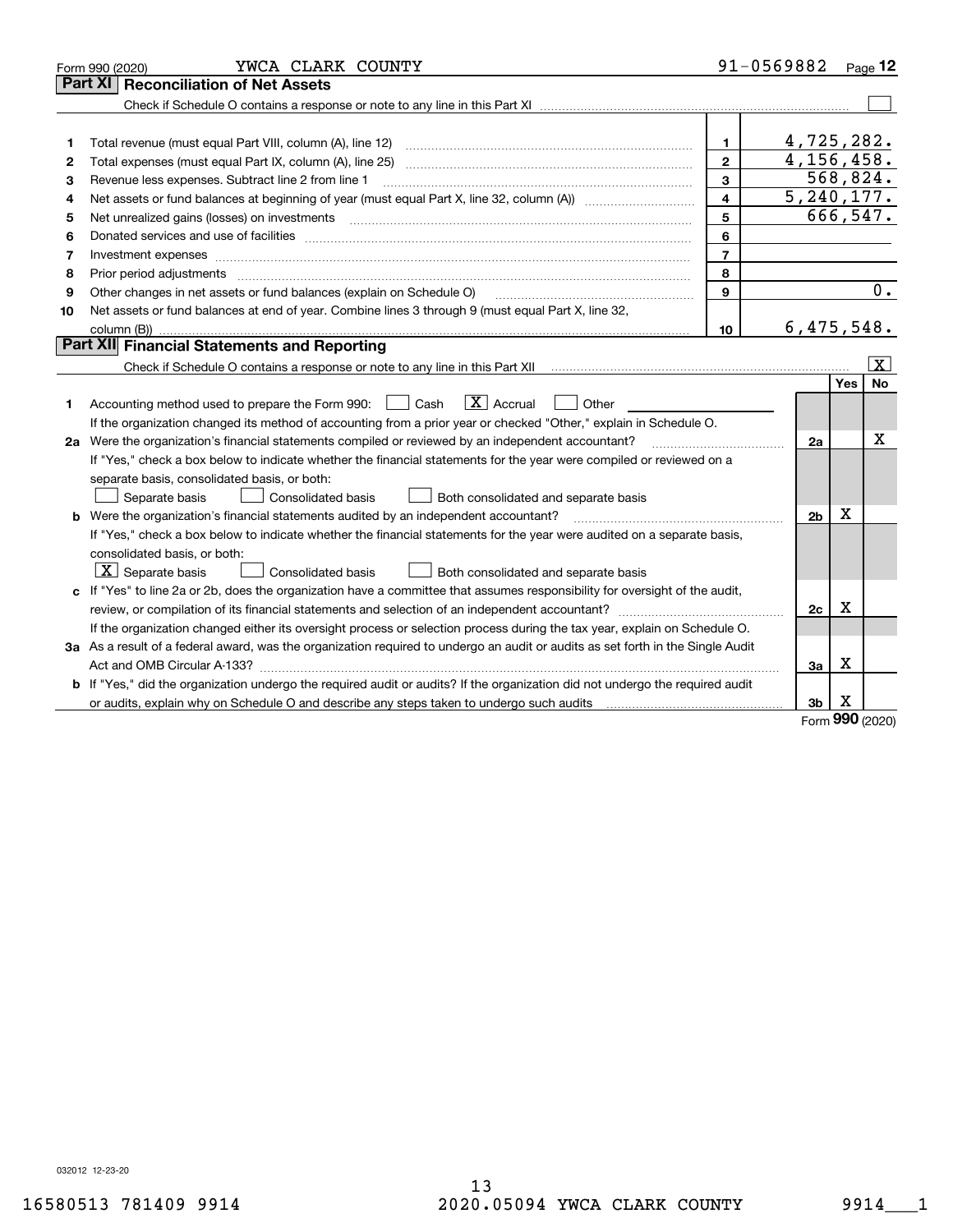Form 990 (2020) YWCA CLARK COUNTY 91-0569882

## Part XI Reconciliation of Net Assets

Check if Schedule O contains a response or note to any line in this Part XI ☐

| | | | |
|---|---|---|---|
| 1 | Total revenue (must equal Part VIII, column (A), line 12) | 1 | 4,725,282. |
| 2 | Total expenses (must equal Part IX, column (A), line 25) | 2 | 4,156,458. |
| 3 | Revenue less expenses. Subtract line 2 from line 1 | 3 | 568,824. |
| 4 | Net assets or fund balances at beginning of year (must equal Part X, line 32, column (A)) | 4 | 5,240,177. |
| 5 | Net unrealized gains (losses) on investments | 5 | 666,547. |
| 6 | Donated services and use of facilities | 6 | |
| 7 | Investment expenses | 7 | |
| 8 | Prior period adjustments | 8 | |
| 9 | Other changes in net assets or fund balances (explain on Schedule O) | 9 | 0. |
| 10 | Net assets or fund balances at end of year. Combine lines 3 through 9 (must equal Part X, line 32, column (B)) | 10 | 6,475,548. |

## Part XII Financial Statements and Reporting

Check if Schedule O contains a response or note to any line in this Part XII [X]

| | | | Yes | No |
|---|---|---|---|---|
| 1 | Accounting method used to prepare the Form 990: ☐ Cash [X] Accrual ☐ Other<br>If the organization changed its method of accounting from a prior year or checked "Other," explain in Schedule O. | | | |
| 2a | Were the organization's financial statements compiled or reviewed by an independent accountant?<br>If "Yes," check a box below to indicate whether the financial statements for the year were compiled or reviewed on a separate basis, consolidated basis, or both:<br>☐ Separate basis ☐ Consolidated basis ☐ Both consolidated and separate basis | 2a | | X |
| b | Were the organization's financial statements audited by an independent accountant?<br>If "Yes," check a box below to indicate whether the financial statements for the year were audited on a separate basis, consolidated basis, or both:<br>[X] Separate basis ☐ Consolidated basis ☐ Both consolidated and separate basis | 2b | X | |
| c | If "Yes" to line 2a or 2b, does the organization have a committee that assumes responsibility for oversight of the audit, review, or compilation of its financial statements and selection of an independent accountant?<br>If the organization changed either its oversight process or selection process during the tax year, explain on Schedule O. | 2c | X | |
| 3a | As a result of a federal award, was the organization required to undergo an audit or audits as set forth in the Single Audit Act and OMB Circular A-133? | 3a | X | |
| b | If "Yes," did the organization undergo the required audit or audits? If the organization did not undergo the required audit or audits, explain why on Schedule O and describe any steps taken to undergo such audits | 3b | X | |

Form 990 (2020)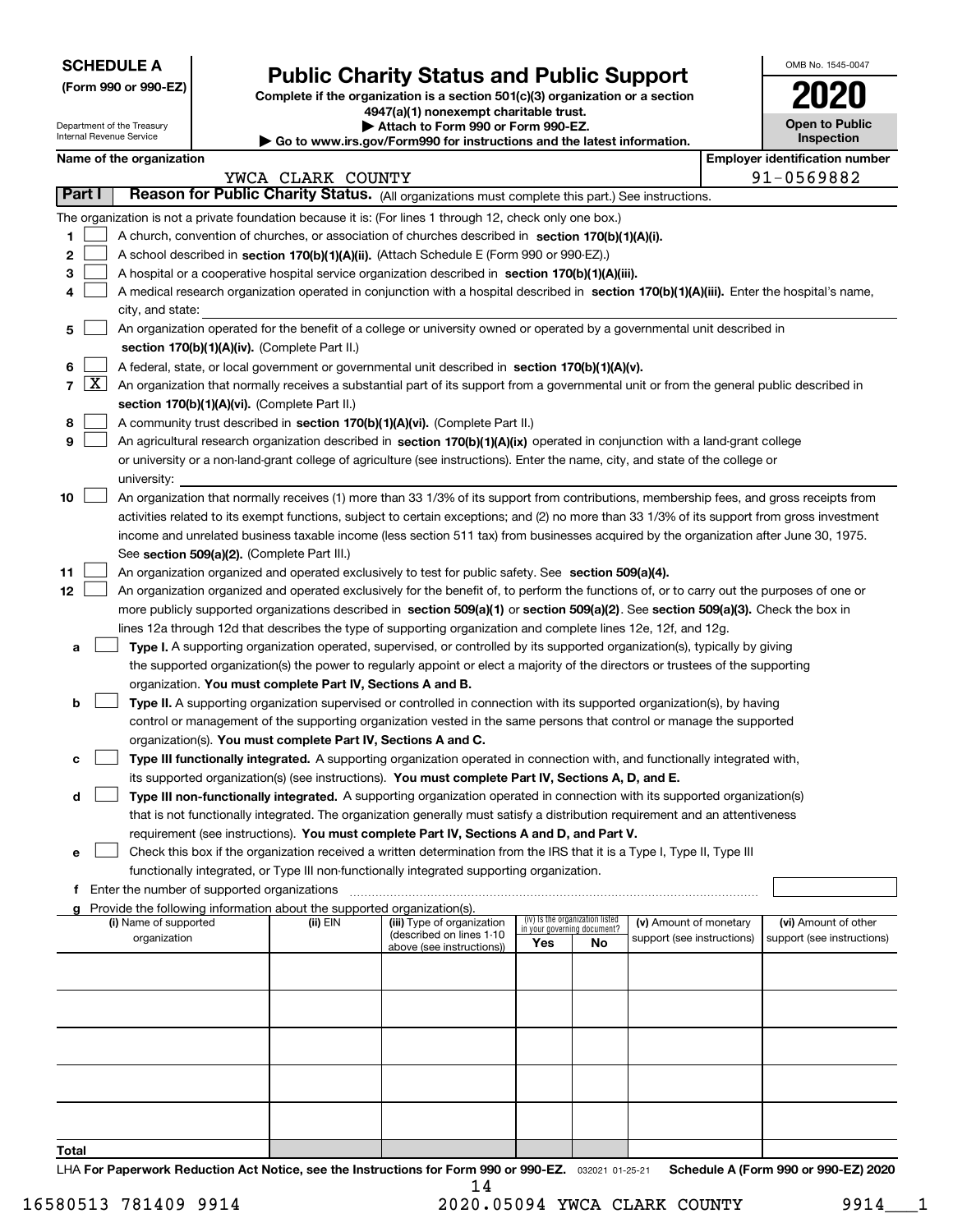**SCHEDULE A**
**(Form 990 or 990-EZ)**

Department of the Treasury
Internal Revenue Service

# Public Charity Status and Public Support

**Complete if the organization is a section 501(c)(3) organization or a section 4947(a)(1) nonexempt charitable trust.**
**▶ Attach to Form 990 or Form 990-EZ.**
**▶ Go to www.irs.gov/Form990 for instructions and the latest information.**

OMB No. 1545-0047
**2020**
**Open to Public Inspection**

**Name of the organization:** YWCA CLARK COUNTY
**Employer identification number:** 91-0569882

**Part I — Reason for Public Charity Status.** (All organizations must complete this part.) See instructions.

The organization is not a private foundation because it is: (For lines 1 through 12, check only one box.)

1 [ ] A church, convention of churches, or association of churches described in **section 170(b)(1)(A)(i).**

2 [ ] A school described in **section 170(b)(1)(A)(ii).** (Attach Schedule E (Form 990 or 990-EZ).)

3 [ ] A hospital or a cooperative hospital service organization described in **section 170(b)(1)(A)(iii).**

4 [ ] A medical research organization operated in conjunction with a hospital described in **section 170(b)(1)(A)(iii).** Enter the hospital's name, city, and state:

5 [ ] An organization operated for the benefit of a college or university owned or operated by a governmental unit described in **section 170(b)(1)(A)(iv).** (Complete Part II.)

6 [ ] A federal, state, or local government or governmental unit described in **section 170(b)(1)(A)(v).**

7 [X] An organization that normally receives a substantial part of its support from a governmental unit or from the general public described in **section 170(b)(1)(A)(vi).** (Complete Part II.)

8 [ ] A community trust described in **section 170(b)(1)(A)(vi).** (Complete Part II.)

9 [ ] An agricultural research organization described in **section 170(b)(1)(A)(ix)** operated in conjunction with a land-grant college or university or a non-land-grant college of agriculture (see instructions). Enter the name, city, and state of the college or university:

10 [ ] An organization that normally receives (1) more than 33 1/3% of its support from contributions, membership fees, and gross receipts from activities related to its exempt functions, subject to certain exceptions; and (2) no more than 33 1/3% of its support from gross investment income and unrelated business taxable income (less section 511 tax) from businesses acquired by the organization after June 30, 1975. See **section 509(a)(2).** (Complete Part III.)

11 [ ] An organization organized and operated exclusively to test for public safety. See **section 509(a)(4).**

12 [ ] An organization organized and operated exclusively for the benefit of, to perform the functions of, or to carry out the purposes of one or more publicly supported organizations described in **section 509(a)(1)** or **section 509(a)(2)**. See **section 509(a)(3).** Check the box in lines 12a through 12d that describes the type of supporting organization and complete lines 12e, 12f, and 12g.

a [ ] **Type I.** A supporting organization operated, supervised, or controlled by its supported organization(s), typically by giving the supported organization(s) the power to regularly appoint or elect a majority of the directors or trustees of the supporting organization. **You must complete Part IV, Sections A and B.**

b [ ] **Type II.** A supporting organization supervised or controlled in connection with its supported organization(s), by having control or management of the supporting organization vested in the same persons that control or manage the supported organization(s). **You must complete Part IV, Sections A and C.**

c [ ] **Type III functionally integrated.** A supporting organization operated in connection with, and functionally integrated with, its supported organization(s) (see instructions). **You must complete Part IV, Sections A, D, and E.**

d [ ] **Type III non-functionally integrated.** A supporting organization operated in connection with its supported organization(s) that is not functionally integrated. The organization generally must satisfy a distribution requirement and an attentiveness requirement (see instructions). **You must complete Part IV, Sections A and D, and Part V.**

e [ ] Check this box if the organization received a written determination from the IRS that it is a Type I, Type II, Type III functionally integrated, or Type III non-functionally integrated supporting organization.

f Enter the number of supported organizations

g Provide the following information about the supported organization(s).

| (i) Name of supported organization | (ii) EIN | (iii) Type of organization (described on lines 1-10 above (see instructions)) | (iv) Is the organization listed in your governing document? Yes | No | (v) Amount of monetary support (see instructions) | (vi) Amount of other support (see instructions) |
|---|---|---|---|---|---|---|
| | | | | | | |
| | | | | | | |
| | | | | | | |
| | | | | | | |
| | | | | | | |
| **Total** | | | | | | |

LHA **For Paperwork Reduction Act Notice, see the Instructions for Form 990 or 990-EZ.** 032021 01-25-21 **Schedule A (Form 990 or 990-EZ) 2020**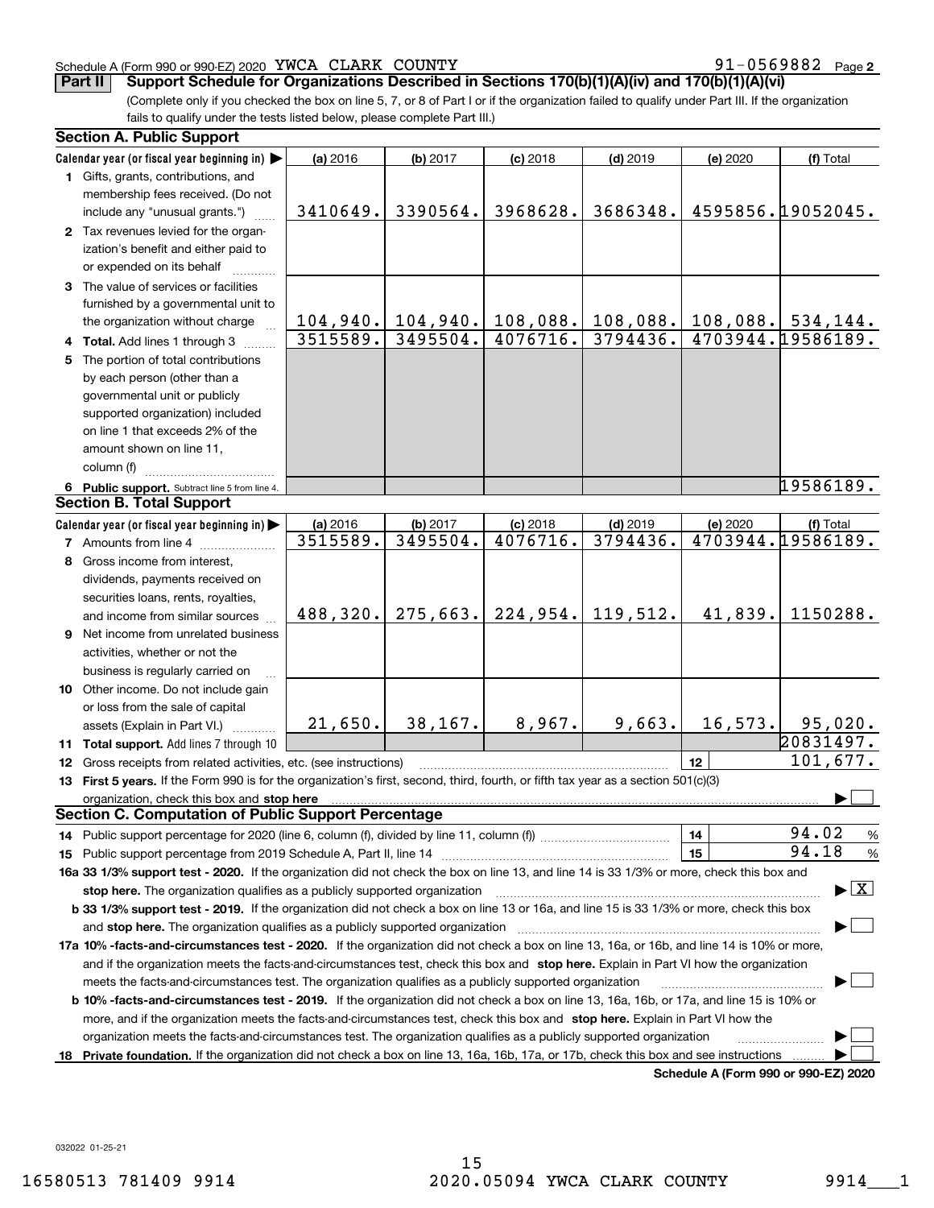Schedule A (Form 990 or 990-EZ) 2020 YWCA CLARK COUNTY 91-0569882 Page 2

**Part II Support Schedule for Organizations Described in Sections 170(b)(1)(A)(iv) and 170(b)(1)(A)(vi)**

(Complete only if you checked the box on line 5, 7, or 8 of Part I or if the organization failed to qualify under Part III. If the organization fails to qualify under the tests listed below, please complete Part III.)

### Section A. Public Support

| Calendar year (or fiscal year beginning in) ▶ | (a) 2016 | (b) 2017 | (c) 2018 | (d) 2019 | (e) 2020 | (f) Total |
|---|---|---|---|---|---|---|
| 1 Gifts, grants, contributions, and membership fees received. (Do not include any "unusual grants.") | 3410649. | 3390564. | 3968628. | 3686348. | 4595856. | 19052045. |
| 2 Tax revenues levied for the organization's benefit and either paid to or expended on its behalf | | | | | | |
| 3 The value of services or facilities furnished by a governmental unit to the organization without charge | 104,940. | 104,940. | 108,088. | 108,088. | 108,088. | 534,144. |
| 4 **Total.** Add lines 1 through 3 | 3515589. | 3495504. | 4076716. | 3794436. | 4703944. | 19586189. |
| 5 The portion of total contributions by each person (other than a governmental unit or publicly supported organization) included on line 1 that exceeds 2% of the amount shown on line 11, column (f) | | | | | | |
| 6 **Public support.** Subtract line 5 from line 4. | | | | | | 19586189. |

### Section B. Total Support

| Calendar year (or fiscal year beginning in) ▶ | (a) 2016 | (b) 2017 | (c) 2018 | (d) 2019 | (e) 2020 | (f) Total |
|---|---|---|---|---|---|---|
| 7 Amounts from line 4 | 3515589. | 3495504. | 4076716. | 3794436. | 4703944. | 19586189. |
| 8 Gross income from interest, dividends, payments received on securities loans, rents, royalties, and income from similar sources | 488,320. | 275,663. | 224,954. | 119,512. | 41,839. | 1150288. |
| 9 Net income from unrelated business activities, whether or not the business is regularly carried on | | | | | | |
| 10 Other income. Do not include gain or loss from the sale of capital assets (Explain in Part VI.) | 21,650. | 38,167. | 8,967. | 9,663. | 16,573. | 95,020. |
| 11 **Total support.** Add lines 7 through 10 | | | | | | 20831497. |

12 Gross receipts from related activities, etc. (see instructions) — 12 — 101,677.

13 **First 5 years.** If the Form 990 is for the organization's first, second, third, fourth, or fifth tax year as a section 501(c)(3) organization, check this box and **stop here** ▶ ☐

### Section C. Computation of Public Support Percentage

14 Public support percentage for 2020 (line 6, column (f), divided by line 11, column (f)) — 14 — 94.02 %

15 Public support percentage from 2019 Schedule A, Part II, line 14 — 15 — 94.18 %

**16a 33 1/3% support test - 2020.** If the organization did not check the box on line 13, and line 14 is 33 1/3% or more, check this box and **stop here.** The organization qualifies as a publicly supported organization ▶ ☒

**b 33 1/3% support test - 2019.** If the organization did not check a box on line 13 or 16a, and line 15 is 33 1/3% or more, check this box and **stop here.** The organization qualifies as a publicly supported organization ▶ ☐

**17a 10% -facts-and-circumstances test - 2020.** If the organization did not check a box on line 13, 16a, or 16b, and line 14 is 10% or more, and if the organization meets the facts-and-circumstances test, check this box and **stop here.** Explain in Part VI how the organization meets the facts-and-circumstances test. The organization qualifies as a publicly supported organization ▶ ☐

**b 10% -facts-and-circumstances test - 2019.** If the organization did not check a box on line 13, 16a, 16b, or 17a, and line 15 is 10% or more, and if the organization meets the facts-and-circumstances test, check this box and **stop here.** Explain in Part VI how the organization meets the facts-and-circumstances test. The organization qualifies as a publicly supported organization ▶ ☐

**18 Private foundation.** If the organization did not check a box on line 13, 16a, 16b, 17a, or 17b, check this box and see instructions ▶ ☐

**Schedule A (Form 990 or 990-EZ) 2020**

032022 01-25-21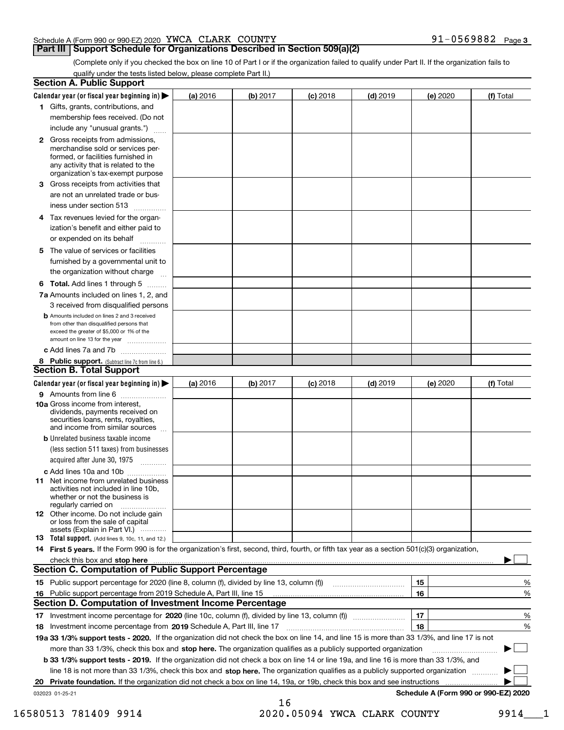Schedule A (Form 990 or 990-EZ) 2020 YWCA CLARK COUNTY 91-0569882 Page 3

## Part III Support Schedule for Organizations Described in Section 509(a)(2)

(Complete only if you checked the box on line 10 of Part I or if the organization failed to qualify under Part II. If the organization fails to qualify under the tests listed below, please complete Part II.)

### Section A. Public Support

| Calendar year (or fiscal year beginning in) ▶ | (a) 2016 | (b) 2017 | (c) 2018 | (d) 2019 | (e) 2020 | (f) Total |
|---|---|---|---|---|---|---|
| 1 Gifts, grants, contributions, and membership fees received. (Do not include any "unusual grants.") | | | | | | |
| 2 Gross receipts from admissions, merchandise sold or services performed, or facilities furnished in any activity that is related to the organization's tax-exempt purpose | | | | | | |
| 3 Gross receipts from activities that are not an unrelated trade or business under section 513 | | | | | | |
| 4 Tax revenues levied for the organization's benefit and either paid to or expended on its behalf | | | | | | |
| 5 The value of services or facilities furnished by a governmental unit to the organization without charge | | | | | | |
| 6 **Total.** Add lines 1 through 5 | | | | | | |
| 7a Amounts included on lines 1, 2, and 3 received from disqualified persons | | | | | | |
| b Amounts included on lines 2 and 3 received from other than disqualified persons that exceed the greater of $5,000 or 1% of the amount on line 13 for the year | | | | | | |
| c Add lines 7a and 7b | | | | | | |
| 8 **Public support.** (Subtract line 7c from line 6.) | | | | | | |

### Section B. Total Support

| Calendar year (or fiscal year beginning in) ▶ | (a) 2016 | (b) 2017 | (c) 2018 | (d) 2019 | (e) 2020 | (f) Total |
|---|---|---|---|---|---|---|
| 9 Amounts from line 6 | | | | | | |
| 10a Gross income from interest, dividends, payments received on securities loans, rents, royalties, and income from similar sources | | | | | | |
| b Unrelated business taxable income (less section 511 taxes) from businesses acquired after June 30, 1975 | | | | | | |
| c Add lines 10a and 10b | | | | | | |
| 11 Net income from unrelated business activities not included in line 10b, whether or not the business is regularly carried on | | | | | | |
| 12 Other income. Do not include gain or loss from the sale of capital assets (Explain in Part VI.) | | | | | | |
| 13 **Total support.** (Add lines 9, 10c, 11, and 12.) | | | | | | |

14 **First 5 years.** If the Form 990 is for the organization's first, second, third, fourth, or fifth tax year as a section 501(c)(3) organization, check this box and **stop here** ▶ ☐

### Section C. Computation of Public Support Percentage

| | | | |
|---|---|---|---|
| 15 | Public support percentage for 2020 (line 8, column (f), divided by line 13, column (f)) | 15 | % |
| 16 | Public support percentage from 2019 Schedule A, Part III, line 15 | 16 | % |

### Section D. Computation of Investment Income Percentage

| | | | |
|---|---|---|---|
| 17 | Investment income percentage for **2020** (line 10c, column (f), divided by line 13, column (f)) | 17 | % |
| 18 | Investment income percentage from **2019** Schedule A, Part III, line 17 | 18 | % |

**19a 33 1/3% support tests - 2020.** If the organization did not check the box on line 14, and line 15 is more than 33 1/3%, and line 17 is not more than 33 1/3%, check this box and **stop here.** The organization qualifies as a publicly supported organization ▶ ☐

**b 33 1/3% support tests - 2019.** If the organization did not check a box on line 14 or line 19a, and line 16 is more than 33 1/3%, and line 18 is not more than 33 1/3%, check this box and **stop here.** The organization qualifies as a publicly supported organization ▶ ☐

**20 Private foundation.** If the organization did not check a box on line 14, 19a, or 19b, check this box and see instructions ▶ ☐

032023 01-25-21 **Schedule A (Form 990 or 990-EZ) 2020**

16580513 781409 9914 2020.05094 YWCA CLARK COUNTY 9914___1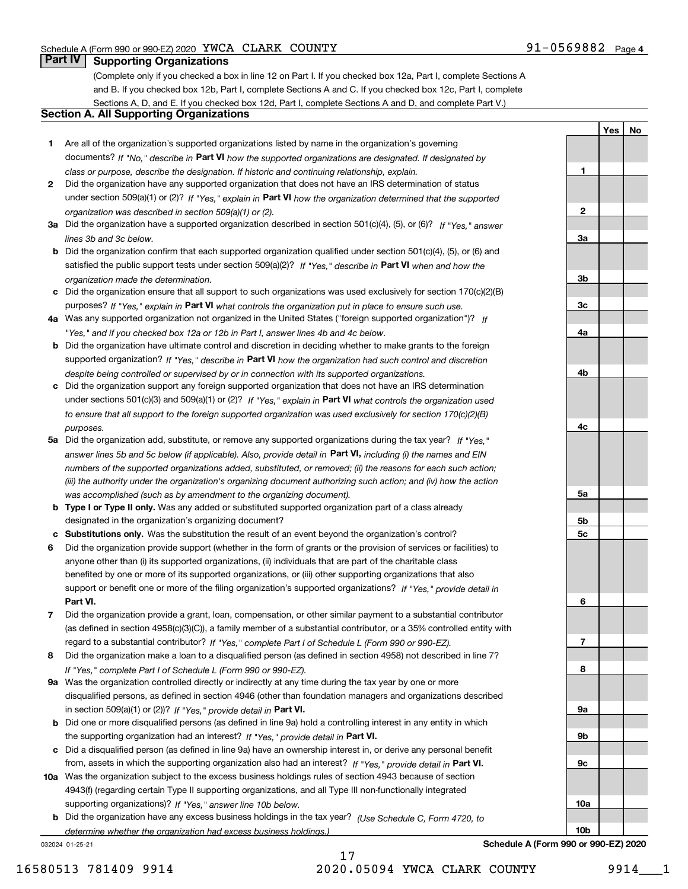Schedule A (Form 990 or 990-EZ) 2020 YWCA CLARK COUNTY 91-0569882 Page 4

## Part IV Supporting Organizations

(Complete only if you checked a box in line 12 on Part I. If you checked box 12a, Part I, complete Sections A and B. If you checked box 12b, Part I, complete Sections A and C. If you checked box 12c, Part I, complete Sections A, D, and E. If you checked box 12d, Part I, complete Sections A and D, and complete Part V.)

### Section A. All Supporting Organizations

| | | Line | Yes | No |
|---|---|---|---|---|
| 1 | Are all of the organization's supported organizations listed by name in the organization's governing documents? *If "No," describe in* **Part VI** *how the supported organizations are designated. If designated by class or purpose, describe the designation. If historic and continuing relationship, explain.* | 1 | | |
| 2 | Did the organization have any supported organization that does not have an IRS determination of status under section 509(a)(1) or (2)? *If "Yes," explain in* **Part VI** *how the organization determined that the supported organization was described in section 509(a)(1) or (2).* | 2 | | |
| 3a | Did the organization have a supported organization described in section 501(c)(4), (5), or (6)? *If "Yes," answer lines 3b and 3c below.* | 3a | | |
| b | Did the organization confirm that each supported organization qualified under section 501(c)(4), (5), or (6) and satisfied the public support tests under section 509(a)(2)? *If "Yes," describe in* **Part VI** *when and how the organization made the determination.* | 3b | | |
| c | Did the organization ensure that all support to such organizations was used exclusively for section 170(c)(2)(B) purposes? *If "Yes," explain in* **Part VI** *what controls the organization put in place to ensure such use.* | 3c | | |
| 4a | Was any supported organization not organized in the United States ("foreign supported organization")? *If "Yes," and if you checked box 12a or 12b in Part I, answer lines 4b and 4c below.* | 4a | | |
| b | Did the organization have ultimate control and discretion in deciding whether to make grants to the foreign supported organization? *If "Yes," describe in* **Part VI** *how the organization had such control and discretion despite being controlled or supervised by or in connection with its supported organizations.* | 4b | | |
| c | Did the organization support any foreign supported organization that does not have an IRS determination under sections 501(c)(3) and 509(a)(1) or (2)? *If "Yes," explain in* **Part VI** *what controls the organization used to ensure that all support to the foreign supported organization was used exclusively for section 170(c)(2)(B) purposes.* | 4c | | |
| 5a | Did the organization add, substitute, or remove any supported organizations during the tax year? *If "Yes," answer lines 5b and 5c below (if applicable). Also, provide detail in* **Part VI,** *including (i) the names and EIN numbers of the supported organizations added, substituted, or removed; (ii) the reasons for each such action; (iii) the authority under the organization's organizing document authorizing such action; and (iv) how the action was accomplished (such as by amendment to the organizing document).* | 5a | | |
| b | **Type I or Type II only.** Was any added or substituted supported organization part of a class already designated in the organization's organizing document? | 5b | | |
| c | **Substitutions only.** Was the substitution the result of an event beyond the organization's control? | 5c | | |
| 6 | Did the organization provide support (whether in the form of grants or the provision of services or facilities) to anyone other than (i) its supported organizations, (ii) individuals that are part of the charitable class benefited by one or more of its supported organizations, or (iii) other supporting organizations that also support or benefit one or more of the filing organization's supported organizations? *If "Yes," provide detail in* **Part VI.** | 6 | | |
| 7 | Did the organization provide a grant, loan, compensation, or other similar payment to a substantial contributor (as defined in section 4958(c)(3)(C)), a family member of a substantial contributor, or a 35% controlled entity with regard to a substantial contributor? *If "Yes," complete Part I of Schedule L (Form 990 or 990-EZ).* | 7 | | |
| 8 | Did the organization make a loan to a disqualified person (as defined in section 4958) not described in line 7? *If "Yes," complete Part I of Schedule L (Form 990 or 990-EZ).* | 8 | | |
| 9a | Was the organization controlled directly or indirectly at any time during the tax year by one or more disqualified persons, as defined in section 4946 (other than foundation managers and organizations described in section 509(a)(1) or (2))? *If "Yes," provide detail in* **Part VI.** | 9a | | |
| b | Did one or more disqualified persons (as defined in line 9a) hold a controlling interest in any entity in which the supporting organization had an interest? *If "Yes," provide detail in* **Part VI.** | 9b | | |
| c | Did a disqualified person (as defined in line 9a) have an ownership interest in, or derive any personal benefit from, assets in which the supporting organization also had an interest? *If "Yes," provide detail in* **Part VI.** | 9c | | |
| 10a | Was the organization subject to the excess business holdings rules of section 4943 because of section 4943(f) (regarding certain Type II supporting organizations, and all Type III non-functionally integrated supporting organizations)? *If "Yes," answer line 10b below.* | 10a | | |
| b | Did the organization have any excess business holdings in the tax year? *(Use Schedule C, Form 4720, to determine whether the organization had excess business holdings.)* | 10b | | |

032024 01-25-21 **Schedule A (Form 990 or 990-EZ) 2020**

16580513 781409 9914 2020.05094 YWCA CLARK COUNTY 9914___1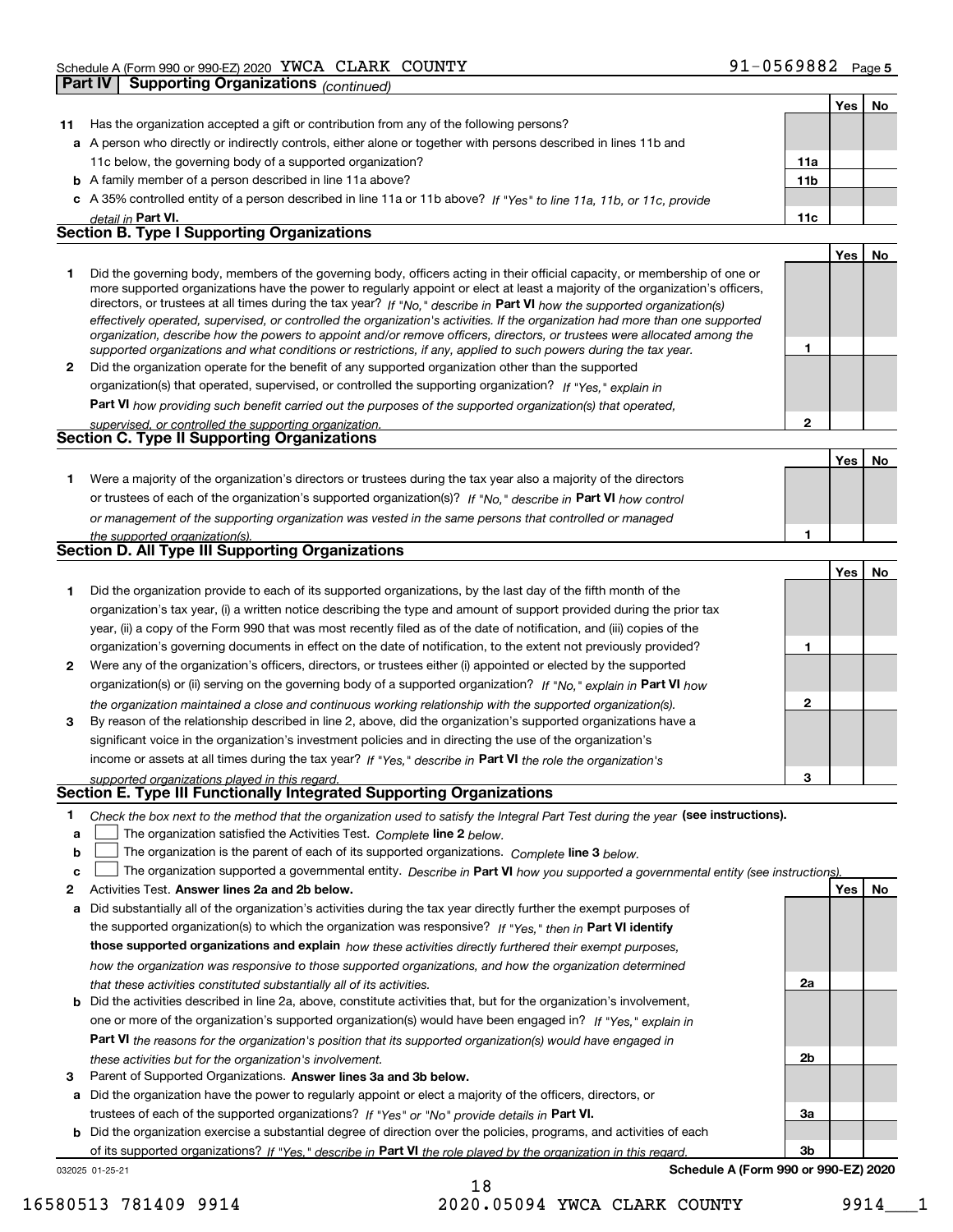Schedule A (Form 990 or 990-EZ) 2020 YWCA CLARK COUNTY 91-0569882 Page 5

## Part IV Supporting Organizations *(continued)*

| | | | Yes | No |
|---|---|---|---|---|
| **11** | Has the organization accepted a gift or contribution from any of the following persons? | | | |
| **a** | A person who directly or indirectly controls, either alone or together with persons described in lines 11b and 11c below, the governing body of a supported organization? | 11a | | |
| **b** | A family member of a person described in line 11a above? | 11b | | |
| **c** | A 35% controlled entity of a person described in line 11a or 11b above? *If "Yes" to line 11a, 11b, or 11c, provide detail in* **Part VI.** | 11c | | |

### Section B. Type I Supporting Organizations

| | | | Yes | No |
|---|---|---|---|---|
| **1** | Did the governing body, members of the governing body, officers acting in their official capacity, or membership of one or more supported organizations have the power to regularly appoint or elect at least a majority of the organization's officers, directors, or trustees at all times during the tax year? *If "No," describe in* **Part VI** *how the supported organization(s) effectively operated, supervised, or controlled the organization's activities. If the organization had more than one supported organization, describe how the powers to appoint and/or remove officers, directors, or trustees were allocated among the supported organizations and what conditions or restrictions, if any, applied to such powers during the tax year.* | 1 | | |
| **2** | Did the organization operate for the benefit of any supported organization other than the supported organization(s) that operated, supervised, or controlled the supporting organization? *If "Yes," explain in* **Part VI** *how providing such benefit carried out the purposes of the supported organization(s) that operated, supervised, or controlled the supporting organization.* | 2 | | |

### Section C. Type II Supporting Organizations

| | | | Yes | No |
|---|---|---|---|---|
| **1** | Were a majority of the organization's directors or trustees during the tax year also a majority of the directors or trustees of each of the organization's supported organization(s)? *If "No," describe in* **Part VI** *how control or management of the supporting organization was vested in the same persons that controlled or managed the supported organization(s).* | 1 | | |

### Section D. All Type III Supporting Organizations

| | | | Yes | No |
|---|---|---|---|---|
| **1** | Did the organization provide to each of its supported organizations, by the last day of the fifth month of the organization's tax year, (i) a written notice describing the type and amount of support provided during the prior tax year, (ii) a copy of the Form 990 that was most recently filed as of the date of notification, and (iii) copies of the organization's governing documents in effect on the date of notification, to the extent not previously provided? | 1 | | |
| **2** | Were any of the organization's officers, directors, or trustees either (i) appointed or elected by the supported organization(s) or (ii) serving on the governing body of a supported organization? *If "No," explain in* **Part VI** *how the organization maintained a close and continuous working relationship with the supported organization(s).* | 2 | | |
| **3** | By reason of the relationship described in line 2, above, did the organization's supported organizations have a significant voice in the organization's investment policies and in directing the use of the organization's income or assets at all times during the tax year? *If "Yes," describe in* **Part VI** *the role the organization's supported organizations played in this regard.* | 3 | | |

### Section E. Type III Functionally Integrated Supporting Organizations

**1** *Check the box next to the method that the organization used to satisfy the Integral Part Test during the year* **(see instructions).**

- **a** ☐ The organization satisfied the Activities Test. *Complete* **line 2** *below.*
- **b** ☐ The organization is the parent of each of its supported organizations. *Complete* **line 3** *below.*
- **c** ☐ The organization supported a governmental entity. *Describe in* **Part VI** *how you supported a governmental entity (see instructions).*

| | | | Yes | No |
|---|---|---|---|---|
| **2** | Activities Test. **Answer lines 2a and 2b below.** | | | |
| **a** | Did substantially all of the organization's activities during the tax year directly further the exempt purposes of the supported organization(s) to which the organization was responsive? *If "Yes," then in* **Part VI identify those supported organizations and explain** *how these activities directly furthered their exempt purposes, how the organization was responsive to those supported organizations, and how the organization determined that these activities constituted substantially all of its activities.* | 2a | | |
| **b** | Did the activities described in line 2a, above, constitute activities that, but for the organization's involvement, one or more of the organization's supported organization(s) would have been engaged in? *If "Yes," explain in* **Part VI** *the reasons for the organization's position that its supported organization(s) would have engaged in these activities but for the organization's involvement.* | 2b | | |
| **3** | Parent of Supported Organizations. **Answer lines 3a and 3b below.** | | | |
| **a** | Did the organization have the power to regularly appoint or elect a majority of the officers, directors, or trustees of each of the supported organizations? *If "Yes" or "No" provide details in* **Part VI.** | 3a | | |
| **b** | Did the organization exercise a substantial degree of direction over the policies, programs, and activities of each of its supported organizations? *If "Yes," describe in* **Part VI** *the role played by the organization in this regard.* | 3b | | |

032025 01-25-21 **Schedule A (Form 990 or 990-EZ) 2020**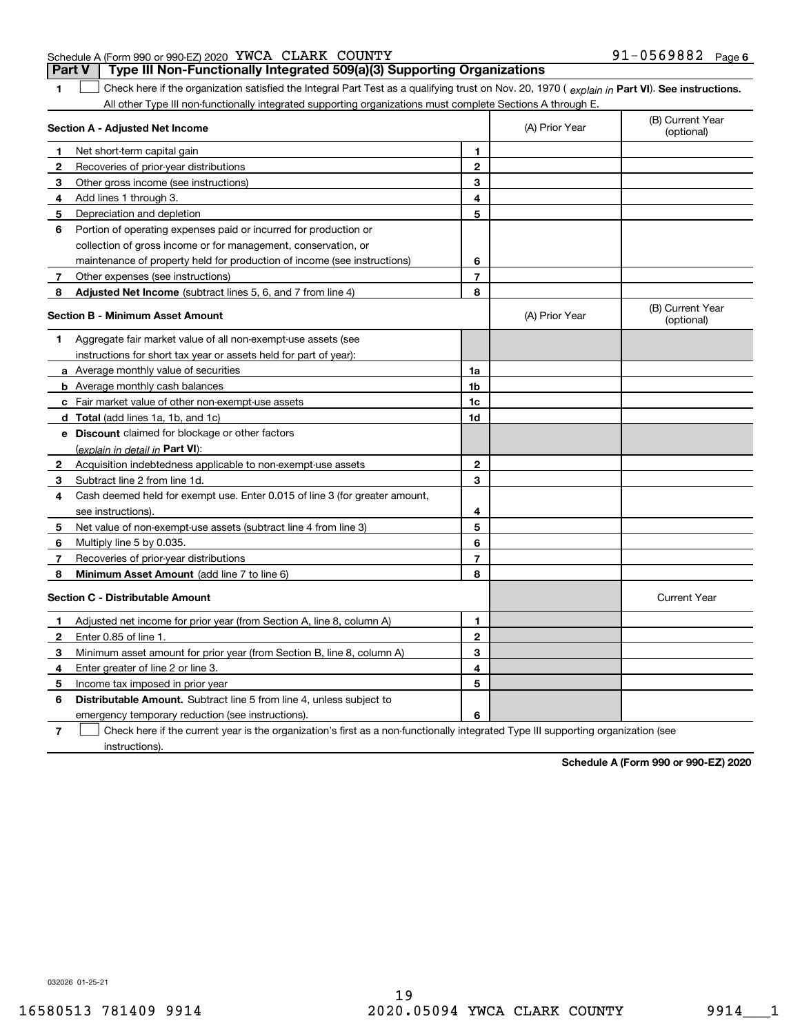Schedule A (Form 990 or 990-EZ) 2020 YWCA CLARK COUNTY 91-0569882 Page 6

**Part V | Type III Non-Functionally Integrated 509(a)(3) Supporting Organizations**

**1** ☐ Check here if the organization satisfied the Integral Part Test as a qualifying trust on Nov. 20, 1970 ( *explain in* **Part VI**). **See instructions.** All other Type III non-functionally integrated supporting organizations must complete Sections A through E.

| **Section A - Adjusted Net Income** | | | (A) Prior Year | (B) Current Year (optional) |
|---|---|---|---|---|
| 1 | Net short-term capital gain | 1 | | |
| 2 | Recoveries of prior-year distributions | 2 | | |
| 3 | Other gross income (see instructions) | 3 | | |
| 4 | Add lines 1 through 3. | 4 | | |
| 5 | Depreciation and depletion | 5 | | |
| 6 | Portion of operating expenses paid or incurred for production or collection of gross income or for management, conservation, or maintenance of property held for production of income (see instructions) | 6 | | |
| 7 | Other expenses (see instructions) | 7 | | |
| 8 | **Adjusted Net Income** (subtract lines 5, 6, and 7 from line 4) | 8 | | |

| **Section B - Minimum Asset Amount** | | | (A) Prior Year | (B) Current Year (optional) |
|---|---|---|---|---|
| 1 | Aggregate fair market value of all non-exempt-use assets (see instructions for short tax year or assets held for part of year): | | | |
| a | Average monthly value of securities | 1a | | |
| b | Average monthly cash balances | 1b | | |
| c | Fair market value of other non-exempt-use assets | 1c | | |
| d | **Total** (add lines 1a, 1b, and 1c) | 1d | | |
| e | **Discount** claimed for blockage or other factors (*explain in detail in* **Part VI**): | | | |
| 2 | Acquisition indebtedness applicable to non-exempt-use assets | 2 | | |
| 3 | Subtract line 2 from line 1d. | 3 | | |
| 4 | Cash deemed held for exempt use. Enter 0.015 of line 3 (for greater amount, see instructions). | 4 | | |
| 5 | Net value of non-exempt-use assets (subtract line 4 from line 3) | 5 | | |
| 6 | Multiply line 5 by 0.035. | 6 | | |
| 7 | Recoveries of prior-year distributions | 7 | | |
| 8 | **Minimum Asset Amount** (add line 7 to line 6) | 8 | | |

| **Section C - Distributable Amount** | | | | Current Year |
|---|---|---|---|---|
| 1 | Adjusted net income for prior year (from Section A, line 8, column A) | 1 | | |
| 2 | Enter 0.85 of line 1. | 2 | | |
| 3 | Minimum asset amount for prior year (from Section B, line 8, column A) | 3 | | |
| 4 | Enter greater of line 2 or line 3. | 4 | | |
| 5 | Income tax imposed in prior year | 5 | | |
| 6 | **Distributable Amount.** Subtract line 5 from line 4, unless subject to emergency temporary reduction (see instructions). | 6 | | |

**7** ☐ Check here if the current year is the organization's first as a non-functionally integrated Type III supporting organization (see instructions).

**Schedule A (Form 990 or 990-EZ) 2020**

032026 01-25-21

16580513 781409 9914 2020.05094 YWCA CLARK COUNTY 9914___1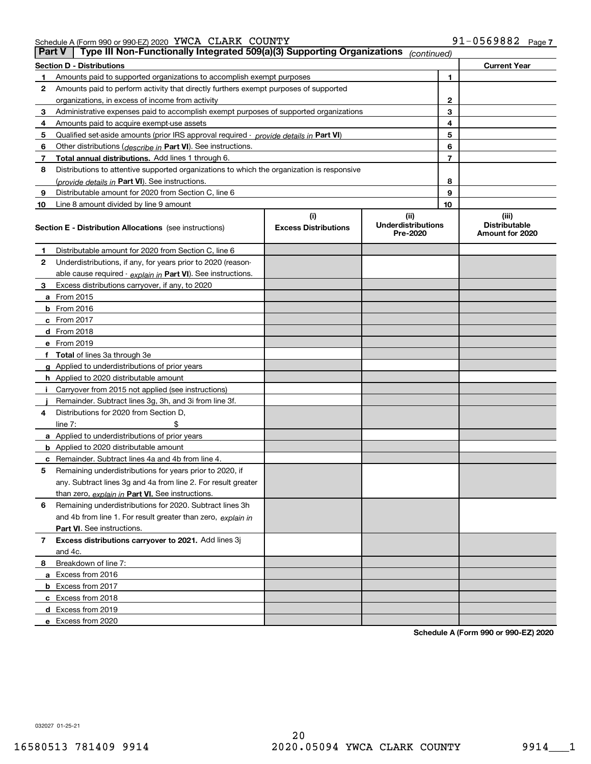Schedule A (Form 990 or 990-EZ) 2020 YWCA CLARK COUNTY 91-0569882

## Part V Type III Non-Functionally Integrated 509(a)(3) Supporting Organizations *(continued)*

| Section D - Distributions | | Current Year |
|---|---|---|
| **1** Amounts paid to supported organizations to accomplish exempt purposes | 1 | |
| **2** Amounts paid to perform activity that directly furthers exempt purposes of supported organizations, in excess of income from activity | 2 | |
| **3** Administrative expenses paid to accomplish exempt purposes of supported organizations | 3 | |
| **4** Amounts paid to acquire exempt-use assets | 4 | |
| **5** Qualified set-aside amounts (prior IRS approval required - *provide details in* **Part VI**) | 5 | |
| **6** Other distributions (*describe in* **Part VI**). See instructions. | 6 | |
| **7** **Total annual distributions.** Add lines 1 through 6. | 7 | |
| **8** Distributions to attentive supported organizations to which the organization is responsive (*provide details in* **Part VI**). See instructions. | 8 | |
| **9** Distributable amount for 2020 from Section C, line 6 | 9 | |
| **10** Line 8 amount divided by line 9 amount | 10 | |

| Section E - Distribution Allocations (see instructions) | (i) Excess Distributions | (ii) Underdistributions Pre-2020 | (iii) Distributable Amount for 2020 |
|---|---|---|---|
| **1** Distributable amount for 2020 from Section C, line 6 | | | |
| **2** Underdistributions, if any, for years prior to 2020 (reasonable cause required - *explain in* **Part VI**). See instructions. | | | |
| **3** Excess distributions carryover, if any, to 2020 | | | |
| **a** From 2015 | | | |
| **b** From 2016 | | | |
| **c** From 2017 | | | |
| **d** From 2018 | | | |
| **e** From 2019 | | | |
| **f** **Total** of lines 3a through 3e | | | |
| **g** Applied to underdistributions of prior years | | | |
| **h** Applied to 2020 distributable amount | | | |
| **i** Carryover from 2015 not applied (see instructions) | | | |
| **j** Remainder. Subtract lines 3g, 3h, and 3i from line 3f. | | | |
| **4** Distributions for 2020 from Section D, line 7: $ | | | |
| **a** Applied to underdistributions of prior years | | | |
| **b** Applied to 2020 distributable amount | | | |
| **c** Remainder. Subtract lines 4a and 4b from line 4. | | | |
| **5** Remaining underdistributions for years prior to 2020, if any. Subtract lines 3g and 4a from line 2. For result greater than zero, *explain in* **Part VI**. See instructions. | | | |
| **6** Remaining underdistributions for 2020. Subtract lines 3h and 4b from line 1. For result greater than zero, *explain in* **Part VI**. See instructions. | | | |
| **7** **Excess distributions carryover to 2021.** Add lines 3j and 4c. | | | |
| **8** Breakdown of line 7: | | | |
| **a** Excess from 2016 | | | |
| **b** Excess from 2017 | | | |
| **c** Excess from 2018 | | | |
| **d** Excess from 2019 | | | |
| **e** Excess from 2020 | | | |

**Schedule A (Form 990 or 990-EZ) 2020**

032027 01-25-21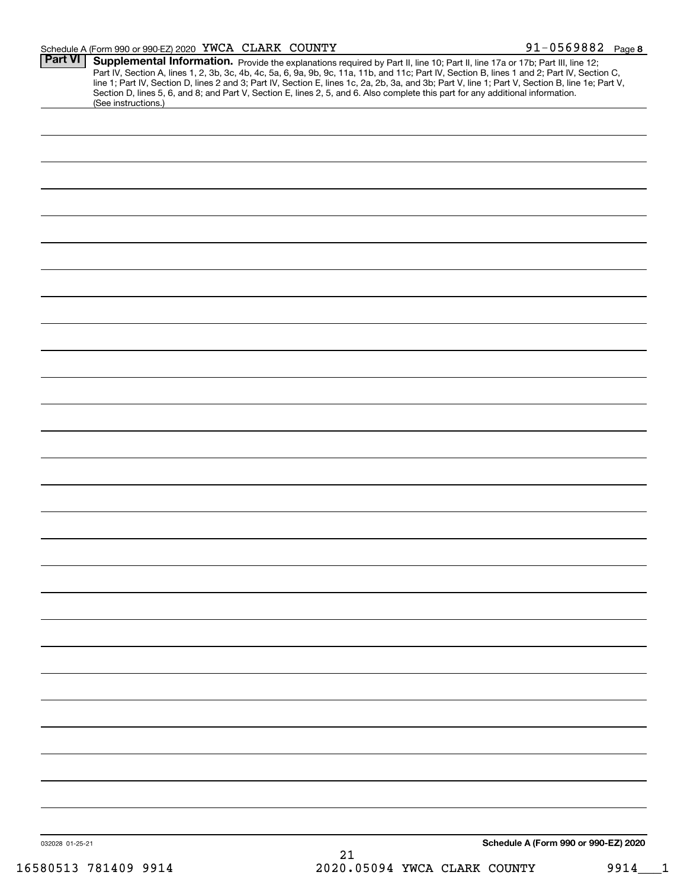Schedule A (Form 990 or 990-EZ) 2020 YWCA CLARK COUNTY 91-0569882 Page 8

**Part VI** **Supplemental Information.** Provide the explanations required by Part II, line 10; Part II, line 17a or 17b; Part III, line 12; Part IV, Section A, lines 1, 2, 3b, 3c, 4b, 4c, 5a, 6, 9a, 9b, 9c, 11a, 11b, and 11c; Part IV, Section B, lines 1 and 2; Part IV, Section C, line 1; Part IV, Section D, lines 2 and 3; Part IV, Section E, lines 1c, 2a, 2b, 3a, and 3b; Part V, line 1; Part V, Section B, line 1e; Part V, Section D, lines 5, 6, and 8; and Part V, Section E, lines 2, 5, and 6. Also complete this part for any additional information. (See instructions.)

032028 01-25-21

**Schedule A (Form 990 or 990-EZ) 2020**

16580513 781409 9914 2020.05094 YWCA CLARK COUNTY 9914___1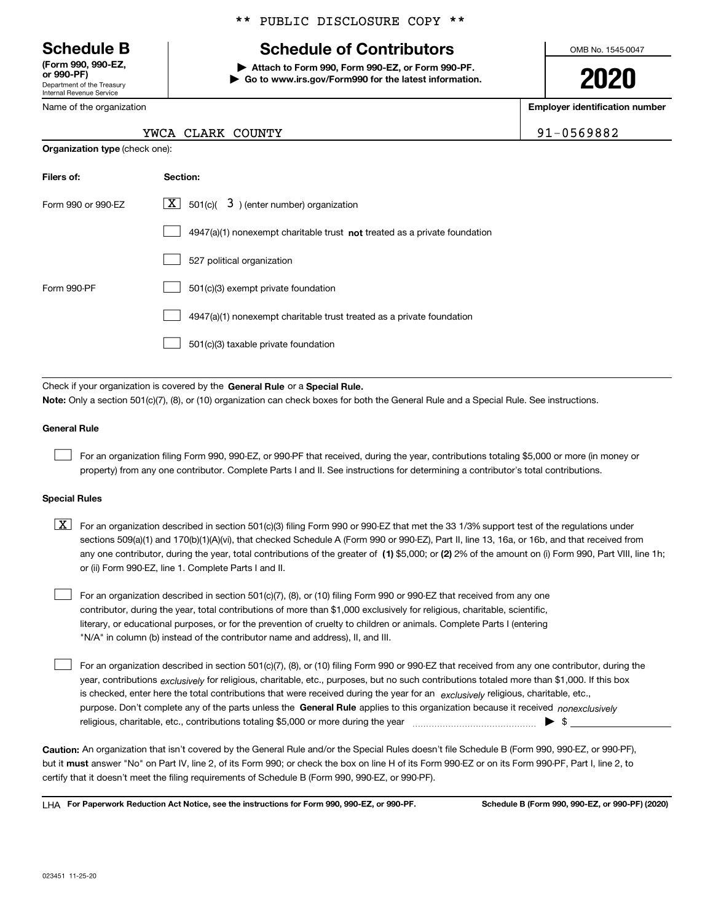\*\* PUBLIC DISCLOSURE COPY \*\*

# Schedule B

**(Form 990, 990-EZ, or 990-PF)**
Department of the Treasury
Internal Revenue Service

## Schedule of Contributors

▶ **Attach to Form 990, Form 990-EZ, or Form 990-PF.**
▶ **Go to www.irs.gov/Form990 for the latest information.**

OMB No. 1545-0047

**2020**

Name of the organization: YWCA CLARK COUNTY

**Employer identification number:** 91-0569882

**Organization type** (check one):

| **Filers of:** | **Section:** |
|---|---|
| Form 990 or 990-EZ | [X] 501(c)( 3 ) (enter number) organization |
| | [ ] 4947(a)(1) nonexempt charitable trust **not** treated as a private foundation |
| | [ ] 527 political organization |
| Form 990-PF | [ ] 501(c)(3) exempt private foundation |
| | [ ] 4947(a)(1) nonexempt charitable trust treated as a private foundation |
| | [ ] 501(c)(3) taxable private foundation |

Check if your organization is covered by the **General Rule** or a **Special Rule.**

**Note:** Only a section 501(c)(7), (8), or (10) organization can check boxes for both the General Rule and a Special Rule. See instructions.

**General Rule**

[ ] For an organization filing Form 990, 990-EZ, or 990-PF that received, during the year, contributions totaling $5,000 or more (in money or property) from any one contributor. Complete Parts I and II. See instructions for determining a contributor's total contributions.

**Special Rules**

[X] For an organization described in section 501(c)(3) filing Form 990 or 990-EZ that met the 33 1/3% support test of the regulations under sections 509(a)(1) and 170(b)(1)(A)(vi), that checked Schedule A (Form 990 or 990-EZ), Part II, line 13, 16a, or 16b, and that received from any one contributor, during the year, total contributions of the greater of **(1)** $5,000; or **(2)** 2% of the amount on (i) Form 990, Part VIII, line 1h; or (ii) Form 990-EZ, line 1. Complete Parts I and II.

[ ] For an organization described in section 501(c)(7), (8), or (10) filing Form 990 or 990-EZ that received from any one contributor, during the year, total contributions of more than $1,000 exclusively for religious, charitable, scientific, literary, or educational purposes, or for the prevention of cruelty to children or animals. Complete Parts I (entering "N/A" in column (b) instead of the contributor name and address), II, and III.

[ ] For an organization described in section 501(c)(7), (8), or (10) filing Form 990 or 990-EZ that received from any one contributor, during the year, contributions *exclusively* for religious, charitable, etc., purposes, but no such contributions totaled more than $1,000. If this box is checked, enter here the total contributions that were received during the year for an *exclusively* religious, charitable, etc., purpose. Don't complete any of the parts unless the **General Rule** applies to this organization because it received *nonexclusively* religious, charitable, etc., contributions totaling $5,000 or more during the year ▶ $ ______

**Caution:** An organization that isn't covered by the General Rule and/or the Special Rules doesn't file Schedule B (Form 990, 990-EZ, or 990-PF), but it **must** answer "No" on Part IV, line 2, of its Form 990; or check the box on line H of its Form 990-EZ or on its Form 990-PF, Part I, line 2, to certify that it doesn't meet the filing requirements of Schedule B (Form 990, 990-EZ, or 990-PF).

LHA **For Paperwork Reduction Act Notice, see the instructions for Form 990, 990-EZ, or 990-PF.** **Schedule B (Form 990, 990-EZ, or 990-PF) (2020)**

023451 11-25-20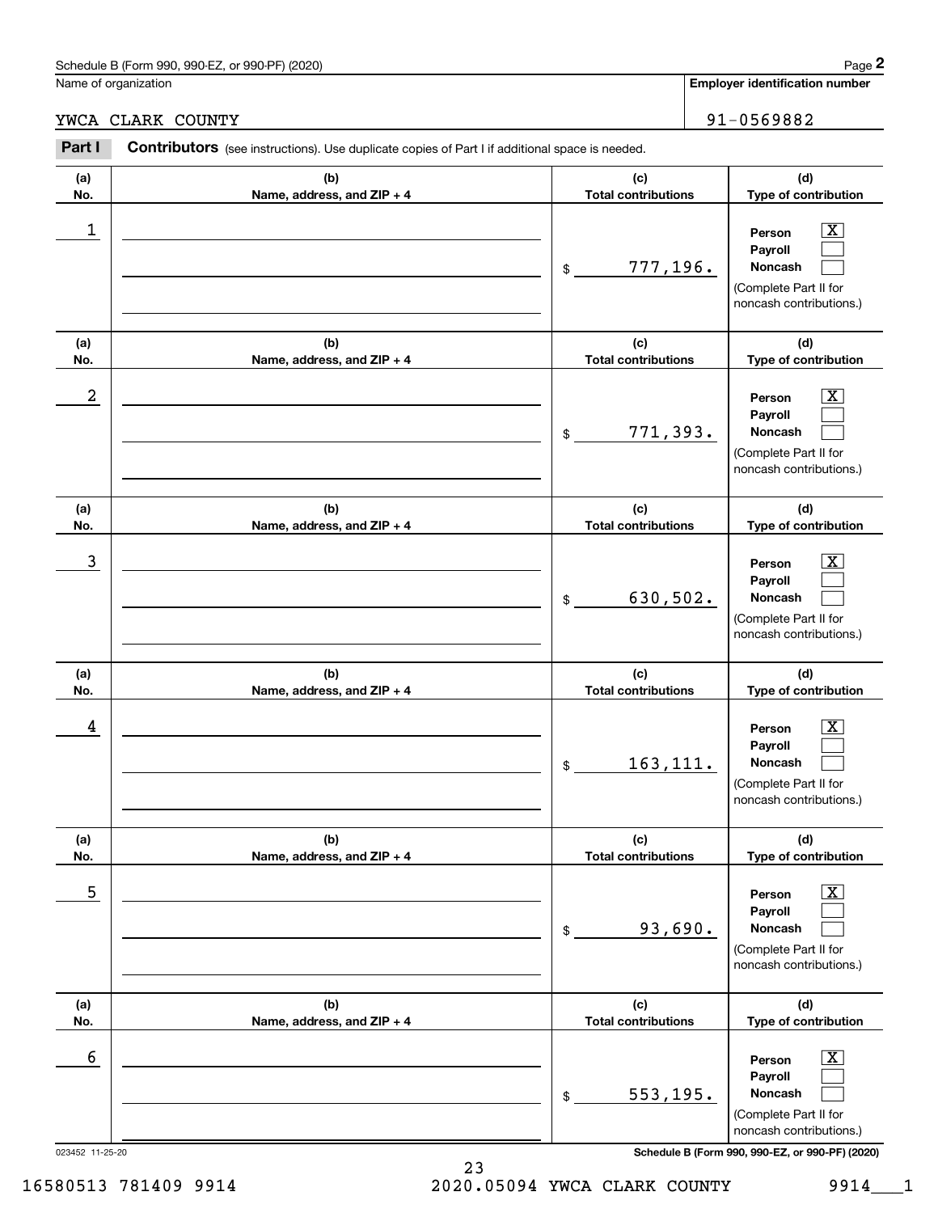Name of organization

YWCA CLARK COUNTY

**Employer identification number**

91-0569882

**Part I** **Contributors** (see instructions). Use duplicate copies of Part I if additional space is needed.

| (a) No. | (b) Name, address, and ZIP + 4 | (c) Total contributions | (d) Type of contribution |
|---|---|---|---|
| 1 | | $ 777,196. | Person [X] Payroll [ ] Noncash [ ] (Complete Part II for noncash contributions.) |
| 2 | | $ 771,393. | Person [X] Payroll [ ] Noncash [ ] (Complete Part II for noncash contributions.) |
| 3 | | $ 630,502. | Person [X] Payroll [ ] Noncash [ ] (Complete Part II for noncash contributions.) |
| 4 | | $ 163,111. | Person [X] Payroll [ ] Noncash [ ] (Complete Part II for noncash contributions.) |
| 5 | | $ 93,690. | Person [X] Payroll [ ] Noncash [ ] (Complete Part II for noncash contributions.) |
| 6 | | $ 553,195. | Person [X] Payroll [ ] Noncash [ ] (Complete Part II for noncash contributions.) |

023452 11-25-20

**Schedule B (Form 990, 990-EZ, or 990-PF) (2020)**

16580513 781409 9914 2020.05094 YWCA CLARK COUNTY 9914___1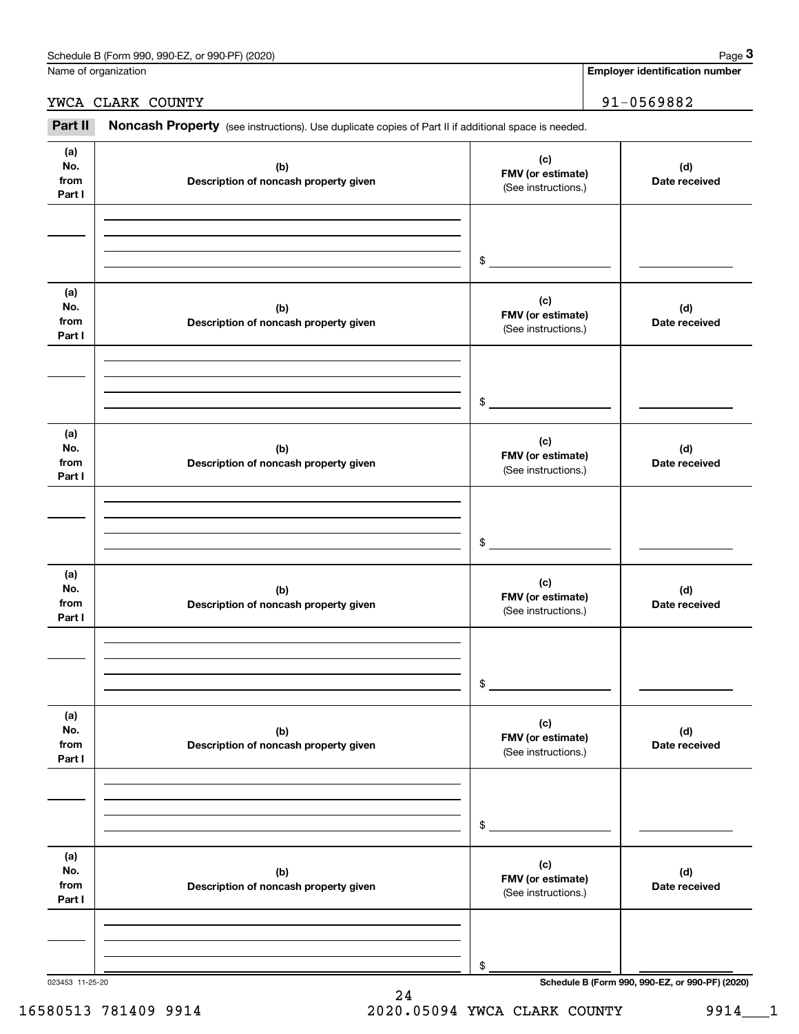Name of organization

YWCA CLARK COUNTY

**Employer identification number**

91-0569882

**Part II** **Noncash Property** (see instructions). Use duplicate copies of Part II if additional space is needed.

| (a) No. from Part I | (b) Description of noncash property given | (c) FMV (or estimate) (See instructions.) | (d) Date received |
|---|---|---|---|
| | | $ | |

| (a) No. from Part I | (b) Description of noncash property given | (c) FMV (or estimate) (See instructions.) | (d) Date received |
|---|---|---|---|
| | | $ | |

| (a) No. from Part I | (b) Description of noncash property given | (c) FMV (or estimate) (See instructions.) | (d) Date received |
|---|---|---|---|
| | | $ | |

| (a) No. from Part I | (b) Description of noncash property given | (c) FMV (or estimate) (See instructions.) | (d) Date received |
|---|---|---|---|
| | | $ | |

| (a) No. from Part I | (b) Description of noncash property given | (c) FMV (or estimate) (See instructions.) | (d) Date received |
|---|---|---|---|
| | | $ | |

| (a) No. from Part I | (b) Description of noncash property given | (c) FMV (or estimate) (See instructions.) | (d) Date received |
|---|---|---|---|
| | | $ | |

023453 11-25-20

16580513 781409 9914 2020.05094 YWCA CLARK COUNTY 9914___1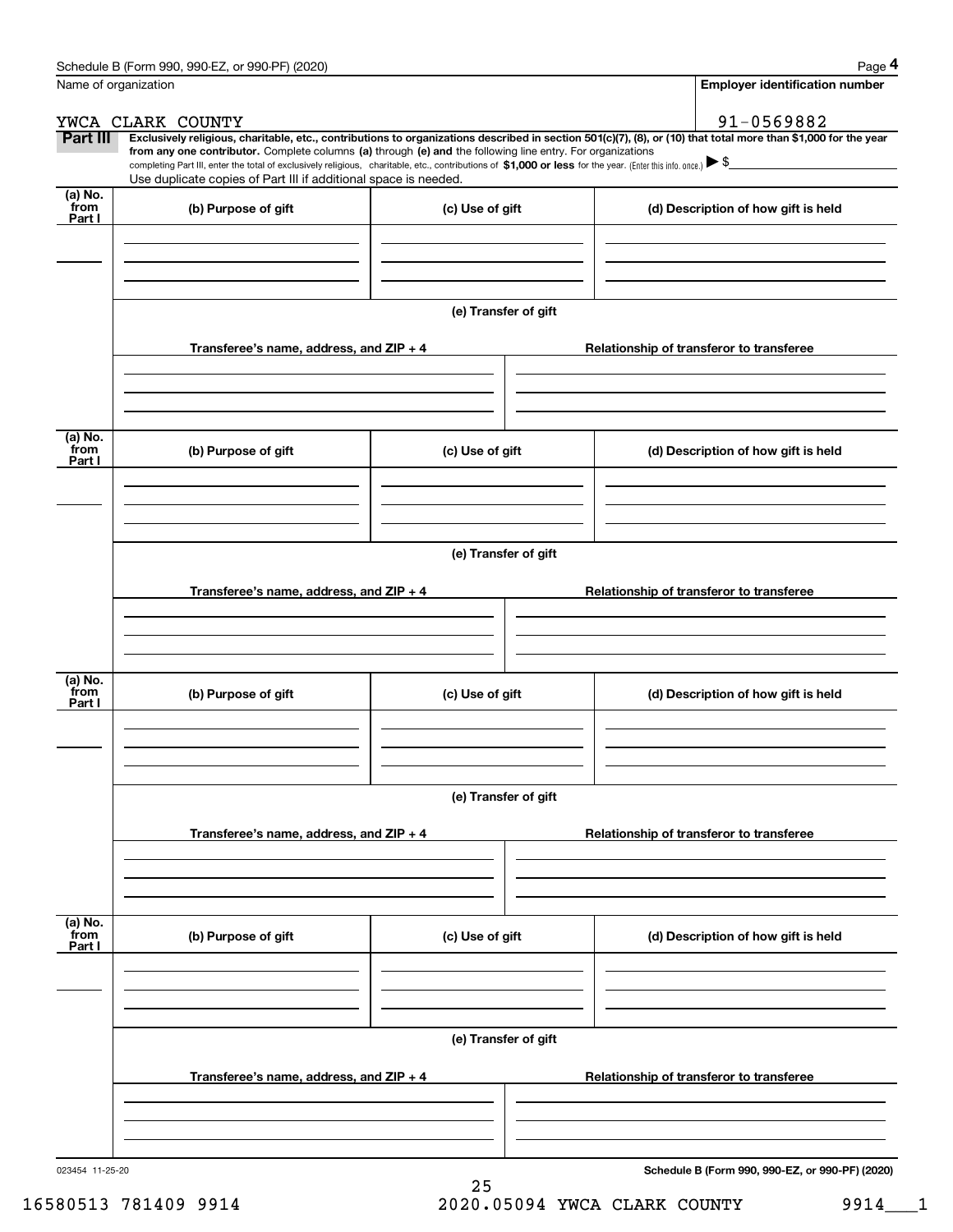Schedule B (Form 990, 990-EZ, or 990-PF) (2020) Page **4**

Name of organization: YWCA CLARK COUNTY

**Employer identification number**: 91-0569882

**Part III** **Exclusively religious, charitable, etc., contributions to organizations described in section 501(c)(7), (8), or (10) that total more than $1,000 for the year from any one contributor.** Complete columns **(a)** through **(e)** and the following line entry. For organizations completing Part III, enter the total of exclusively religious, charitable, etc., contributions of **$1,000 or less** for the year. (Enter this info. once.) ▶ $

Use duplicate copies of Part III if additional space is needed.

| (a) No. from Part I | (b) Purpose of gift | (c) Use of gift | (d) Description of how gift is held |
|---|---|---|---|
| | | | |

**(e) Transfer of gift**

| Transferee's name, address, and ZIP + 4 | Relationship of transferor to transferee |
|---|---|
| | |

| (a) No. from Part I | (b) Purpose of gift | (c) Use of gift | (d) Description of how gift is held |
|---|---|---|---|
| | | | |

**(e) Transfer of gift**

| Transferee's name, address, and ZIP + 4 | Relationship of transferor to transferee |
|---|---|
| | |

| (a) No. from Part I | (b) Purpose of gift | (c) Use of gift | (d) Description of how gift is held |
|---|---|---|---|
| | | | |

**(e) Transfer of gift**

| Transferee's name, address, and ZIP + 4 | Relationship of transferor to transferee |
|---|---|
| | |

| (a) No. from Part I | (b) Purpose of gift | (c) Use of gift | (d) Description of how gift is held |
|---|---|---|---|
| | | | |

**(e) Transfer of gift**

| Transferee's name, address, and ZIP + 4 | Relationship of transferor to transferee |
|---|---|
| | |

023454 11-25-20 **Schedule B (Form 990, 990-EZ, or 990-PF) (2020)**

16580513 781409 9914 2020.05094 YWCA CLARK COUNTY 9914___1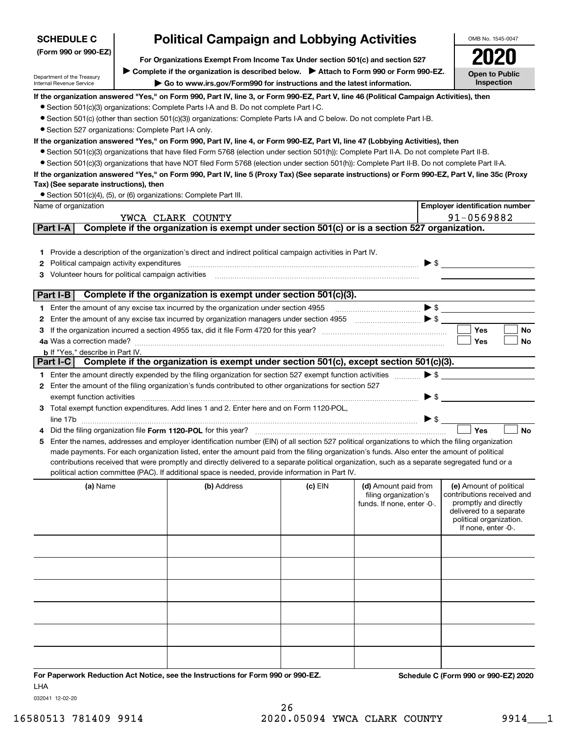**SCHEDULE C**
**(Form 990 or 990-EZ)**

Department of the Treasury
Internal Revenue Service

# Political Campaign and Lobbying Activities

**For Organizations Exempt From Income Tax Under section 501(c) and section 527**

▶ **Complete if the organization is described below.** ▶ **Attach to Form 990 or Form 990-EZ.**

▶ **Go to www.irs.gov/Form990 for instructions and the latest information.**

OMB No. 1545-0047

**2020**

**Open to Public Inspection**

**If the organization answered "Yes," on Form 990, Part IV, line 3, or Form 990-EZ, Part V, line 46 (Political Campaign Activities), then**

- Section 501(c)(3) organizations: Complete Parts I-A and B. Do not complete Part I-C.
- Section 501(c) (other than section 501(c)(3)) organizations: Complete Parts I-A and C below. Do not complete Part I-B.
- Section 527 organizations: Complete Part I-A only.

**If the organization answered "Yes," on Form 990, Part IV, line 4, or Form 990-EZ, Part VI, line 47 (Lobbying Activities), then**

- Section 501(c)(3) organizations that have filed Form 5768 (election under section 501(h)): Complete Part II-A. Do not complete Part II-B.
- Section 501(c)(3) organizations that have NOT filed Form 5768 (election under section 501(h)): Complete Part II-B. Do not complete Part II-A.

**If the organization answered "Yes," on Form 990, Part IV, line 5 (Proxy Tax) (See separate instructions) or Form 990-EZ, Part V, line 35c (Proxy Tax) (See separate instructions), then**

- Section 501(c)(4), (5), or (6) organizations: Complete Part III.

| Name of organization | Employer identification number |
|---|---|
| YWCA CLARK COUNTY | 91-0569882 |

## Part I-A Complete if the organization is exempt under section 501(c) or is a section 527 organization.

1. Provide a description of the organization's direct and indirect political campaign activities in Part IV.
2. Political campaign activity expenditures ▶ $
3. Volunteer hours for political campaign activities

## Part I-B Complete if the organization is exempt under section 501(c)(3).

1. Enter the amount of any excise tax incurred by the organization under section 4955 ▶ $
2. Enter the amount of any excise tax incurred by organization managers under section 4955 ▶ $
3. If the organization incurred a section 4955 tax, did it file Form 4720 for this year? ☐ Yes ☐ No

4a. Was a correction made? ☐ Yes ☐ No

b. If "Yes," describe in Part IV.

## Part I-C Complete if the organization is exempt under section 501(c), except section 501(c)(3).

1. Enter the amount directly expended by the filing organization for section 527 exempt function activities ▶ $
2. Enter the amount of the filing organization's funds contributed to other organizations for section 527 exempt function activities ▶ $
3. Total exempt function expenditures. Add lines 1 and 2. Enter here and on Form 1120-POL, line 17b ▶ $
4. Did the filing organization file **Form 1120-POL** for this year? ☐ Yes ☐ No
5. Enter the names, addresses and employer identification number (EIN) of all section 527 political organizations to which the filing organization made payments. For each organization listed, enter the amount paid from the filing organization's funds. Also enter the amount of political contributions received that were promptly and directly delivered to a separate political organization, such as a separate segregated fund or a political action committee (PAC). If additional space is needed, provide information in Part IV.

| (a) Name | (b) Address | (c) EIN | (d) Amount paid from filing organization's funds. If none, enter -0-. | (e) Amount of political contributions received and promptly and directly delivered to a separate political organization. If none, enter -0-. |
|---|---|---|---|---|
| | | | | |
| | | | | |
| | | | | |
| | | | | |
| | | | | |
| | | | | |

**For Paperwork Reduction Act Notice, see the Instructions for Form 990 or 990-EZ.**

LHA

**Schedule C (Form 990 or 990-EZ) 2020**

032041 12-02-20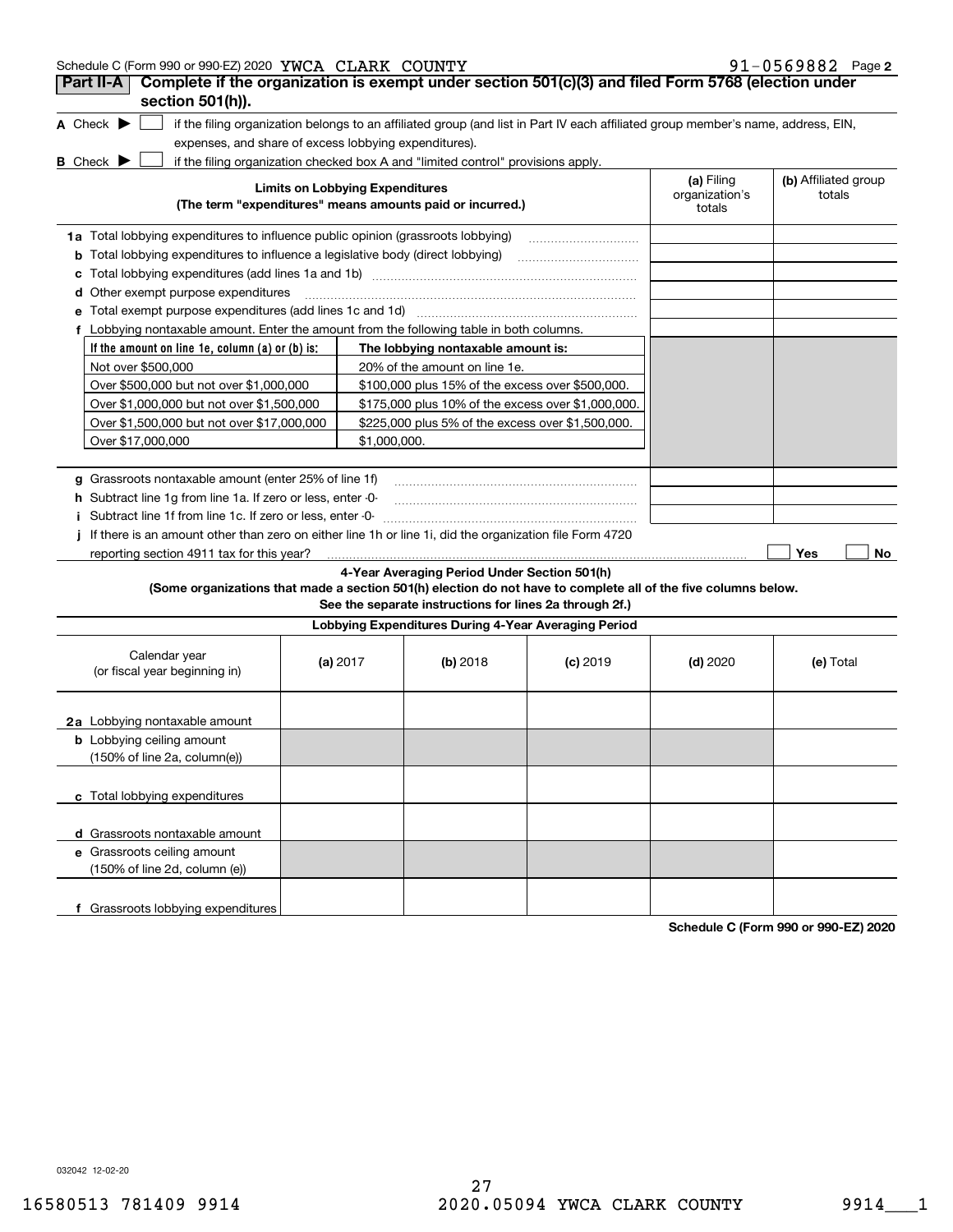Schedule C (Form 990 or 990-EZ) 2020 YWCA CLARK COUNTY 91-0569882

## Part II-A Complete if the organization is exempt under section 501(c)(3) and filed Form 5768 (election under section 501(h)).

**A** Check ▶ ☐ if the filing organization belongs to an affiliated group (and list in Part IV each affiliated group member's name, address, EIN, expenses, and share of excess lobbying expenditures).

**B** Check ▶ ☐ if the filing organization checked box A and "limited control" provisions apply.

| Limits on Lobbying Expenditures (The term "expenditures" means amounts paid or incurred.) | (a) Filing organization's totals | (b) Affiliated group totals |
|---|---|---|
| **1a** Total lobbying expenditures to influence public opinion (grassroots lobbying) | | |
| **b** Total lobbying expenditures to influence a legislative body (direct lobbying) | | |
| **c** Total lobbying expenditures (add lines 1a and 1b) | | |
| **d** Other exempt purpose expenditures | | |
| **e** Total exempt purpose expenditures (add lines 1c and 1d) | | |
| **f** Lobbying nontaxable amount. Enter the amount from the following table in both columns. | | |

| If the amount on line 1e, column (a) or (b) is: | The lobbying nontaxable amount is: |
|---|---|
| Not over $500,000 | 20% of the amount on line 1e. |
| Over $500,000 but not over $1,000,000 | $100,000 plus 15% of the excess over $500,000. |
| Over $1,000,000 but not over $1,500,000 | $175,000 plus 10% of the excess over $1,000,000. |
| Over $1,500,000 but not over $17,000,000 | $225,000 plus 5% of the excess over $1,500,000. |
| Over $17,000,000 | $1,000,000. |

| | (a) Filing organization's totals | (b) Affiliated group totals |
|---|---|---|
| **g** Grassroots nontaxable amount (enter 25% of line 1f) | | |
| **h** Subtract line 1g from line 1a. If zero or less, enter -0- | | |
| **i** Subtract line 1f from line 1c. If zero or less, enter -0- | | |

**j** If there is an amount other than zero on either line 1h or line 1i, did the organization file Form 4720 reporting section 4911 tax for this year? ☐ Yes ☐ No

### 4-Year Averaging Period Under Section 501(h)

**(Some organizations that made a section 501(h) election do not have to complete all of the five columns below. See the separate instructions for lines 2a through 2f.)**

**Lobbying Expenditures During 4-Year Averaging Period**

| Calendar year (or fiscal year beginning in) | (a) 2017 | (b) 2018 | (c) 2019 | (d) 2020 | (e) Total |
|---|---|---|---|---|---|
| **2a** Lobbying nontaxable amount | | | | | |
| **b** Lobbying ceiling amount (150% of line 2a, column(e)) | | | | | |
| **c** Total lobbying expenditures | | | | | |
| **d** Grassroots nontaxable amount | | | | | |
| **e** Grassroots ceiling amount (150% of line 2d, column (e)) | | | | | |
| **f** Grassroots lobbying expenditures | | | | | |

Schedule C (Form 990 or 990-EZ) 2020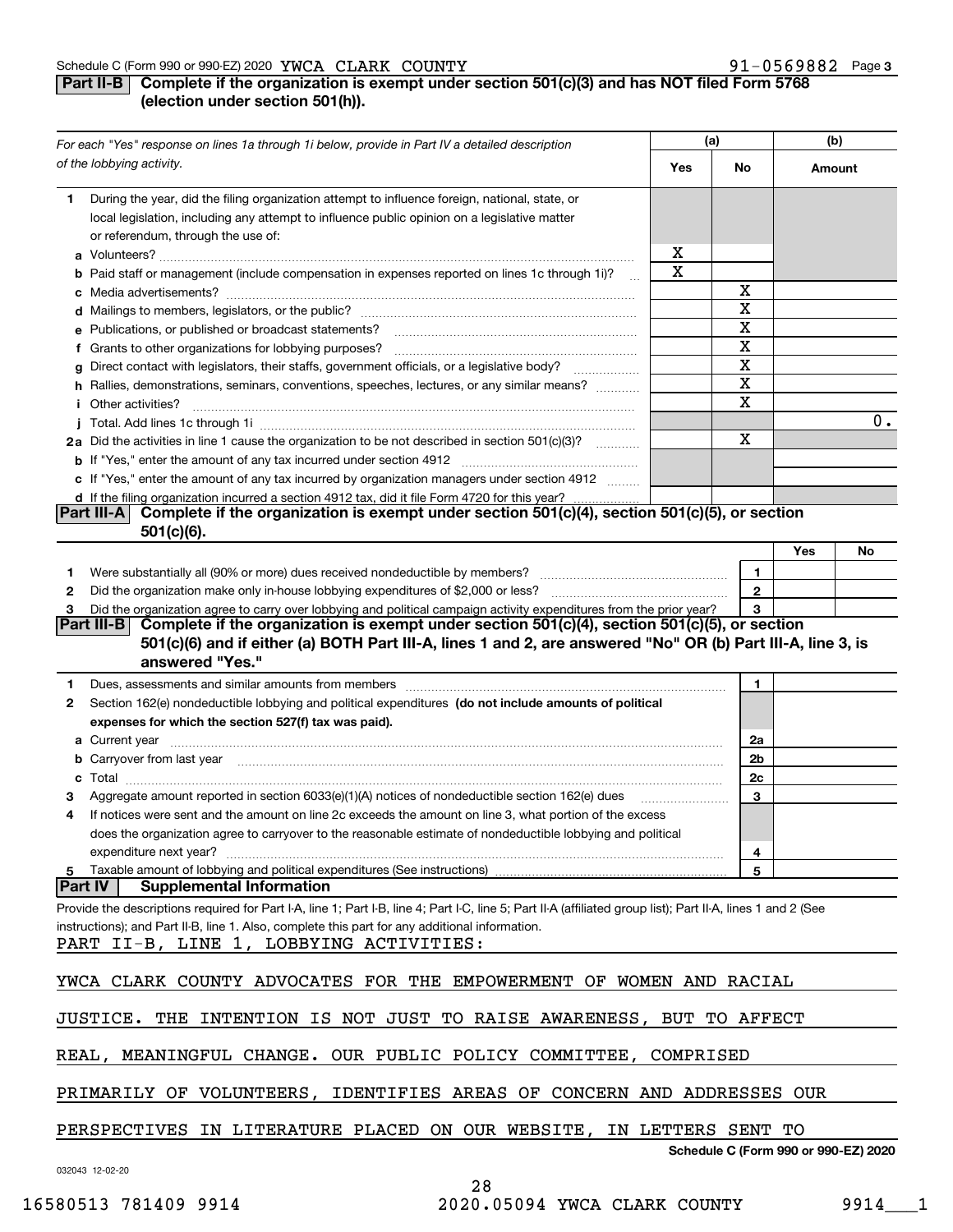Schedule C (Form 990 or 990-EZ) 2020 YWCA CLARK COUNTY 91-0569882 Page 3

## Part II-B Complete if the organization is exempt under section 501(c)(3) and has NOT filed Form 5768 (election under section 501(h)).

| For each "Yes" response on lines 1a through 1i below, provide in Part IV a detailed description of the lobbying activity. | (a) Yes | (a) No | (b) Amount |
|---|---|---|---|
| **1** During the year, did the filing organization attempt to influence foreign, national, state, or local legislation, including any attempt to influence public opinion on a legislative matter or referendum, through the use of: | | | |
| **a** Volunteers? | X | | |
| **b** Paid staff or management (include compensation in expenses reported on lines 1c through 1i)? | X | | |
| **c** Media advertisements? | | X | |
| **d** Mailings to members, legislators, or the public? | | X | |
| **e** Publications, or published or broadcast statements? | | X | |
| **f** Grants to other organizations for lobbying purposes? | | X | |
| **g** Direct contact with legislators, their staffs, government officials, or a legislative body? | | X | |
| **h** Rallies, demonstrations, seminars, conventions, speeches, lectures, or any similar means? | | X | |
| **i** Other activities? | | X | |
| **j** Total. Add lines 1c through 1i | | | 0. |
| **2a** Did the activities in line 1 cause the organization to be not described in section 501(c)(3)? | | X | |
| **b** If "Yes," enter the amount of any tax incurred under section 4912 | | | |
| **c** If "Yes," enter the amount of any tax incurred by organization managers under section 4912 | | | |
| **d** If the filing organization incurred a section 4912 tax, did it file Form 4720 for this year? | | | |

## Part III-A Complete if the organization is exempt under section 501(c)(4), section 501(c)(5), or section 501(c)(6).

| | | | Yes | No |
|---|---|---|---|---|
| **1** | Were substantially all (90% or more) dues received nondeductible by members? | 1 | | |
| **2** | Did the organization make only in-house lobbying expenditures of $2,000 or less? | 2 | | |
| **3** | Did the organization agree to carry over lobbying and political campaign activity expenditures from the prior year? | 3 | | |

## Part III-B Complete if the organization is exempt under section 501(c)(4), section 501(c)(5), or section 501(c)(6) and if either (a) BOTH Part III-A, lines 1 and 2, are answered "No" OR (b) Part III-A, line 3, is answered "Yes."

| | | | |
|---|---|---|---|
| **1** | Dues, assessments and similar amounts from members | 1 | |
| **2** | Section 162(e) nondeductible lobbying and political expenditures **(do not include amounts of political expenses for which the section 527(f) tax was paid).** | | |
| **a** | Current year | 2a | |
| **b** | Carryover from last year | 2b | |
| **c** | Total | 2c | |
| **3** | Aggregate amount reported in section 6033(e)(1)(A) notices of nondeductible section 162(e) dues | 3 | |
| **4** | If notices were sent and the amount on line 2c exceeds the amount on line 3, what portion of the excess does the organization agree to carryover to the reasonable estimate of nondeductible lobbying and political expenditure next year? | 4 | |
| **5** | Taxable amount of lobbying and political expenditures (See instructions) | 5 | |

## Part IV Supplemental Information

Provide the descriptions required for Part I-A, line 1; Part I-B, line 4; Part I-C, line 5; Part II-A (affiliated group list); Part II-A, lines 1 and 2 (See instructions); and Part II-B, line 1. Also, complete this part for any additional information.

PART II-B, LINE 1, LOBBYING ACTIVITIES:

YWCA CLARK COUNTY ADVOCATES FOR THE EMPOWERMENT OF WOMEN AND RACIAL JUSTICE. THE INTENTION IS NOT JUST TO RAISE AWARENESS, BUT TO AFFECT REAL, MEANINGFUL CHANGE. OUR PUBLIC POLICY COMMITTEE, COMPRISED PRIMARILY OF VOLUNTEERS, IDENTIFIES AREAS OF CONCERN AND ADDRESSES OUR PERSPECTIVES IN LITERATURE PLACED ON OUR WEBSITE, IN LETTERS SENT TO

Schedule C (Form 990 or 990-EZ) 2020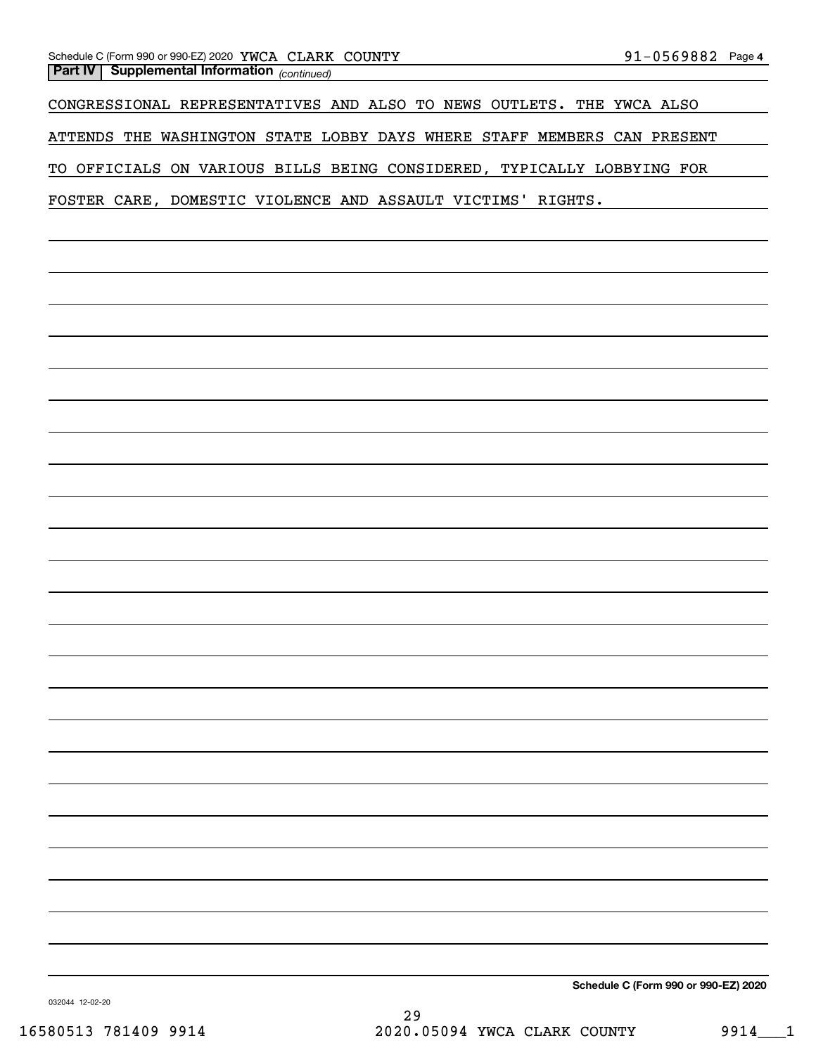**Part IV | Supplemental Information** *(continued)*

CONGRESSIONAL REPRESENTATIVES AND ALSO TO NEWS OUTLETS. THE YWCA ALSO ATTENDS THE WASHINGTON STATE LOBBY DAYS WHERE STAFF MEMBERS CAN PRESENT TO OFFICIALS ON VARIOUS BILLS BEING CONSIDERED, TYPICALLY LOBBYING FOR FOSTER CARE, DOMESTIC VIOLENCE AND ASSAULT VICTIMS' RIGHTS.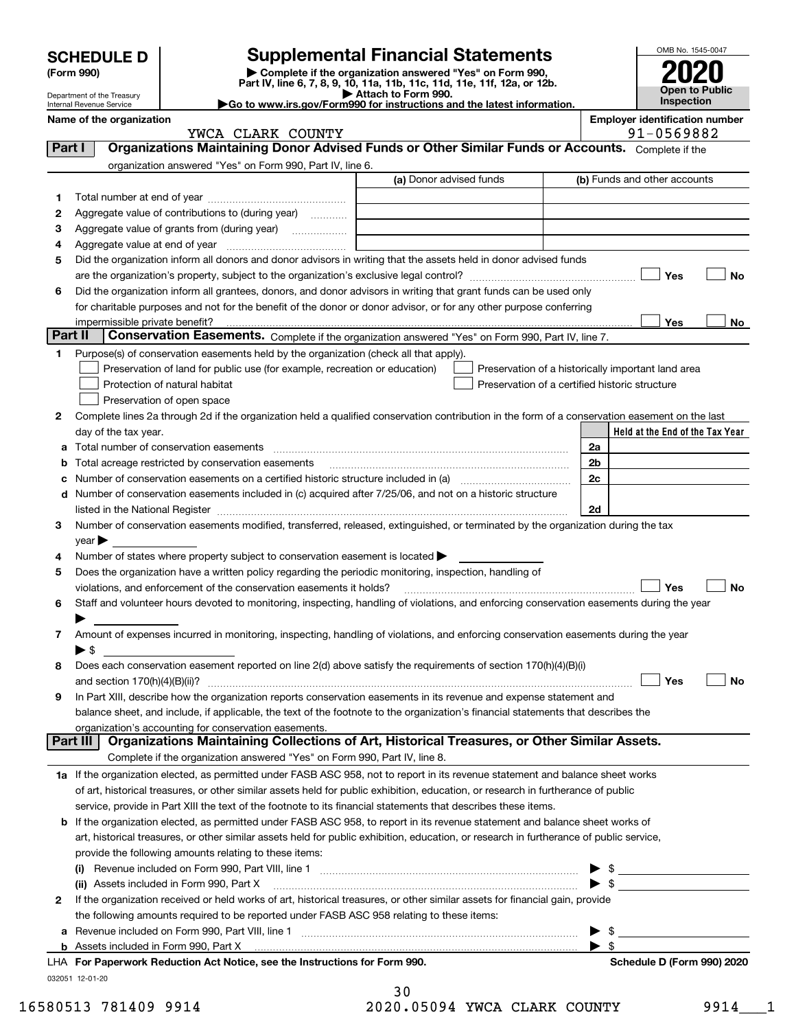# SCHEDULE D (Form 990)

Department of the Treasury
Internal Revenue Service

## Supplemental Financial Statements

▶ Complete if the organization answered "Yes" on Form 990, Part IV, line 6, 7, 8, 9, 10, 11a, 11b, 11c, 11d, 11e, 11f, 12a, or 12b.
▶ Attach to Form 990.
▶Go to www.irs.gov/Form990 for instructions and the latest information.

OMB No. 1545-0047

**2020**

**Open to Public Inspection**

**Name of the organization**
YWCA CLARK COUNTY

**Employer identification number**
91-0569882

## Part I — Organizations Maintaining Donor Advised Funds or Other Similar Funds or Accounts.

Complete if the organization answered "Yes" on Form 990, Part IV, line 6.

| | | (a) Donor advised funds | (b) Funds and other accounts |
|---|---|---|---|
| 1 | Total number at end of year | | |
| 2 | Aggregate value of contributions to (during year) | | |
| 3 | Aggregate value of grants from (during year) | | |
| 4 | Aggregate value at end of year | | |

5 Did the organization inform all donors and donor advisors in writing that the assets held in donor advised funds are the organization's property, subject to the organization's exclusive legal control? ☐ Yes ☐ No

6 Did the organization inform all grantees, donors, and donor advisors in writing that grant funds can be used only for charitable purposes and not for the benefit of the donor or donor advisor, or for any other purpose conferring impermissible private benefit? ☐ Yes ☐ No

## Part II — Conservation Easements.

Complete if the organization answered "Yes" on Form 990, Part IV, line 7.

1 Purpose(s) of conservation easements held by the organization (check all that apply).

- ☐ Preservation of land for public use (for example, recreation or education)
- ☐ Protection of natural habitat
- ☐ Preservation of open space
- ☐ Preservation of a historically important land area
- ☐ Preservation of a certified historic structure

2 Complete lines 2a through 2d if the organization held a qualified conservation contribution in the form of a conservation easement on the last day of the tax year.

| | | | Held at the End of the Tax Year |
|---|---|---|---|
| a | Total number of conservation easements | 2a | |
| b | Total acreage restricted by conservation easements | 2b | |
| c | Number of conservation easements on a certified historic structure included in (a) | 2c | |
| d | Number of conservation easements included in (c) acquired after 7/25/06, and not on a historic structure listed in the National Register | 2d | |

3 Number of conservation easements modified, transferred, released, extinguished, or terminated by the organization during the tax year ▶

4 Number of states where property subject to conservation easement is located ▶

5 Does the organization have a written policy regarding the periodic monitoring, inspection, handling of violations, and enforcement of the conservation easements it holds? ☐ Yes ☐ No

6 Staff and volunteer hours devoted to monitoring, inspecting, handling of violations, and enforcing conservation easements during the year ▶

7 Amount of expenses incurred in monitoring, inspecting, handling of violations, and enforcing conservation easements during the year ▶ $

8 Does each conservation easement reported on line 2(d) above satisfy the requirements of section 170(h)(4)(B)(i) and section 170(h)(4)(B)(ii)? ☐ Yes ☐ No

9 In Part XIII, describe how the organization reports conservation easements in its revenue and expense statement and balance sheet, and include, if applicable, the text of the footnote to the organization's financial statements that describes the organization's accounting for conservation easements.

## Part III — Organizations Maintaining Collections of Art, Historical Treasures, or Other Similar Assets.

Complete if the organization answered "Yes" on Form 990, Part IV, line 8.

1a If the organization elected, as permitted under FASB ASC 958, not to report in its revenue statement and balance sheet works of art, historical treasures, or other similar assets held for public exhibition, education, or research in furtherance of public service, provide in Part XIII the text of the footnote to its financial statements that describes these items.

b If the organization elected, as permitted under FASB ASC 958, to report in its revenue statement and balance sheet works of art, historical treasures, or other similar assets held for public exhibition, education, or research in furtherance of public service, provide the following amounts relating to these items:

(i) Revenue included on Form 990, Part VIII, line 1 ▶ $

(ii) Assets included in Form 990, Part X ▶ $

2 If the organization received or held works of art, historical treasures, or other similar assets for financial gain, provide the following amounts required to be reported under FASB ASC 958 relating to these items:

a Revenue included on Form 990, Part VIII, line 1 ▶ $

b Assets included in Form 990, Part X ▶ $

LHA **For Paperwork Reduction Act Notice, see the Instructions for Form 990.** **Schedule D (Form 990) 2020**

032051 12-01-20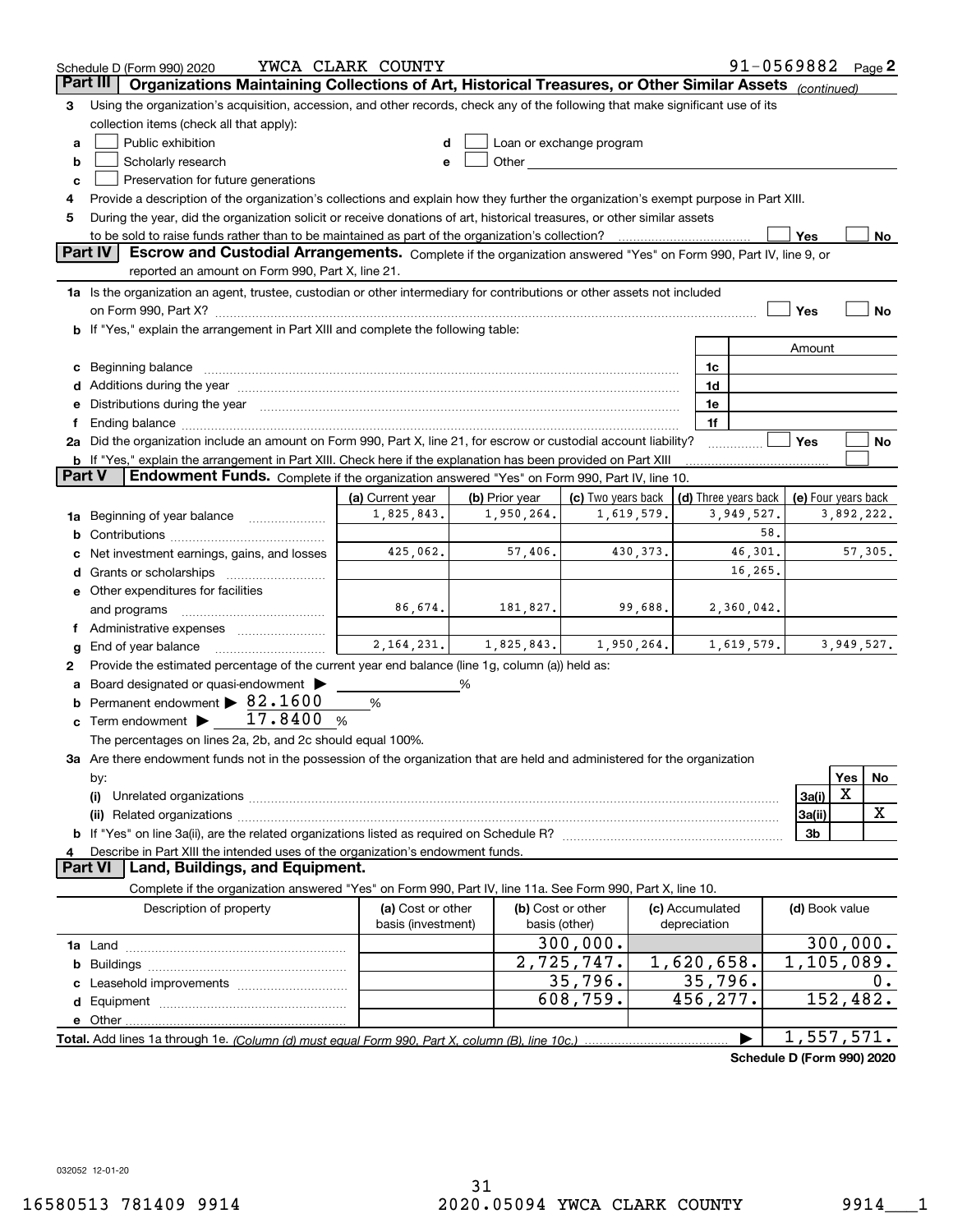Schedule D (Form 990) 2020 YWCA CLARK COUNTY 91-0569882 Page 2

**Part III Organizations Maintaining Collections of Art, Historical Treasures, or Other Similar Assets** *(continued)*

3 Using the organization's acquisition, accession, and other records, check any of the following that make significant use of its collection items (check all that apply):

a ☐ Public exhibition
b ☐ Scholarly research
c ☐ Preservation for future generations
d ☐ Loan or exchange program
e ☐ Other

4 Provide a description of the organization's collections and explain how they further the organization's exempt purpose in Part XIII.

5 During the year, did the organization solicit or receive donations of art, historical treasures, or other similar assets to be sold to raise funds rather than to be maintained as part of the organization's collection? ☐ Yes ☐ No

**Part IV Escrow and Custodial Arrangements.** Complete if the organization answered "Yes" on Form 990, Part IV, line 9, or reported an amount on Form 990, Part X, line 21.

1a Is the organization an agent, trustee, custodian or other intermediary for contributions or other assets not included on Form 990, Part X? ☐ Yes ☐ No

b If "Yes," explain the arrangement in Part XIII and complete the following table:

| | | Amount |
|---|---|---|
| c Beginning balance | 1c | |
| d Additions during the year | 1d | |
| e Distributions during the year | 1e | |
| f Ending balance | 1f | |

2a Did the organization include an amount on Form 990, Part X, line 21, for escrow or custodial account liability? ☐ Yes ☐ No

b If "Yes," explain the arrangement in Part XIII. Check here if the explanation has been provided on Part XIII ☐

**Part V Endowment Funds.** Complete if the organization answered "Yes" on Form 990, Part IV, line 10.

| | (a) Current year | (b) Prior year | (c) Two years back | (d) Three years back | (e) Four years back |
|---|---|---|---|---|---|
| 1a Beginning of year balance | 1,825,843. | 1,950,264. | 1,619,579. | 3,949,527. | 3,892,222. |
| b Contributions | | | | 58. | |
| c Net investment earnings, gains, and losses | 425,062. | 57,406. | 430,373. | 46,301. | 57,305. |
| d Grants or scholarships | | | | 16,265. | |
| e Other expenditures for facilities and programs | 86,674. | 181,827. | 99,688. | 2,360,042. | |
| f Administrative expenses | | | | | |
| g End of year balance | 2,164,231. | 1,825,843. | 1,950,264. | 1,619,579. | 3,949,527. |

2 Provide the estimated percentage of the current year end balance (line 1g, column (a)) held as:

a Board designated or quasi-endowment ▶ ______ %
b Permanent endowment ▶ 82.1600 %
c Term endowment ▶ 17.8400 %

The percentages on lines 2a, 2b, and 2c should equal 100%.

3a Are there endowment funds not in the possession of the organization that are held and administered for the organization by:

| | | Yes | No |
|---|---|---|---|
| (i) Unrelated organizations | 3a(i) | X | |
| (ii) Related organizations | 3a(ii) | | X |
| b If "Yes" on line 3a(ii), are the related organizations listed as required on Schedule R? | 3b | | |

4 Describe in Part XIII the intended uses of the organization's endowment funds.

**Part VI Land, Buildings, and Equipment.**

Complete if the organization answered "Yes" on Form 990, Part IV, line 11a. See Form 990, Part X, line 10.

| Description of property | (a) Cost or other basis (investment) | (b) Cost or other basis (other) | (c) Accumulated depreciation | (d) Book value |
|---|---|---|---|---|
| 1a Land | | 300,000. | | 300,000. |
| b Buildings | | 2,725,747. | 1,620,658. | 1,105,089. |
| c Leasehold improvements | | 35,796. | 35,796. | 0. |
| d Equipment | | 608,759. | 456,277. | 152,482. |
| e Other | | | | |
| **Total.** Add lines 1a through 1e. *(Column (d) must equal Form 990, Part X, column (B), line 10c.)* | | | ▶ | 1,557,571. |

**Schedule D (Form 990) 2020**

032052 12-01-20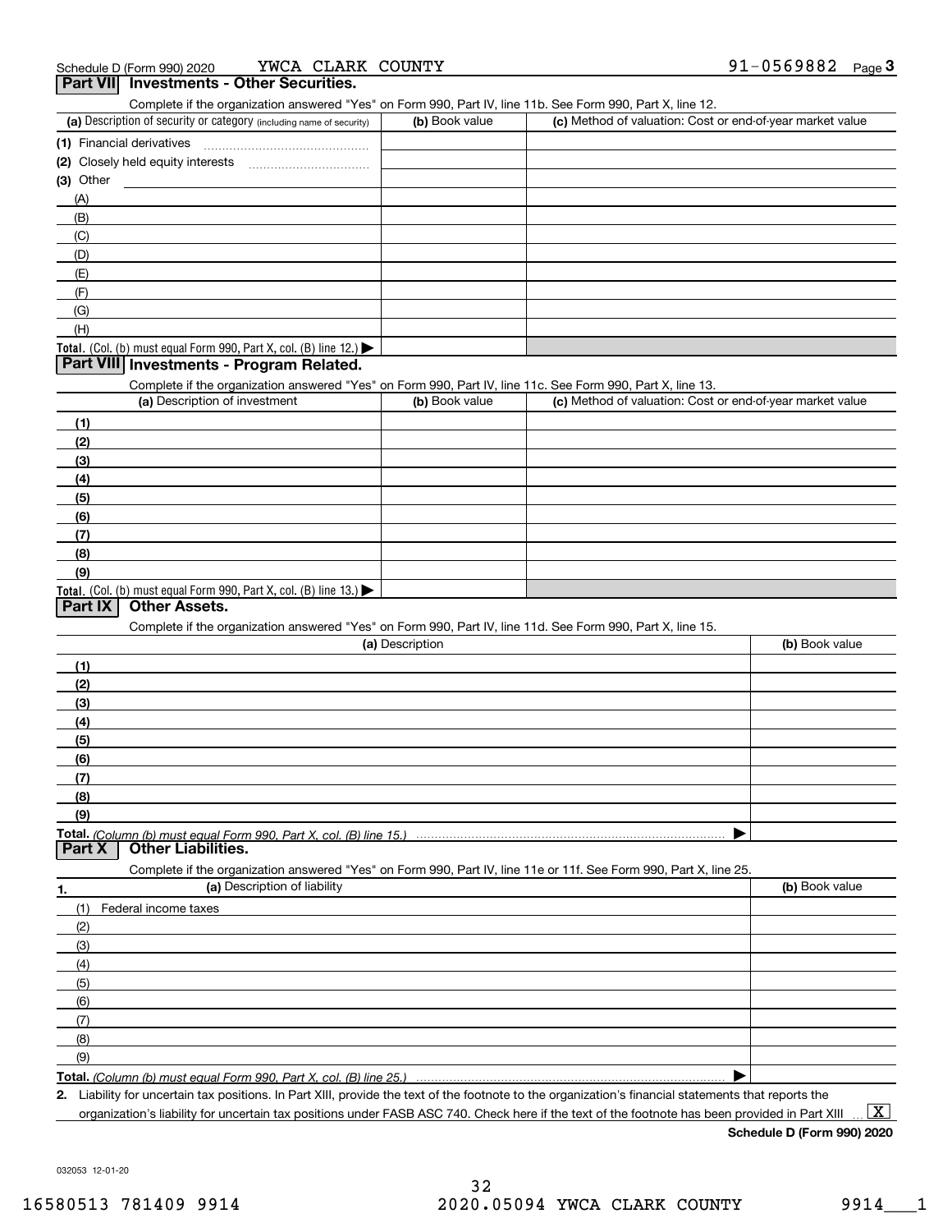Schedule D (Form 990) 2020 YWCA CLARK COUNTY 91-0569882 Page 3

## Part VII Investments - Other Securities.

Complete if the organization answered "Yes" on Form 990, Part IV, line 11b. See Form 990, Part X, line 12.

| (a) Description of security or category (including name of security) | (b) Book value | (c) Method of valuation: Cost or end-of-year market value |
|---|---|---|
| (1) Financial derivatives | | |
| (2) Closely held equity interests | | |
| (3) Other | | |
| (A) | | |
| (B) | | |
| (C) | | |
| (D) | | |
| (E) | | |
| (F) | | |
| (G) | | |
| (H) | | |
| **Total.** (Col. (b) must equal Form 990, Part X, col. (B) line 12.) ▶ | | |

## Part VIII Investments - Program Related.

Complete if the organization answered "Yes" on Form 990, Part IV, line 11c. See Form 990, Part X, line 13.

| (a) Description of investment | (b) Book value | (c) Method of valuation: Cost or end-of-year market value |
|---|---|---|
| (1) | | |
| (2) | | |
| (3) | | |
| (4) | | |
| (5) | | |
| (6) | | |
| (7) | | |
| (8) | | |
| (9) | | |
| **Total.** (Col. (b) must equal Form 990, Part X, col. (B) line 13.) ▶ | | |

## Part IX Other Assets.

Complete if the organization answered "Yes" on Form 990, Part IV, line 11d. See Form 990, Part X, line 15.

| (a) Description | (b) Book value |
|---|---|
| (1) | |
| (2) | |
| (3) | |
| (4) | |
| (5) | |
| (6) | |
| (7) | |
| (8) | |
| (9) | |
| **Total.** *(Column (b) must equal Form 990, Part X, col. (B) line 15.)* ▶ | |

## Part X Other Liabilities.

Complete if the organization answered "Yes" on Form 990, Part IV, line 11e or 11f. See Form 990, Part X, line 25.

| 1. (a) Description of liability | (b) Book value |
|---|---|
| (1) Federal income taxes | |
| (2) | |
| (3) | |
| (4) | |
| (5) | |
| (6) | |
| (7) | |
| (8) | |
| (9) | |
| **Total.** *(Column (b) must equal Form 990, Part X, col. (B) line 25.)* ▶ | |

**2.** Liability for uncertain tax positions. In Part XIII, provide the text of the footnote to the organization's financial statements that reports the organization's liability for uncertain tax positions under FASB ASC 740. Check here if the text of the footnote has been provided in Part XIII ... [X]

**Schedule D (Form 990) 2020**

032053 12-01-20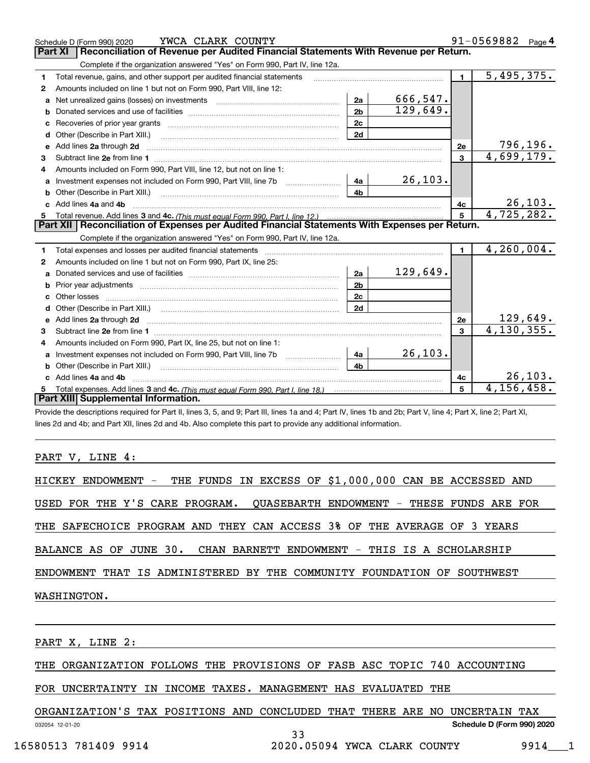Schedule D (Form 990) 2020 YWCA CLARK COUNTY 91-0569882 Page 4

## Part XI Reconciliation of Revenue per Audited Financial Statements With Revenue per Return.

Complete if the organization answered "Yes" on Form 990, Part IV, line 12a.

| | | | | | |
|---|---|---|---|---|---|
| 1 | Total revenue, gains, and other support per audited financial statements | | | 1 | 5,495,375. |
| 2 | Amounts included on line 1 but not on Form 990, Part VIII, line 12: | | | | |
| a | Net unrealized gains (losses) on investments | 2a | 666,547. | | |
| b | Donated services and use of facilities | 2b | 129,649. | | |
| c | Recoveries of prior year grants | 2c | | | |
| d | Other (Describe in Part XIII.) | 2d | | | |
| e | Add lines 2a through 2d | | | 2e | 796,196. |
| 3 | Subtract line 2e from line 1 | | | 3 | 4,699,179. |
| 4 | Amounts included on Form 990, Part VIII, line 12, but not on line 1: | | | | |
| a | Investment expenses not included on Form 990, Part VIII, line 7b | 4a | 26,103. | | |
| b | Other (Describe in Part XIII.) | 4b | | | |
| c | Add lines 4a and 4b | | | 4c | 26,103. |
| 5 | Total revenue. Add lines 3 and 4c. *(This must equal Form 990, Part I, line 12.)* | | | 5 | 4,725,282. |

## Part XII Reconciliation of Expenses per Audited Financial Statements With Expenses per Return.

Complete if the organization answered "Yes" on Form 990, Part IV, line 12a.

| | | | | | |
|---|---|---|---|---|---|
| 1 | Total expenses and losses per audited financial statements | | | 1 | 4,260,004. |
| 2 | Amounts included on line 1 but not on Form 990, Part IX, line 25: | | | | |
| a | Donated services and use of facilities | 2a | 129,649. | | |
| b | Prior year adjustments | 2b | | | |
| c | Other losses | 2c | | | |
| d | Other (Describe in Part XIII.) | 2d | | | |
| e | Add lines 2a through 2d | | | 2e | 129,649. |
| 3 | Subtract line 2e from line 1 | | | 3 | 4,130,355. |
| 4 | Amounts included on Form 990, Part IX, line 25, but not on line 1: | | | | |
| a | Investment expenses not included on Form 990, Part VIII, line 7b | 4a | 26,103. | | |
| b | Other (Describe in Part XIII.) | 4b | | | |
| c | Add lines 4a and 4b | | | 4c | 26,103. |
| 5 | Total expenses. Add lines 3 and 4c. *(This must equal Form 990, Part I, line 18.)* | | | 5 | 4,156,458. |

## Part XIII Supplemental Information.

Provide the descriptions required for Part II, lines 3, 5, and 9; Part III, lines 1a and 4; Part IV, lines 1b and 2b; Part V, line 4; Part X, line 2; Part XI, lines 2d and 4b; and Part XII, lines 2d and 4b. Also complete this part to provide any additional information.

PART V, LINE 4:

HICKEY ENDOWMENT - THE FUNDS IN EXCESS OF $1,000,000 CAN BE ACCESSED AND USED FOR THE Y'S CARE PROGRAM. QUASEBARTH ENDOWMENT - THESE FUNDS ARE FOR THE SAFECHOICE PROGRAM AND THEY CAN ACCESS 3% OF THE AVERAGE OF 3 YEARS BALANCE AS OF JUNE 30. CHAN BARNETT ENDOWMENT - THIS IS A SCHOLARSHIP ENDOWMENT THAT IS ADMINISTERED BY THE COMMUNITY FOUNDATION OF SOUTHWEST WASHINGTON.

PART X, LINE 2:

THE ORGANIZATION FOLLOWS THE PROVISIONS OF FASB ASC TOPIC 740 ACCOUNTING FOR UNCERTAINTY IN INCOME TAXES. MANAGEMENT HAS EVALUATED THE ORGANIZATION'S TAX POSITIONS AND CONCLUDED THAT THERE ARE NO UNCERTAIN TAX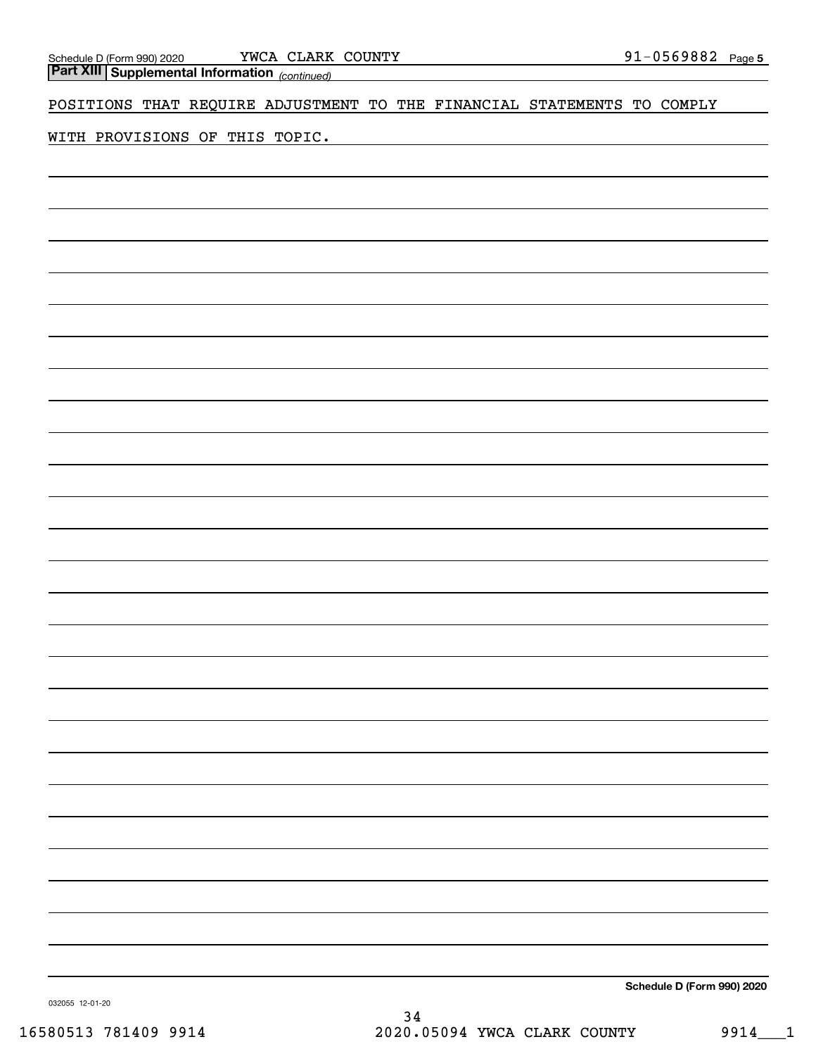## Part XIII Supplemental Information *(continued)*

POSITIONS THAT REQUIRE ADJUSTMENT TO THE FINANCIAL STATEMENTS TO COMPLY WITH PROVISIONS OF THIS TOPIC.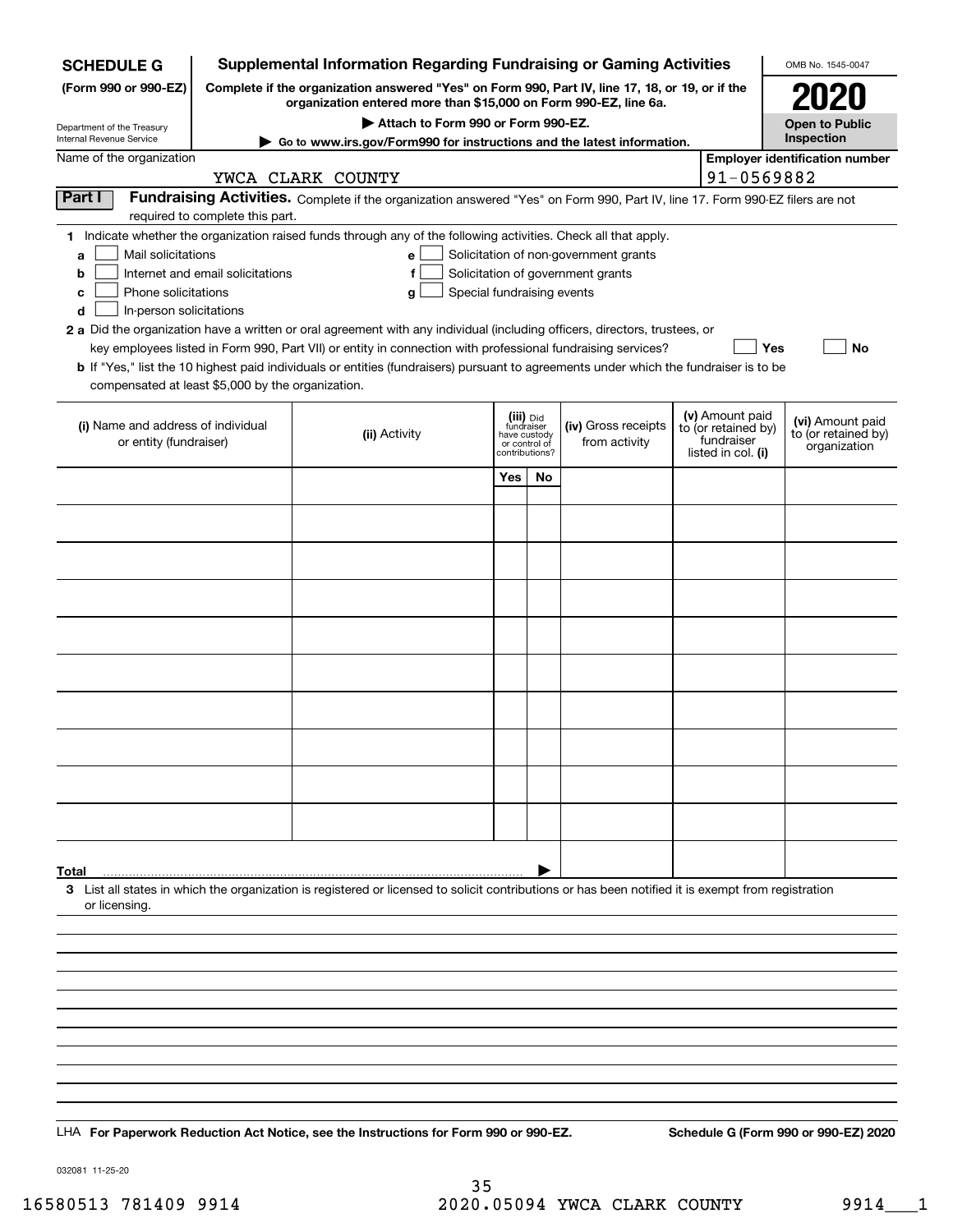**SCHEDULE G (Form 990 or 990-EZ)**

Department of the Treasury
Internal Revenue Service

# Supplemental Information Regarding Fundraising or Gaming Activities

**Complete if the organization answered "Yes" on Form 990, Part IV, line 17, 18, or 19, or if the organization entered more than $15,000 on Form 990-EZ, line 6a.**

▶ **Attach to Form 990 or Form 990-EZ.**

▶ **Go to www.irs.gov/Form990 for instructions and the latest information.**

OMB No. 1545-0047

**2020**

**Open to Public Inspection**

Name of the organization: YWCA CLARK COUNTY

**Employer identification number:** 91-0569882

## Part I Fundraising Activities.

Complete if the organization answered "Yes" on Form 990, Part IV, line 17. Form 990-EZ filers are not required to complete this part.

**1** Indicate whether the organization raised funds through any of the following activities. Check all that apply.

- **a** ☐ Mail solicitations
- **b** ☐ Internet and email solicitations
- **c** ☐ Phone solicitations
- **d** ☐ In-person solicitations
- **e** ☐ Solicitation of non-government grants
- **f** ☐ Solicitation of government grants
- **g** ☐ Special fundraising events

**2 a** Did the organization have a written or oral agreement with any individual (including officers, directors, trustees, or key employees listed in Form 990, Part VII) or entity in connection with professional fundraising services? ☐ **Yes** ☐ **No**

**b** If "Yes," list the 10 highest paid individuals or entities (fundraisers) pursuant to agreements under which the fundraiser is to be compensated at least $5,000 by the organization.

| (i) Name and address of individual or entity (fundraiser) | (ii) Activity | (iii) Did fundraiser have custody or control of contributions? | | (iv) Gross receipts from activity | (v) Amount paid to (or retained by) fundraiser listed in col. (i) | (vi) Amount paid to (or retained by) organization |
|---|---|---|---|---|---|---|
| | | Yes | No | | | |
| | | | | | | |
| | | | | | | |
| | | | | | | |
| | | | | | | |
| | | | | | | |
| | | | | | | |
| | | | | | | |
| | | | | | | |
| | | | | | | |
| | | | | | | |
| **Total** ▶ | | | | | | |

**3** List all states in which the organization is registered or licensed to solicit contributions or has been notified it is exempt from registration or licensing.

LHA **For Paperwork Reduction Act Notice, see the Instructions for Form 990 or 990-EZ.** **Schedule G (Form 990 or 990-EZ) 2020**

032081 11-25-20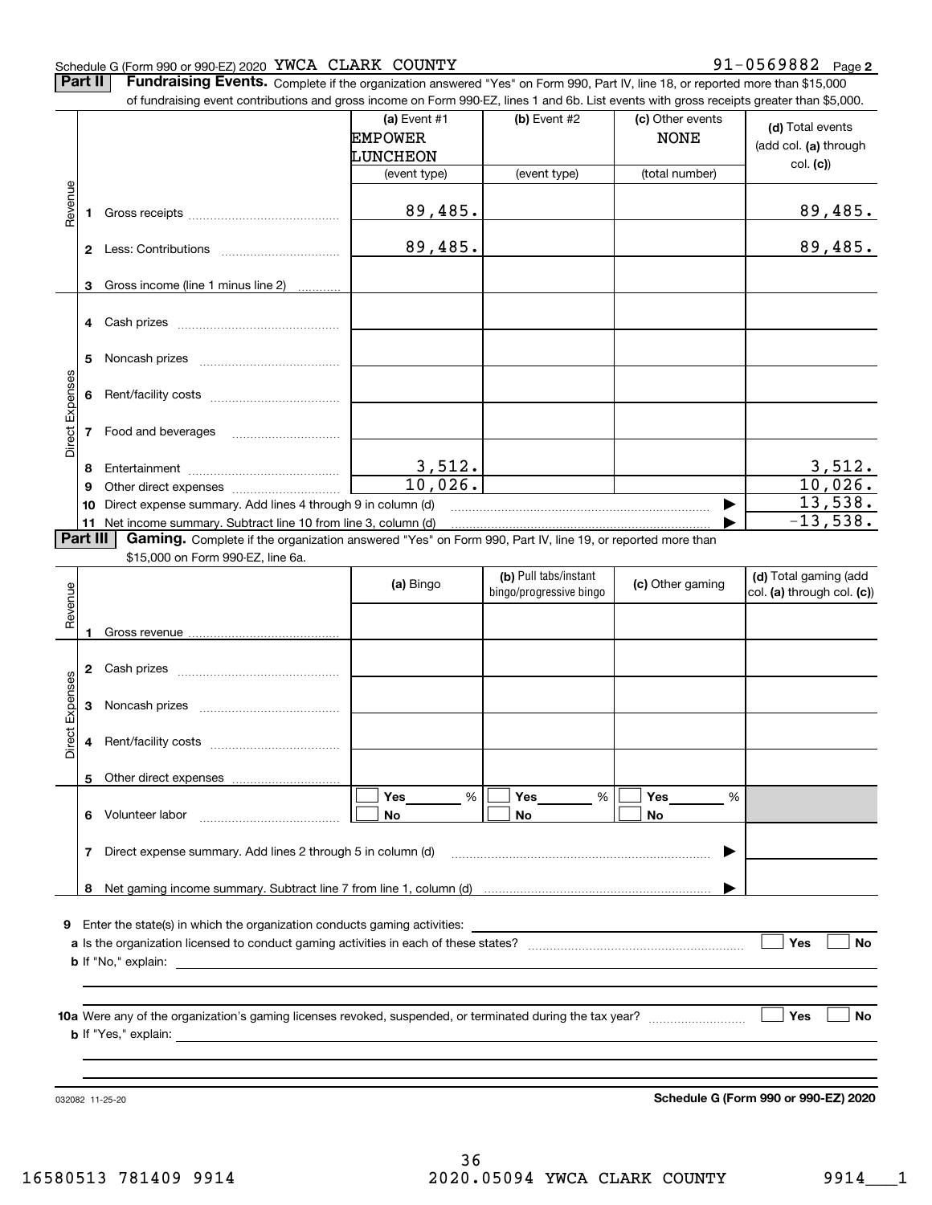Schedule G (Form 990 or 990-EZ) 2020 YWCA CLARK COUNTY 91-0569882 Page 2

## Part II Fundraising Events.

Complete if the organization answered "Yes" on Form 990, Part IV, line 18, or reported more than $15,000 of fundraising event contributions and gross income on Form 990-EZ, lines 1 and 6b. List events with gross receipts greater than $5,000.

| | | | (a) Event #1 EMPOWER LUNCHEON (event type) | (b) Event #2 (event type) | (c) Other events NONE (total number) | (d) Total events (add col. (a) through col. (c)) |
|---|---|---|---|---|---|---|
| Revenue | 1 | Gross receipts | 89,485. | | | 89,485. |
| | 2 | Less: Contributions | 89,485. | | | 89,485. |
| | 3 | Gross income (line 1 minus line 2) | | | | |
| Direct Expenses | 4 | Cash prizes | | | | |
| | 5 | Noncash prizes | | | | |
| | 6 | Rent/facility costs | | | | |
| | 7 | Food and beverages | | | | |
| | 8 | Entertainment | 3,512. | | | 3,512. |
| | 9 | Other direct expenses | 10,026. | | | 10,026. |
| | 10 | Direct expense summary. Add lines 4 through 9 in column (d) | | | | 13,538. |
| | 11 | Net income summary. Subtract line 10 from line 3, column (d) | | | | -13,538. |

## Part III Gaming.

Complete if the organization answered "Yes" on Form 990, Part IV, line 19, or reported more than $15,000 on Form 990-EZ, line 6a.

| | | | (a) Bingo | (b) Pull tabs/instant bingo/progressive bingo | (c) Other gaming | (d) Total gaming (add col. (a) through col. (c)) |
|---|---|---|---|---|---|---|
| Revenue | 1 | Gross revenue | | | | |
| Direct Expenses | 2 | Cash prizes | | | | |
| | 3 | Noncash prizes | | | | |
| | 4 | Rent/facility costs | | | | |
| | 5 | Other direct expenses | | | | |
| | 6 | Volunteer labor | Yes ___ % / No | Yes ___ % / No | Yes ___ % / No | |
| | 7 | Direct expense summary. Add lines 2 through 5 in column (d) | | | | |
| | 8 | Net gaming income summary. Subtract line 7 from line 1, column (d) | | | | |

9 Enter the state(s) in which the organization conducts gaming activities: ______

a Is the organization licensed to conduct gaming activities in each of these states? ☐ Yes ☐ No

b If "No," explain: ______

10a Were any of the organization's gaming licenses revoked, suspended, or terminated during the tax year? ☐ Yes ☐ No

b If "Yes," explain: ______

032082 11-25-20

Schedule G (Form 990 or 990-EZ) 2020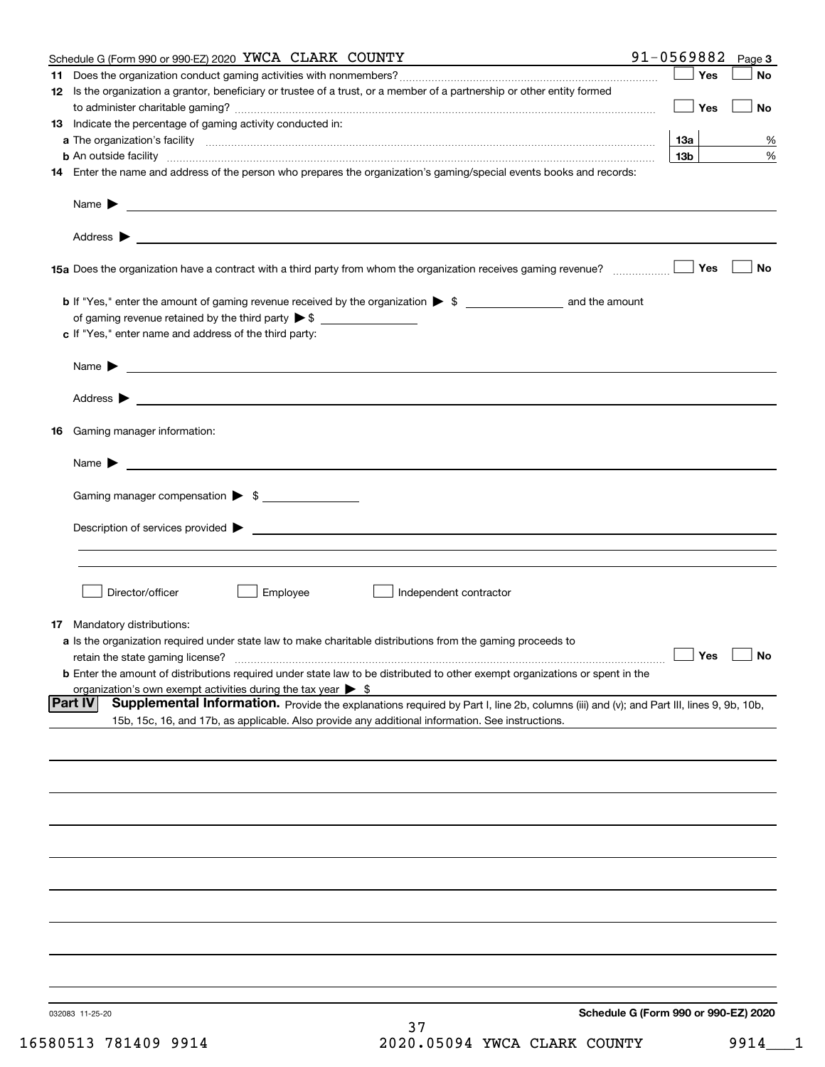Schedule G (Form 990 or 990-EZ) 2020 YWCA CLARK COUNTY 91-0569882 Page 3

**11** Does the organization conduct gaming activities with nonmembers? ☐ Yes ☐ No

**12** Is the organization a grantor, beneficiary or trustee of a trust, or a member of a partnership or other entity formed to administer charitable gaming? ☐ Yes ☐ No

**13** Indicate the percentage of gaming activity conducted in:

**a** The organization's facility **13a** %

**b** An outside facility **13b** %

**14** Enter the name and address of the person who prepares the organization's gaming/special events books and records:

Name ▶

Address ▶

**15a** Does the organization have a contract with a third party from whom the organization receives gaming revenue? ☐ Yes ☐ No

**b** If "Yes," enter the amount of gaming revenue received by the organization ▶ $ ______ and the amount of gaming revenue retained by the third party ▶ $ ______

**c** If "Yes," enter name and address of the third party:

Name ▶

Address ▶

**16** Gaming manager information:

Name ▶

Gaming manager compensation ▶ $

Description of services provided ▶

☐ Director/officer ☐ Employee ☐ Independent contractor

**17** Mandatory distributions:

**a** Is the organization required under state law to make charitable distributions from the gaming proceeds to retain the state gaming license? ☐ Yes ☐ No

**b** Enter the amount of distributions required under state law to be distributed to other exempt organizations or spent in the organization's own exempt activities during the tax year ▶ $

**Part IV** **Supplemental Information.** Provide the explanations required by Part I, line 2b, columns (iii) and (v); and Part III, lines 9, 9b, 10b, 15b, 15c, 16, and 17b, as applicable. Also provide any additional information. See instructions.

032083 11-25-20

**Schedule G (Form 990 or 990-EZ) 2020**

16580513 781409 9914 2020.05094 YWCA CLARK COUNTY 9914___1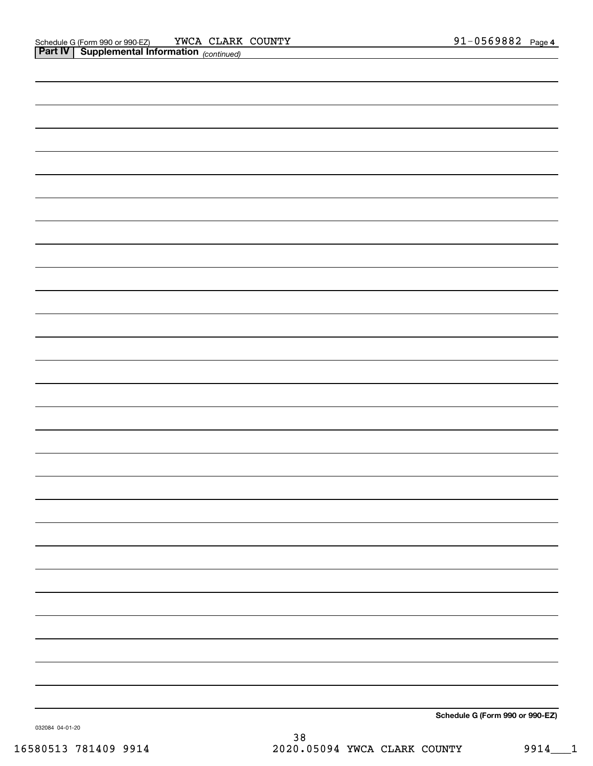Schedule G (Form 990 or 990-EZ) YWCA CLARK COUNTY 91-0569882 Page 4

**Part IV | Supplemental Information** *(continued)*

**Schedule G (Form 990 or 990-EZ)**

032084 04-01-20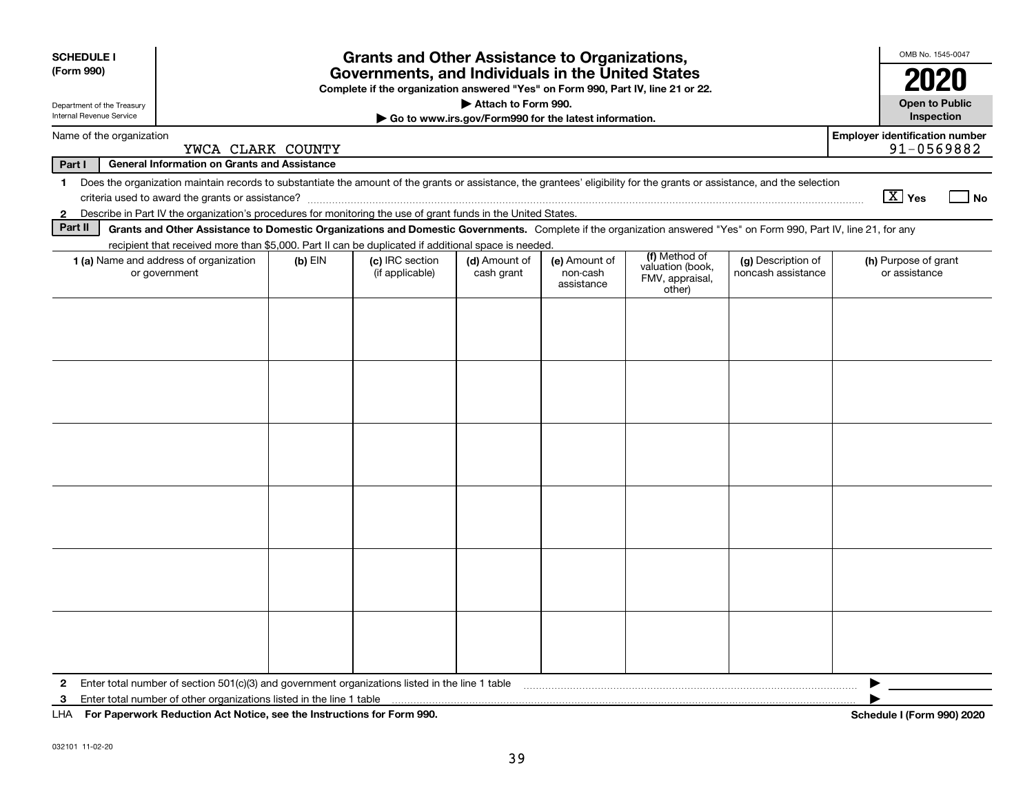**SCHEDULE I**
**(Form 990)**

Department of the Treasury
Internal Revenue Service

# Grants and Other Assistance to Organizations, Governments, and Individuals in the United States

**Complete if the organization answered "Yes" on Form 990, Part IV, line 21 or 22.**

**▶ Attach to Form 990.**

**▶ Go to www.irs.gov/Form990 for the latest information.**

OMB No. 1545-0047

**2020**

**Open to Public Inspection**

Name of the organization: YWCA CLARK COUNTY

**Employer identification number** 91-0569882

**Part I — General Information on Grants and Assistance**

1 Does the organization maintain records to substantiate the amount of the grants or assistance, the grantees' eligibility for the grants or assistance, and the selection criteria used to award the grants or assistance? [X] Yes [ ] No

2 Describe in Part IV the organization's procedures for monitoring the use of grant funds in the United States.

**Part II — Grants and Other Assistance to Domestic Organizations and Domestic Governments.** Complete if the organization answered "Yes" on Form 990, Part IV, line 21, for any recipient that received more than $5,000. Part II can be duplicated if additional space is needed.

| 1 (a) Name and address of organization or government | (b) EIN | (c) IRC section (if applicable) | (d) Amount of cash grant | (e) Amount of non-cash assistance | (f) Method of valuation (book, FMV, appraisal, other) | (g) Description of noncash assistance | (h) Purpose of grant or assistance |
|---|---|---|---|---|---|---|---|
| | | | | | | | |
| | | | | | | | |
| | | | | | | | |
| | | | | | | | |
| | | | | | | | |
| | | | | | | | |

2 Enter total number of section 501(c)(3) and government organizations listed in the line 1 table ▶

3 Enter total number of other organizations listed in the line 1 table ▶

LHA **For Paperwork Reduction Act Notice, see the Instructions for Form 990.** **Schedule I (Form 990) 2020**

032101 11-02-20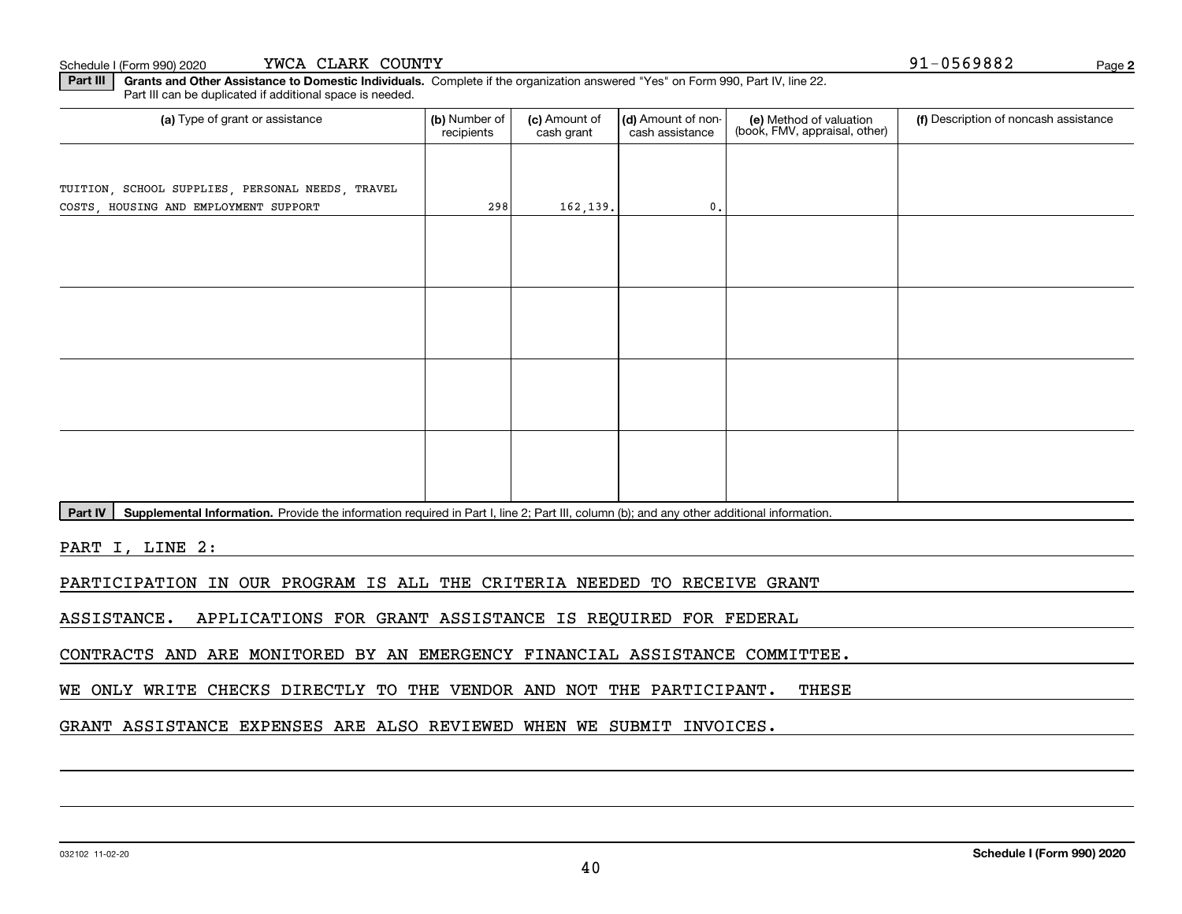Schedule I (Form 990) 2020 YWCA CLARK COUNTY 91-0569882

**Part III** **Grants and Other Assistance to Domestic Individuals.** Complete if the organization answered "Yes" on Form 990, Part IV, line 22. Part III can be duplicated if additional space is needed.

| (a) Type of grant or assistance | (b) Number of recipients | (c) Amount of cash grant | (d) Amount of non-cash assistance | (e) Method of valuation (book, FMV, appraisal, other) | (f) Description of noncash assistance |
|---|---|---|---|---|---|
| TUITION, SCHOOL SUPPLIES, PERSONAL NEEDS, TRAVEL COSTS, HOUSING AND EMPLOYMENT SUPPORT | 298 | 162,139. | 0. | | |
| | | | | | |
| | | | | | |
| | | | | | |
| | | | | | |

**Part IV** **Supplemental Information.** Provide the information required in Part I, line 2; Part III, column (b); and any other additional information.

PART I, LINE 2:

PARTICIPATION IN OUR PROGRAM IS ALL THE CRITERIA NEEDED TO RECEIVE GRANT ASSISTANCE. APPLICATIONS FOR GRANT ASSISTANCE IS REQUIRED FOR FEDERAL CONTRACTS AND ARE MONITORED BY AN EMERGENCY FINANCIAL ASSISTANCE COMMITTEE. WE ONLY WRITE CHECKS DIRECTLY TO THE VENDOR AND NOT THE PARTICIPANT. THESE GRANT ASSISTANCE EXPENSES ARE ALSO REVIEWED WHEN WE SUBMIT INVOICES.

032102 11-02-20 **Schedule I (Form 990) 2020**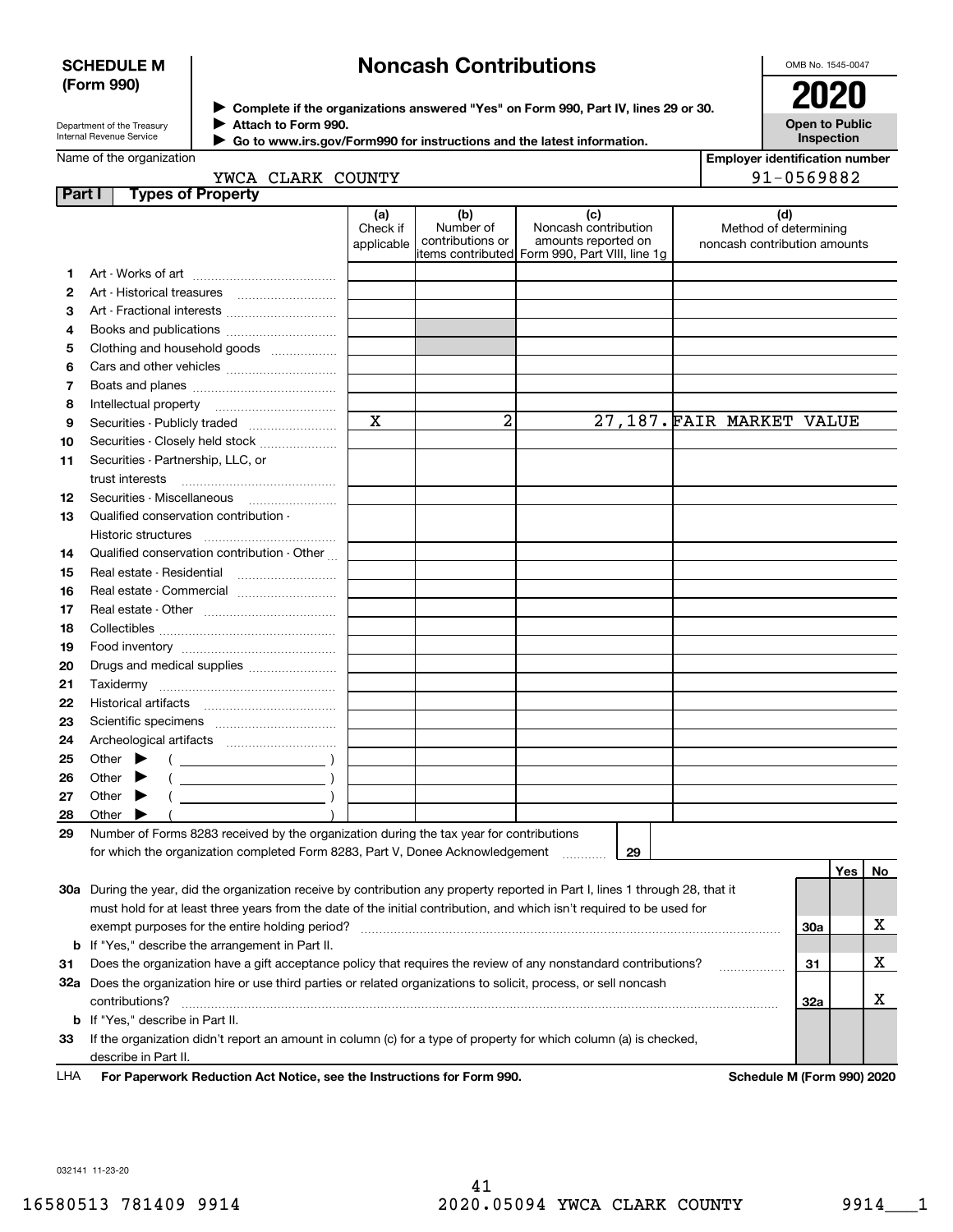**SCHEDULE M (Form 990)**

# Noncash Contributions

▶ Complete if the organizations answered "Yes" on Form 990, Part IV, lines 29 or 30.
▶ Attach to Form 990.
▶ Go to www.irs.gov/Form990 for instructions and the latest information.

OMB No. 1545-0047

**2020**

**Open to Public Inspection**

Department of the Treasury
Internal Revenue Service

Name of the organization: YWCA CLARK COUNTY

Employer identification number: 91-0569882

## Part I Types of Property

| | | (a) Check if applicable | (b) Number of contributions or items contributed | (c) Noncash contribution amounts reported on Form 990, Part VIII, line 1g | (d) Method of determining noncash contribution amounts |
|---|---|---|---|---|---|
| 1 | Art - Works of art | | | | |
| 2 | Art - Historical treasures | | | | |
| 3 | Art - Fractional interests | | | | |
| 4 | Books and publications | | | | |
| 5 | Clothing and household goods | | | | |
| 6 | Cars and other vehicles | | | | |
| 7 | Boats and planes | | | | |
| 8 | Intellectual property | | | | |
| 9 | Securities - Publicly traded | X | 2 | 27,187. | FAIR MARKET VALUE |
| 10 | Securities - Closely held stock | | | | |
| 11 | Securities - Partnership, LLC, or trust interests | | | | |
| 12 | Securities - Miscellaneous | | | | |
| 13 | Qualified conservation contribution - Historic structures | | | | |
| 14 | Qualified conservation contribution - Other | | | | |
| 15 | Real estate - Residential | | | | |
| 16 | Real estate - Commercial | | | | |
| 17 | Real estate - Other | | | | |
| 18 | Collectibles | | | | |
| 19 | Food inventory | | | | |
| 20 | Drugs and medical supplies | | | | |
| 21 | Taxidermy | | | | |
| 22 | Historical artifacts | | | | |
| 23 | Scientific specimens | | | | |
| 24 | Archeological artifacts | | | | |
| 25 | Other ▶ ( ) | | | | |
| 26 | Other ▶ ( ) | | | | |
| 27 | Other ▶ ( ) | | | | |
| 28 | Other ▶ ( ) | | | | |

**29** Number of Forms 8283 received by the organization during the tax year for contributions for which the organization completed Form 8283, Part V, Donee Acknowledgement ..... 29

| | | | Yes | No |
|---|---|---|---|---|
| 30a | During the year, did the organization receive by contribution any property reported in Part I, lines 1 through 28, that it must hold for at least three years from the date of the initial contribution, and which isn't required to be used for exempt purposes for the entire holding period? | 30a | | X |
| b | If "Yes," describe the arrangement in Part II. | | | |
| 31 | Does the organization have a gift acceptance policy that requires the review of any nonstandard contributions? | 31 | | X |
| 32a | Does the organization hire or use third parties or related organizations to solicit, process, or sell noncash contributions? | 32a | | X |
| b | If "Yes," describe in Part II. | | | |
| 33 | If the organization didn't report an amount in column (c) for a type of property for which column (a) is checked, describe in Part II. | | | |

LHA **For Paperwork Reduction Act Notice, see the Instructions for Form 990.** **Schedule M (Form 990) 2020**

032141 11-23-20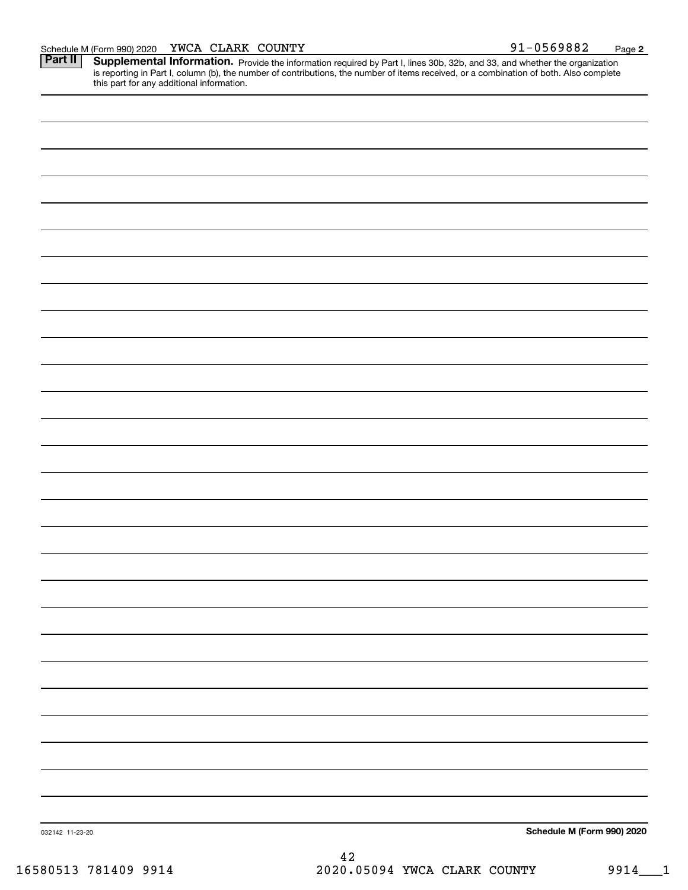Schedule M (Form 990) 2020 YWCA CLARK COUNTY 91-0569882

**Part II** **Supplemental Information.** Provide the information required by Part I, lines 30b, 32b, and 33, and whether the organization is reporting in Part I, column (b), the number of contributions, the number of items received, or a combination of both. Also complete this part for any additional information.

032142 11-23-20

**Schedule M (Form 990) 2020**

16580513 781409 9914 2020.05094 YWCA CLARK COUNTY 9914___1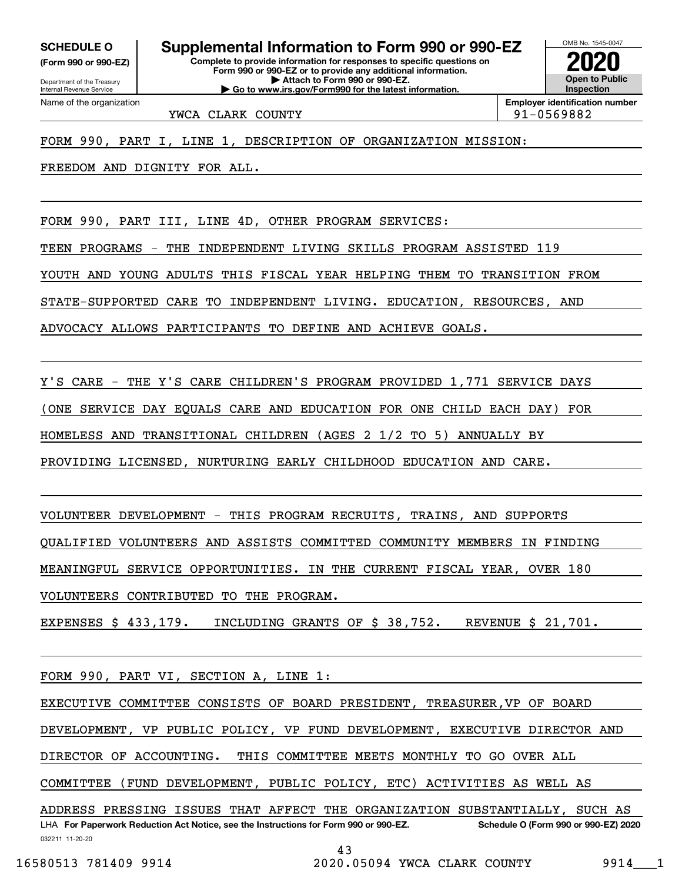**SCHEDULE O**
**(Form 990 or 990-EZ)**

Department of the Treasury
Internal Revenue Service

# Supplemental Information to Form 990 or 990-EZ

**Complete to provide information for responses to specific questions on Form 990 or 990-EZ or to provide any additional information.**
**▶ Attach to Form 990 or 990-EZ.**
**▶ Go to www.irs.gov/Form990 for the latest information.**

OMB No. 1545-0047
**2020**
**Open to Public Inspection**

| Name of the organization | Employer identification number |
|---|---|
| YWCA CLARK COUNTY | 91-0569882 |

FORM 990, PART I, LINE 1, DESCRIPTION OF ORGANIZATION MISSION:

FREEDOM AND DIGNITY FOR ALL.

FORM 990, PART III, LINE 4D, OTHER PROGRAM SERVICES:

TEEN PROGRAMS - THE INDEPENDENT LIVING SKILLS PROGRAM ASSISTED 119 YOUTH AND YOUNG ADULTS THIS FISCAL YEAR HELPING THEM TO TRANSITION FROM STATE-SUPPORTED CARE TO INDEPENDENT LIVING. EDUCATION, RESOURCES, AND ADVOCACY ALLOWS PARTICIPANTS TO DEFINE AND ACHIEVE GOALS.

Y'S CARE - THE Y'S CARE CHILDREN'S PROGRAM PROVIDED 1,771 SERVICE DAYS (ONE SERVICE DAY EQUALS CARE AND EDUCATION FOR ONE CHILD EACH DAY) FOR HOMELESS AND TRANSITIONAL CHILDREN (AGES 2 1/2 TO 5) ANNUALLY BY PROVIDING LICENSED, NURTURING EARLY CHILDHOOD EDUCATION AND CARE.

VOLUNTEER DEVELOPMENT - THIS PROGRAM RECRUITS, TRAINS, AND SUPPORTS QUALIFIED VOLUNTEERS AND ASSISTS COMMITTED COMMUNITY MEMBERS IN FINDING MEANINGFUL SERVICE OPPORTUNITIES. IN THE CURRENT FISCAL YEAR, OVER 180 VOLUNTEERS CONTRIBUTED TO THE PROGRAM.

EXPENSES $ 433,179. INCLUDING GRANTS OF $ 38,752. REVENUE $ 21,701.

FORM 990, PART VI, SECTION A, LINE 1:

EXECUTIVE COMMITTEE CONSISTS OF BOARD PRESIDENT, TREASURER,VP OF BOARD DEVELOPMENT, VP PUBLIC POLICY, VP FUND DEVELOPMENT, EXECUTIVE DIRECTOR AND DIRECTOR OF ACCOUNTING. THIS COMMITTEE MEETS MONTHLY TO GO OVER ALL COMMITTEE (FUND DEVELOPMENT, PUBLIC POLICY, ETC) ACTIVITIES AS WELL AS ADDRESS PRESSING ISSUES THAT AFFECT THE ORGANIZATION SUBSTANTIALLY, SUCH AS

LHA **For Paperwork Reduction Act Notice, see the Instructions for Form 990 or 990-EZ.** **Schedule O (Form 990 or 990-EZ) 2020**
032211 11-20-20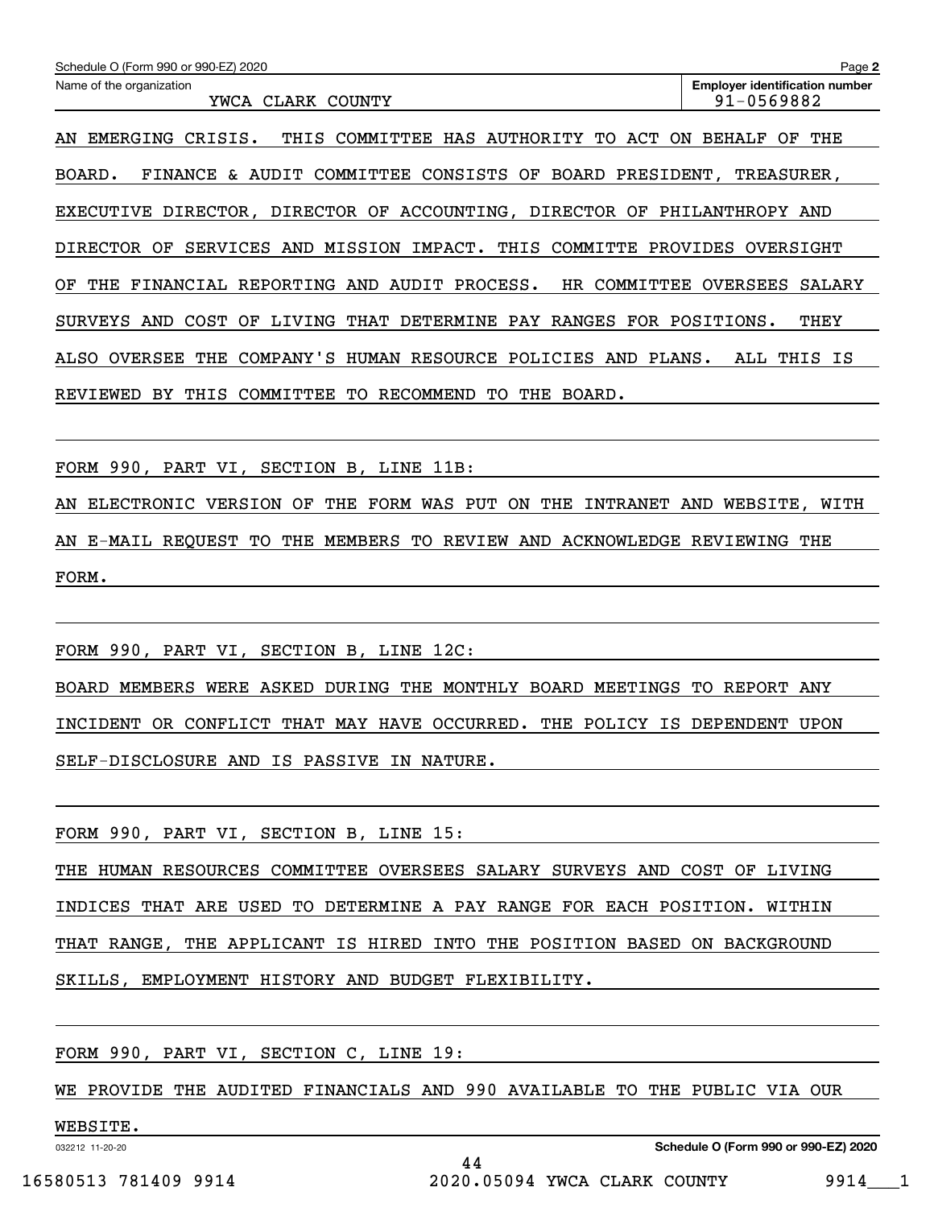Name of the organization: YWCA CLARK COUNTY

Employer identification number: 91-0569882

AN EMERGING CRISIS. THIS COMMITTEE HAS AUTHORITY TO ACT ON BEHALF OF THE BOARD. FINANCE & AUDIT COMMITTEE CONSISTS OF BOARD PRESIDENT, TREASURER, EXECUTIVE DIRECTOR, DIRECTOR OF ACCOUNTING, DIRECTOR OF PHILANTHROPY AND DIRECTOR OF SERVICES AND MISSION IMPACT. THIS COMMITTE PROVIDES OVERSIGHT OF THE FINANCIAL REPORTING AND AUDIT PROCESS. HR COMMITTEE OVERSEES SALARY SURVEYS AND COST OF LIVING THAT DETERMINE PAY RANGES FOR POSITIONS. THEY ALSO OVERSEE THE COMPANY'S HUMAN RESOURCE POLICIES AND PLANS. ALL THIS IS REVIEWED BY THIS COMMITTEE TO RECOMMEND TO THE BOARD.

FORM 990, PART VI, SECTION B, LINE 11B:

AN ELECTRONIC VERSION OF THE FORM WAS PUT ON THE INTRANET AND WEBSITE, WITH AN E-MAIL REQUEST TO THE MEMBERS TO REVIEW AND ACKNOWLEDGE REVIEWING THE FORM.

FORM 990, PART VI, SECTION B, LINE 12C:

BOARD MEMBERS WERE ASKED DURING THE MONTHLY BOARD MEETINGS TO REPORT ANY INCIDENT OR CONFLICT THAT MAY HAVE OCCURRED. THE POLICY IS DEPENDENT UPON SELF-DISCLOSURE AND IS PASSIVE IN NATURE.

FORM 990, PART VI, SECTION B, LINE 15:

THE HUMAN RESOURCES COMMITTEE OVERSEES SALARY SURVEYS AND COST OF LIVING INDICES THAT ARE USED TO DETERMINE A PAY RANGE FOR EACH POSITION. WITHIN THAT RANGE, THE APPLICANT IS HIRED INTO THE POSITION BASED ON BACKGROUND SKILLS, EMPLOYMENT HISTORY AND BUDGET FLEXIBILITY.

FORM 990, PART VI, SECTION C, LINE 19:

WE PROVIDE THE AUDITED FINANCIALS AND 990 AVAILABLE TO THE PUBLIC VIA OUR WEBSITE.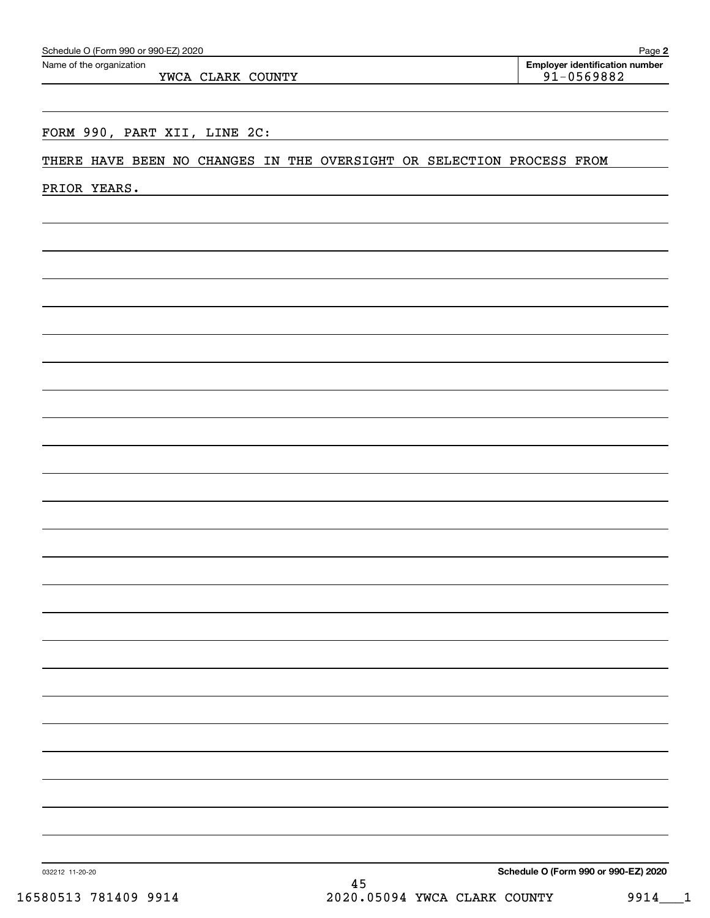Schedule O (Form 990 or 990-EZ) 2020

Name of the organization: YWCA CLARK COUNTY

Employer identification number: 91-0569882

FORM 990, PART XII, LINE 2C:

THERE HAVE BEEN NO CHANGES IN THE OVERSIGHT OR SELECTION PROCESS FROM PRIOR YEARS.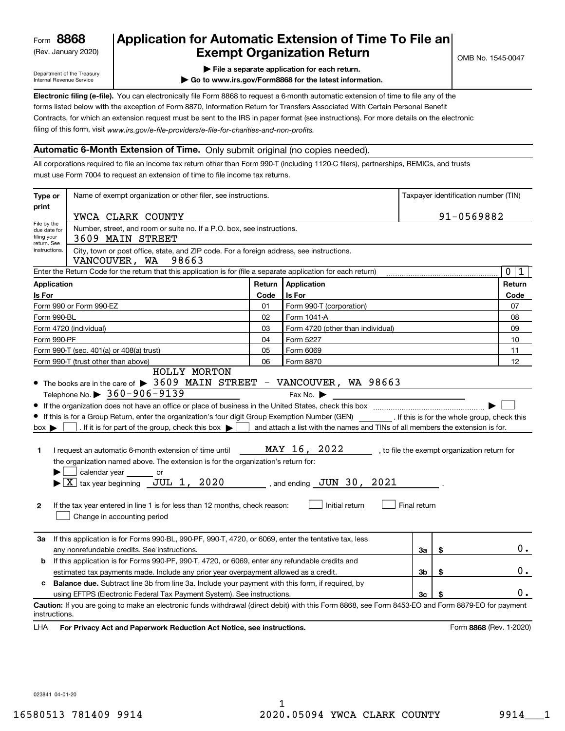Form **8868**
(Rev. January 2020)

Department of the Treasury
Internal Revenue Service

# Application for Automatic Extension of Time To File an Exempt Organization Return

OMB No. 1545-0047

▶ File a separate application for each return.

▶ Go to www.irs.gov/Form8868 for the latest information.

**Electronic filing (e-file).** You can electronically file Form 8868 to request a 6-month automatic extension of time to file any of the forms listed below with the exception of Form 8870, Information Return for Transfers Associated With Certain Personal Benefit Contracts, for which an extension request must be sent to the IRS in paper format (see instructions). For more details on the electronic filing of this form, visit *www.irs.gov/e-file-providers/e-file-for-charities-and-non-profits.*

## Automatic 6-Month Extension of Time. Only submit original (no copies needed).

All corporations required to file an income tax return other than Form 990-T (including 1120-C filers), partnerships, REMICs, and trusts must use Form 7004 to request an extension of time to file income tax returns.

**Type or print** — File by the due date for filing your return. See instructions.

Name of exempt organization or other filer, see instructions: YWCA CLARK COUNTY

Taxpayer identification number (TIN): 91-0569882

Number, street, and room or suite no. If a P.O. box, see instructions: 3609 MAIN STREET

City, town or post office, state, and ZIP code. For a foreign address, see instructions: VANCOUVER, WA 98663

Enter the Return Code for the return that this application is for (file a separate application for each return): 0 1

| Application Is For | Return Code | Application Is For | Return Code |
|---|---|---|---|
| Form 990 or Form 990-EZ | 01 | Form 990-T (corporation) | 07 |
| Form 990-BL | 02 | Form 1041-A | 08 |
| Form 4720 (individual) | 03 | Form 4720 (other than individual) | 09 |
| Form 990-PF | 04 | Form 5227 | 10 |
| Form 990-T (sec. 401(a) or 408(a) trust) | 05 | Form 6069 | 11 |
| Form 990-T (trust other than above) | 06 | Form 8870 | 12 |

- The books are in the care of ▶ HOLLY MORTON 3609 MAIN STREET - VANCOUVER, WA 98663
  Telephone No. ▶ 360-906-9139 Fax No. ▶
- If the organization does not have an office or place of business in the United States, check this box ▶ ☐
- If this is for a Group Return, enter the organization's four digit Group Exemption Number (GEN) ______ . If this is for the whole group, check this box ▶ ☐ . If it is for part of the group, check this box ▶ ☐ and attach a list with the names and TINs of all members the extension is for.

**1** I request an automatic 6-month extension of time until MAY 16, 2022 , to file the exempt organization return for the organization named above. The extension is for the organization's return for:
▶ ☐ calendar year ______ or
▶ ☒ tax year beginning JUL 1, 2020 , and ending JUN 30, 2021 .

**2** If the tax year entered in line 1 is for less than 12 months, check reason: ☐ Initial return ☐ Final return ☐ Change in accounting period

| | | | |
|---|---|---|---|
| **3a** | If this application is for Forms 990-BL, 990-PF, 990-T, 4720, or 6069, enter the tentative tax, less any nonrefundable credits. See instructions. | 3a | $ 0. |
| **b** | If this application is for Forms 990-PF, 990-T, 4720, or 6069, enter any refundable credits and estimated tax payments made. Include any prior year overpayment allowed as a credit. | 3b | $ 0. |
| **c** | **Balance due.** Subtract line 3b from line 3a. Include your payment with this form, if required, by using EFTPS (Electronic Federal Tax Payment System). See instructions. | 3c | $ 0. |

**Caution:** If you are going to make an electronic funds withdrawal (direct debit) with this Form 8868, see Form 8453-EO and Form 8879-EO for payment instructions.

LHA **For Privacy Act and Paperwork Reduction Act Notice, see instructions.** Form **8868** (Rev. 1-2020)

023841 04-01-20

16580513 781409 9914 2020.05094 YWCA CLARK COUNTY 9914___1